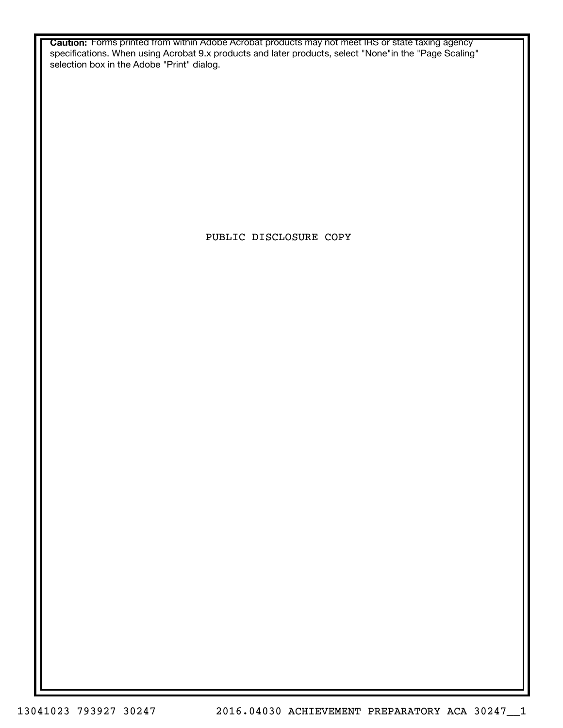**Caution:** Forms printed from within Adobe Acrobat products may not meet IRS or state taxing agency specifications. When using Acrobat 9.x products and later products, select "None"in the "Page Scaling" selection box in the Adobe "Print" dialog.

PUBLIC DISCLOSURE COPY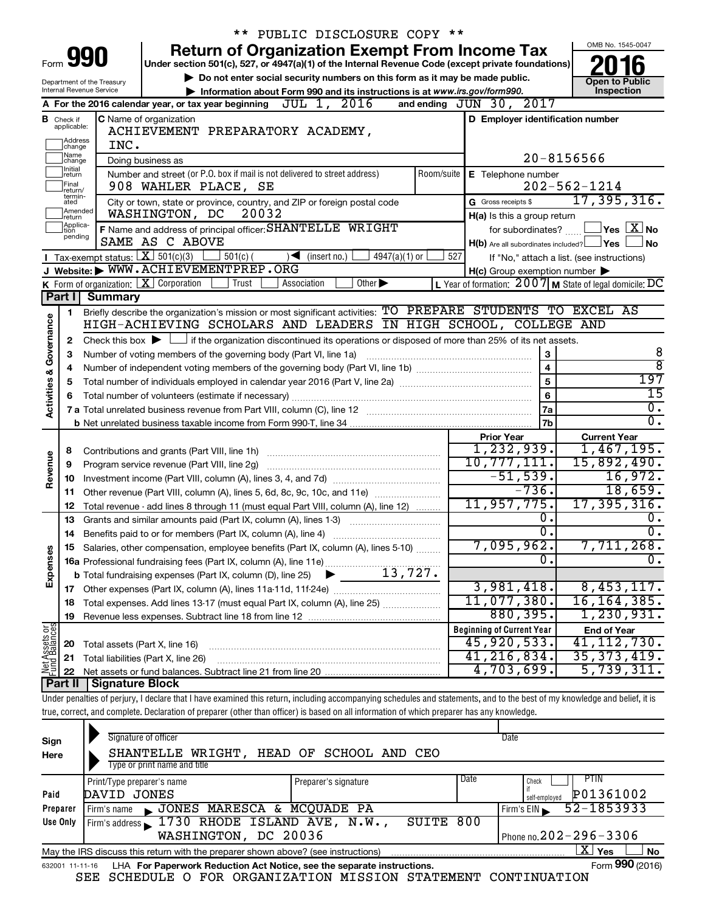\*\* PUBLIC DISCLOSURE COPY \*\*

# Form 990 Return of Organization Exempt From Income Tax

Under section 501(c), 527, or 4947(a)(1) of the Internal Revenue Code (except private foundations)

▶ Do not enter social security numbers on this form as it may be made public.

▶ Information about Form 990 and its instructions is at www.irs.gov/form990.

Department of the Treasury
Internal Revenue Service

OMB No. 1545-0047

**2016**

**Open to Public Inspection**

**A** For the 2016 calendar year, or tax year beginning JUL 1, 2016 and ending JUN 30, 2017

**B** Check if applicable: Address change, Name change, Initial return, Final return/terminated, Amended return, Application pending

**C** Name of organization: ACHIEVEMENT PREPARATORY ACADEMY, INC.

Doing business as

Number and street (or P.O. box if mail is not delivered to street address): 908 WAHLER PLACE, SE | Room/suite

City or town, state or province, country, and ZIP or foreign postal code: WASHINGTON, DC 20032

**D** Employer identification number: 20-8156566

**E** Telephone number: 202-562-1214

**G** Gross receipts $ 17,395,316.

**F** Name and address of principal officer: SHANTELLE WRIGHT, SAME AS C ABOVE

**H(a)** Is this a group return for subordinates? ☐ Yes ☒ No

**H(b)** Are all subordinates included? ☐ Yes ☐ No — If "No," attach a list. (see instructions)

**I** Tax-exempt status: ☒ 501(c)(3) ☐ 501(c) ( ) ◀ (insert no.) ☐ 4947(a)(1) or ☐ 527

**J** Website: ▶ WWW.ACHIEVEMENTPREP.ORG

**H(c)** Group exemption number ▶

**K** Form of organization: ☒ Corporation ☐ Trust ☐ Association ☐ Other ▶

**L** Year of formation: 2007 **M** State of legal domicile: DC

## Part I Summary

**Activities & Governance**

1 Briefly describe the organization's mission or most significant activities: TO PREPARE STUDENTS TO EXCEL AS HIGH-ACHIEVING SCHOLARS AND LEADERS IN HIGH SCHOOL, COLLEGE AND

2 Check this box ▶ ☐ if the organization discontinued its operations or disposed of more than 25% of its net assets.

| | | | |
|---|---|---|---|
| 3 | Number of voting members of the governing body (Part VI, line 1a) | 3 | 8 |
| 4 | Number of independent voting members of the governing body (Part VI, line 1b) | 4 | 8 |
| 5 | Total number of individuals employed in calendar year 2016 (Part V, line 2a) | 5 | 197 |
| 6 | Total number of volunteers (estimate if necessary) | 6 | 15 |
| 7a | Total unrelated business revenue from Part VIII, column (C), line 12 | 7a | 0. |
| b | Net unrelated business taxable income from Form 990-T, line 34 | 7b | 0. |

| | | | Prior Year | Current Year |
|---|---|---|---|---|
| **Revenue** | 8 | Contributions and grants (Part VIII, line 1h) | 1,232,939. | 1,467,195. |
| | 9 | Program service revenue (Part VIII, line 2g) | 10,777,111. | 15,892,490. |
| | 10 | Investment income (Part VIII, column (A), lines 3, 4, and 7d) | -51,539. | 16,972. |
| | 11 | Other revenue (Part VIII, column (A), lines 5, 6d, 8c, 9c, 10c, and 11e) | -736. | 18,659. |
| | 12 | Total revenue - add lines 8 through 11 (must equal Part VIII, column (A), line 12) | 11,957,775. | 17,395,316. |
| **Expenses** | 13 | Grants and similar amounts paid (Part IX, column (A), lines 1-3) | 0. | 0. |
| | 14 | Benefits paid to or for members (Part IX, column (A), line 4) | 0. | 0. |
| | 15 | Salaries, other compensation, employee benefits (Part IX, column (A), lines 5-10) | 7,095,962. | 7,711,268. |
| | 16a | Professional fundraising fees (Part IX, column (A), line 11e) | 0. | 0. |
| | b | Total fundraising expenses (Part IX, column (D), line 25) ▶ 13,727. | | |
| | 17 | Other expenses (Part IX, column (A), lines 11a-11d, 11f-24e) | 3,981,418. | 8,453,117. |
| | 18 | Total expenses. Add lines 13-17 (must equal Part IX, column (A), line 25) | 11,077,380. | 16,164,385. |
| | 19 | Revenue less expenses. Subtract line 18 from line 12 | 880,395. | 1,230,931. |
| | | | **Beginning of Current Year** | **End of Year** |
| **Net Assets or Fund Balances** | 20 | Total assets (Part X, line 16) | 45,920,533. | 41,112,730. |
| | 21 | Total liabilities (Part X, line 26) | 41,216,834. | 35,373,419. |
| | 22 | Net assets or fund balances. Subtract line 21 from line 20 | 4,703,699. | 5,739,311. |

## Part II Signature Block

Under penalties of perjury, I declare that I have examined this return, including accompanying schedules and statements, and to the best of my knowledge and belief, it is true, correct, and complete. Declaration of preparer (other than officer) is based on all information of which preparer has any knowledge.

**Sign Here**

Signature of officer | Date

SHANTELLE WRIGHT, HEAD OF SCHOOL AND CEO
Type or print name and title

**Paid Preparer Use Only**

| Print/Type preparer's name | Preparer's signature | Date | Check ☐ if self-employed | PTIN |
|---|---|---|---|---|
| DAVID JONES | | | | P01361002 |

Firm's name ▶ JONES MARESCA & MCQUADE PA — Firm's EIN ▶ 52-1853933

Firm's address ▶ 1730 RHODE ISLAND AVE, N.W., SUITE 800, WASHINGTON, DC 20036 — Phone no. 202-296-3306

May the IRS discuss this return with the preparer shown above? (see instructions) ☒ Yes ☐ No

632001 11-11-16 LHA For Paperwork Reduction Act Notice, see the separate instructions. Form **990** (2016)

SEE SCHEDULE O FOR ORGANIZATION MISSION STATEMENT CONTINUATION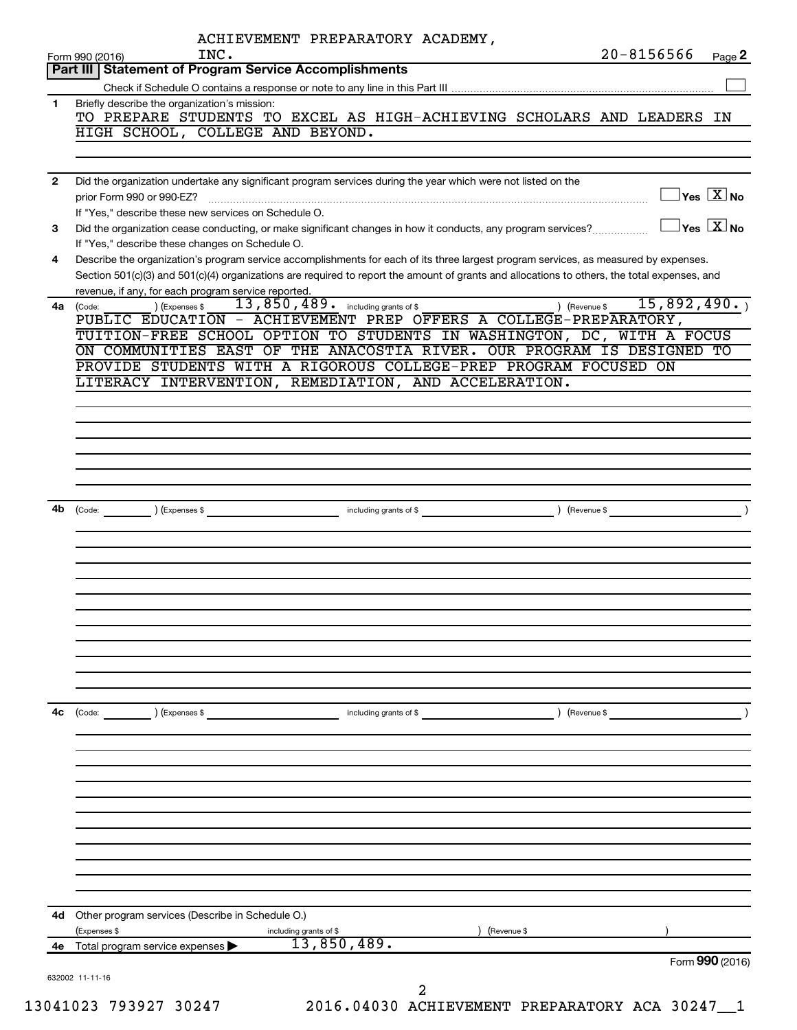ACHIEVEMENT PREPARATORY ACADEMY, INC. 20-8156566

Form 990 (2016) Page 2

## Part III Statement of Program Service Accomplishments

Check if Schedule O contains a response or note to any line in this Part III

**1** Briefly describe the organization's mission:

TO PREPARE STUDENTS TO EXCEL AS HIGH-ACHIEVING SCHOLARS AND LEADERS IN HIGH SCHOOL, COLLEGE AND BEYOND.

**2** Did the organization undertake any significant program services during the year which were not listed on the prior Form 990 or 990-EZ? Yes [ ] No [X]

If "Yes," describe these new services on Schedule O.

**3** Did the organization cease conducting, or make significant changes in how it conducts, any program services? Yes [ ] No [X]

If "Yes," describe these changes on Schedule O.

**4** Describe the organization's program service accomplishments for each of its three largest program services, as measured by expenses. Section 501(c)(3) and 501(c)(4) organizations are required to report the amount of grants and allocations to others, the total expenses, and revenue, if any, for each program service reported.

**4a** (Code: ) (Expenses $ 13,850,489. including grants of $ ) (Revenue $ 15,892,490. )

PUBLIC EDUCATION - ACHIEVEMENT PREP OFFERS A COLLEGE-PREPARATORY, TUITION-FREE SCHOOL OPTION TO STUDENTS IN WASHINGTON, DC, WITH A FOCUS ON COMMUNITIES EAST OF THE ANACOSTIA RIVER. OUR PROGRAM IS DESIGNED TO PROVIDE STUDENTS WITH A RIGOROUS COLLEGE-PREP PROGRAM FOCUSED ON LITERACY INTERVENTION, REMEDIATION, AND ACCELERATION.

**4b** (Code: ) (Expenses $ including grants of $ ) (Revenue $ )

**4c** (Code: ) (Expenses $ including grants of $ ) (Revenue $ )

**4d** Other program services (Describe in Schedule O.)

(Expenses $ including grants of $ ) (Revenue $ )

**4e** Total program service expenses ▶ 13,850,489.

Form **990** (2016)

632002 11-11-16

13041023 793927 30247 2016.04030 ACHIEVEMENT PREPARATORY ACA 30247__1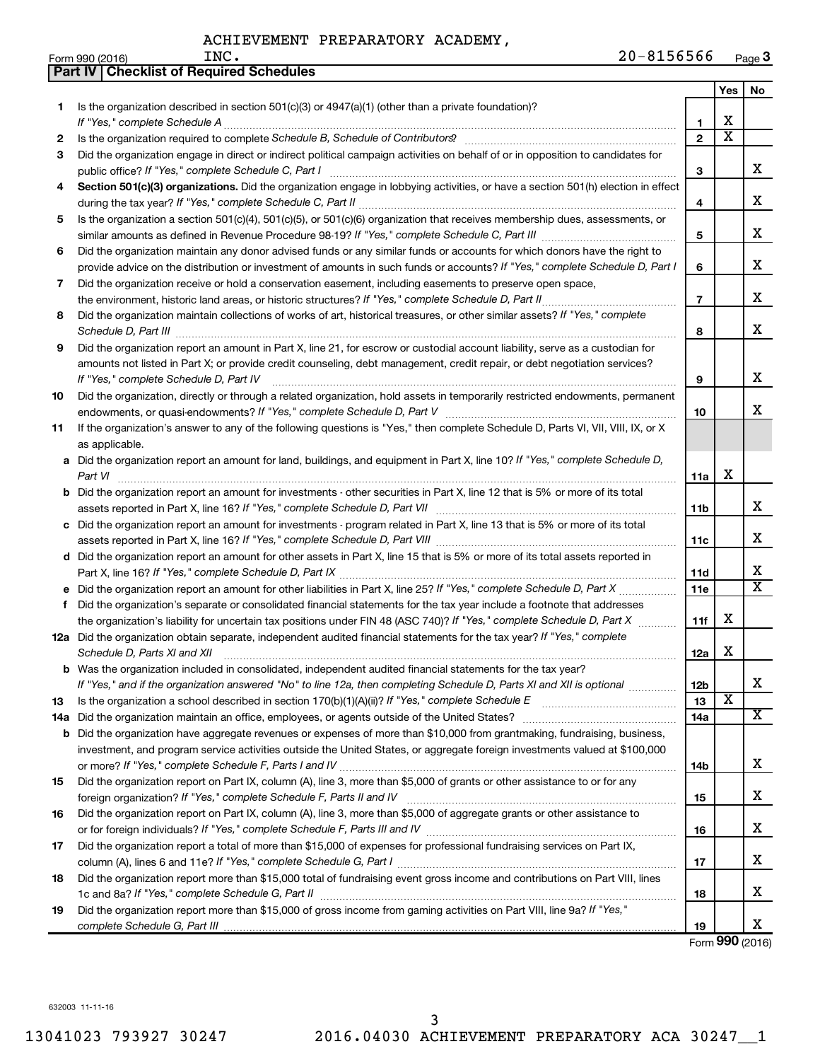ACHIEVEMENT PREPARATORY ACADEMY, INC. 20-8156566

Form 990 (2016)

## Part IV | Checklist of Required Schedules

| | | | Yes | No |
|---|---|---|---|---|
| 1 | Is the organization described in section 501(c)(3) or 4947(a)(1) (other than a private foundation)? *If "Yes," complete Schedule A* | 1 | X | |
| 2 | Is the organization required to complete *Schedule B, Schedule of Contributors*? | 2 | X | |
| 3 | Did the organization engage in direct or indirect political campaign activities on behalf of or in opposition to candidates for public office? *If "Yes," complete Schedule C, Part I* | 3 | | X |
| 4 | **Section 501(c)(3) organizations.** Did the organization engage in lobbying activities, or have a section 501(h) election in effect during the tax year? *If "Yes," complete Schedule C, Part II* | 4 | | X |
| 5 | Is the organization a section 501(c)(4), 501(c)(5), or 501(c)(6) organization that receives membership dues, assessments, or similar amounts as defined in Revenue Procedure 98-19? *If "Yes," complete Schedule C, Part III* | 5 | | X |
| 6 | Did the organization maintain any donor advised funds or any similar funds or accounts for which donors have the right to provide advice on the distribution or investment of amounts in such funds or accounts? *If "Yes," complete Schedule D, Part I* | 6 | | X |
| 7 | Did the organization receive or hold a conservation easement, including easements to preserve open space, the environment, historic land areas, or historic structures? *If "Yes," complete Schedule D, Part II* | 7 | | X |
| 8 | Did the organization maintain collections of works of art, historical treasures, or other similar assets? *If "Yes," complete Schedule D, Part III* | 8 | | X |
| 9 | Did the organization report an amount in Part X, line 21, for escrow or custodial account liability, serve as a custodian for amounts not listed in Part X; or provide credit counseling, debt management, credit repair, or debt negotiation services? *If "Yes," complete Schedule D, Part IV* | 9 | | X |
| 10 | Did the organization, directly or through a related organization, hold assets in temporarily restricted endowments, permanent endowments, or quasi-endowments? *If "Yes," complete Schedule D, Part V* | 10 | | X |
| 11 | If the organization's answer to any of the following questions is "Yes," then complete Schedule D, Parts VI, VII, VIII, IX, or X as applicable. | | | |
| a | Did the organization report an amount for land, buildings, and equipment in Part X, line 10? *If "Yes," complete Schedule D, Part VI* | 11a | X | |
| b | Did the organization report an amount for investments - other securities in Part X, line 12 that is 5% or more of its total assets reported in Part X, line 16? *If "Yes," complete Schedule D, Part VII* | 11b | | X |
| c | Did the organization report an amount for investments - program related in Part X, line 13 that is 5% or more of its total assets reported in Part X, line 16? *If "Yes," complete Schedule D, Part VIII* | 11c | | X |
| d | Did the organization report an amount for other assets in Part X, line 15 that is 5% or more of its total assets reported in Part X, line 16? *If "Yes," complete Schedule D, Part IX* | 11d | | X |
| e | Did the organization report an amount for other liabilities in Part X, line 25? *If "Yes," complete Schedule D, Part X* | 11e | | X |
| f | Did the organization's separate or consolidated financial statements for the tax year include a footnote that addresses the organization's liability for uncertain tax positions under FIN 48 (ASC 740)? *If "Yes," complete Schedule D, Part X* | 11f | X | |
| 12a | Did the organization obtain separate, independent audited financial statements for the tax year? *If "Yes," complete Schedule D, Parts XI and XII* | 12a | X | |
| b | Was the organization included in consolidated, independent audited financial statements for the tax year? *If "Yes," and if the organization answered "No" to line 12a, then completing Schedule D, Parts XI and XII is optional* | 12b | | X |
| 13 | Is the organization a school described in section 170(b)(1)(A)(ii)? *If "Yes," complete Schedule E* | 13 | X | |
| 14a | Did the organization maintain an office, employees, or agents outside of the United States? | 14a | | X |
| b | Did the organization have aggregate revenues or expenses of more than $10,000 from grantmaking, fundraising, business, investment, and program service activities outside the United States, or aggregate foreign investments valued at $100,000 or more? *If "Yes," complete Schedule F, Parts I and IV* | 14b | | X |
| 15 | Did the organization report on Part IX, column (A), line 3, more than $5,000 of grants or other assistance to or for any foreign organization? *If "Yes," complete Schedule F, Parts II and IV* | 15 | | X |
| 16 | Did the organization report on Part IX, column (A), line 3, more than $5,000 of aggregate grants or other assistance to or for foreign individuals? *If "Yes," complete Schedule F, Parts III and IV* | 16 | | X |
| 17 | Did the organization report a total of more than $15,000 of expenses for professional fundraising services on Part IX, column (A), lines 6 and 11e? *If "Yes," complete Schedule G, Part I* | 17 | | X |
| 18 | Did the organization report more than $15,000 total of fundraising event gross income and contributions on Part VIII, lines 1c and 8a? *If "Yes," complete Schedule G, Part II* | 18 | | X |
| 19 | Did the organization report more than $15,000 of gross income from gaming activities on Part VIII, line 9a? *If "Yes," complete Schedule G, Part III* | 19 | | X |

Form **990** (2016)

632003 11-11-16

13041023 793927 30247 2016.04030 ACHIEVEMENT PREPARATORY ACA 30247__1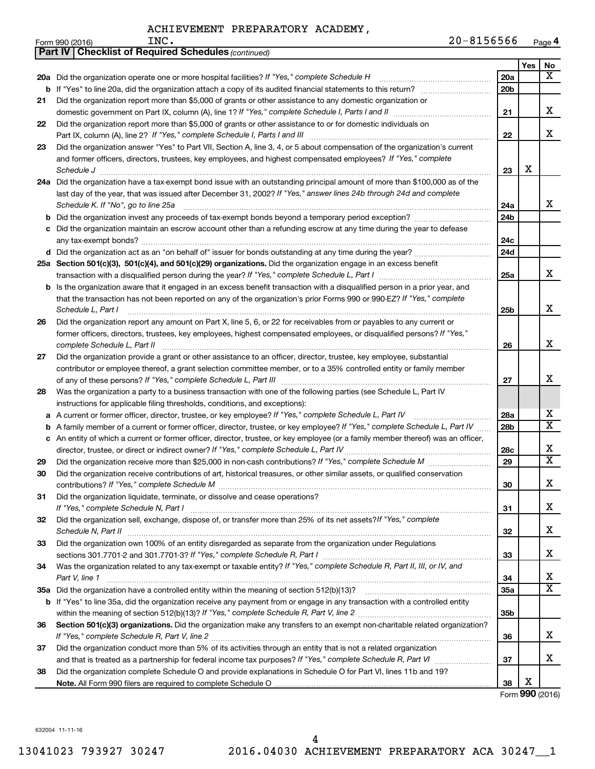ACHIEVEMENT PREPARATORY ACADEMY, INC. — 20-8156566

Form 990 (2016) — Page 4

**Part IV | Checklist of Required Schedules** *(continued)*

| | | | Yes | No |
|---|---|---|---|---|
| **20a** | Did the organization operate one or more hospital facilities? *If "Yes," complete Schedule H* | 20a | | X |
| **b** | If "Yes" to line 20a, did the organization attach a copy of its audited financial statements to this return? | 20b | | |
| **21** | Did the organization report more than $5,000 of grants or other assistance to any domestic organization or domestic government on Part IX, column (A), line 1? *If "Yes," complete Schedule I, Parts I and II* | 21 | | X |
| **22** | Did the organization report more than $5,000 of grants or other assistance to or for domestic individuals on Part IX, column (A), line 2? *If "Yes," complete Schedule I, Parts I and III* | 22 | | X |
| **23** | Did the organization answer "Yes" to Part VII, Section A, line 3, 4, or 5 about compensation of the organization's current and former officers, directors, trustees, key employees, and highest compensated employees? *If "Yes," complete Schedule J* | 23 | X | |
| **24a** | Did the organization have a tax-exempt bond issue with an outstanding principal amount of more than $100,000 as of the last day of the year, that was issued after December 31, 2002? *If "Yes," answer lines 24b through 24d and complete Schedule K. If "No", go to line 25a* | 24a | | X |
| **b** | Did the organization invest any proceeds of tax-exempt bonds beyond a temporary period exception? | 24b | | |
| **c** | Did the organization maintain an escrow account other than a refunding escrow at any time during the year to defease any tax-exempt bonds? | 24c | | |
| **d** | Did the organization act as an "on behalf of" issuer for bonds outstanding at any time during the year? | 24d | | |
| **25a** | **Section 501(c)(3), 501(c)(4), and 501(c)(29) organizations.** Did the organization engage in an excess benefit transaction with a disqualified person during the year? *If "Yes," complete Schedule L, Part I* | 25a | | X |
| **b** | Is the organization aware that it engaged in an excess benefit transaction with a disqualified person in a prior year, and that the transaction has not been reported on any of the organization's prior Forms 990 or 990-EZ? *If "Yes," complete Schedule L, Part I* | 25b | | X |
| **26** | Did the organization report any amount on Part X, line 5, 6, or 22 for receivables from or payables to any current or former officers, directors, trustees, key employees, highest compensated employees, or disqualified persons? *If "Yes," complete Schedule L, Part II* | 26 | | X |
| **27** | Did the organization provide a grant or other assistance to an officer, director, trustee, key employee, substantial contributor or employee thereof, a grant selection committee member, or to a 35% controlled entity or family member of any of these persons? *If "Yes," complete Schedule L, Part III* | 27 | | X |
| **28** | Was the organization a party to a business transaction with one of the following parties (see Schedule L, Part IV instructions for applicable filing thresholds, conditions, and exceptions): | | | |
| **a** | A current or former officer, director, trustee, or key employee? *If "Yes," complete Schedule L, Part IV* | 28a | | X |
| **b** | A family member of a current or former officer, director, trustee, or key employee? *If "Yes," complete Schedule L, Part IV* | 28b | | X |
| **c** | An entity of which a current or former officer, director, trustee, or key employee (or a family member thereof) was an officer, director, trustee, or direct or indirect owner? *If "Yes," complete Schedule L, Part IV* | 28c | | X |
| **29** | Did the organization receive more than $25,000 in non-cash contributions? *If "Yes," complete Schedule M* | 29 | | X |
| **30** | Did the organization receive contributions of art, historical treasures, or other similar assets, or qualified conservation contributions? *If "Yes," complete Schedule M* | 30 | | X |
| **31** | Did the organization liquidate, terminate, or dissolve and cease operations? *If "Yes," complete Schedule N, Part I* | 31 | | X |
| **32** | Did the organization sell, exchange, dispose of, or transfer more than 25% of its net assets? *If "Yes," complete Schedule N, Part II* | 32 | | X |
| **33** | Did the organization own 100% of an entity disregarded as separate from the organization under Regulations sections 301.7701-2 and 301.7701-3? *If "Yes," complete Schedule R, Part I* | 33 | | X |
| **34** | Was the organization related to any tax-exempt or taxable entity? *If "Yes," complete Schedule R, Part II, III, or IV, and Part V, line 1* | 34 | | X |
| **35a** | Did the organization have a controlled entity within the meaning of section 512(b)(13)? | 35a | | X |
| **b** | If "Yes" to line 35a, did the organization receive any payment from or engage in any transaction with a controlled entity within the meaning of section 512(b)(13)? *If "Yes," complete Schedule R, Part V, line 2* | 35b | | |
| **36** | **Section 501(c)(3) organizations.** Did the organization make any transfers to an exempt non-charitable related organization? *If "Yes," complete Schedule R, Part V, line 2* | 36 | | X |
| **37** | Did the organization conduct more than 5% of its activities through an entity that is not a related organization and that is treated as a partnership for federal income tax purposes? *If "Yes," complete Schedule R, Part VI* | 37 | | X |
| **38** | Did the organization complete Schedule O and provide explanations in Schedule O for Part VI, lines 11b and 19? **Note.** All Form 990 filers are required to complete Schedule O | 38 | X | |

Form **990** (2016)

632004 11-11-16

13041023 793927 30247 2016.04030 ACHIEVEMENT PREPARATORY ACA 30247__1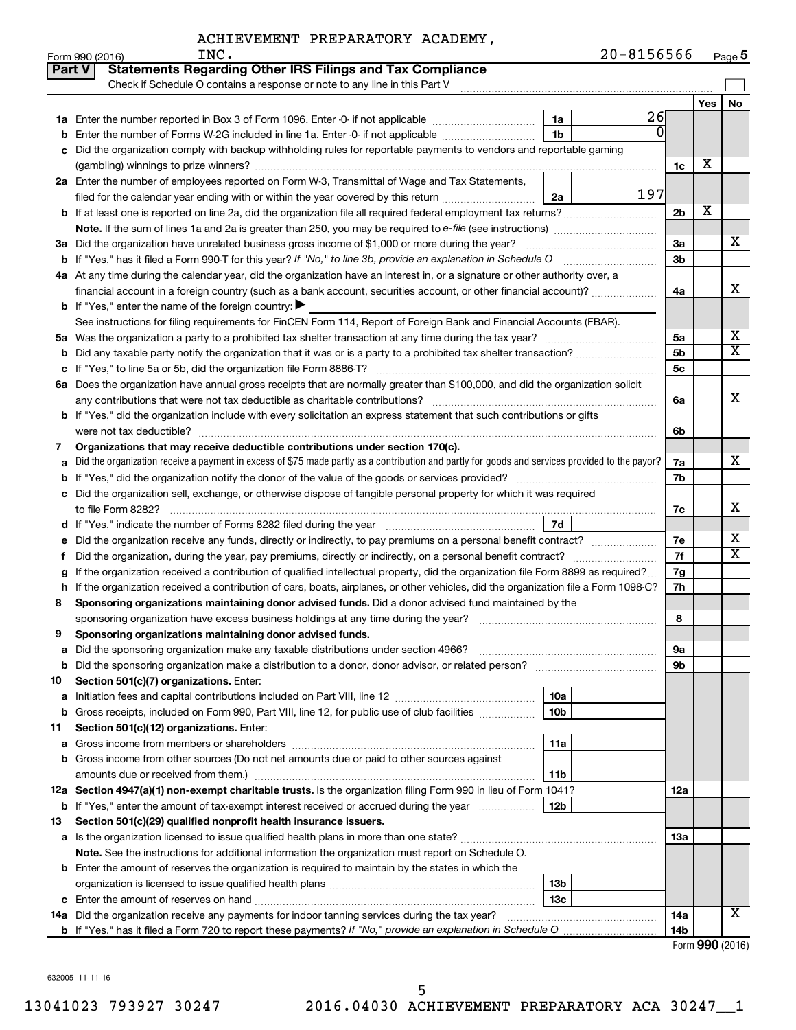ACHIEVEMENT PREPARATORY ACADEMY, INC. 20-8156566

Form 990 (2016) Page 5

**Part V Statements Regarding Other IRS Filings and Tax Compliance**

Check if Schedule O contains a response or note to any line in this Part V

| | | | | | Yes | No |
|---|---|---|---|---|---|---|
| **1a** | Enter the number reported in Box 3 of Form 1096. Enter -0- if not applicable | 1a | 26 | | | |
| **b** | Enter the number of Forms W-2G included in line 1a. Enter -0- if not applicable | 1b | 0 | | | |
| **c** | Did the organization comply with backup withholding rules for reportable payments to vendors and reportable gaming (gambling) winnings to prize winners? | | | 1c | X | |
| **2a** | Enter the number of employees reported on Form W-3, Transmittal of Wage and Tax Statements, filed for the calendar year ending with or within the year covered by this return | 2a | 197 | | | |
| **b** | If at least one is reported on line 2a, did the organization file all required federal employment tax returns? | | | 2b | X | |
| | **Note.** If the sum of lines 1a and 2a is greater than 250, you may be required to *e-file* (see instructions) | | | | | |
| **3a** | Did the organization have unrelated business gross income of $1,000 or more during the year? | | | 3a | | X |
| **b** | If "Yes," has it filed a Form 990-T for this year? *If "No," to line 3b, provide an explanation in Schedule O* | | | 3b | | |
| **4a** | At any time during the calendar year, did the organization have an interest in, or a signature or other authority over, a financial account in a foreign country (such as a bank account, securities account, or other financial account)? | | | 4a | | X |
| **b** | If "Yes," enter the name of the foreign country: ▶ | | | | | |
| | See instructions for filing requirements for FinCEN Form 114, Report of Foreign Bank and Financial Accounts (FBAR). | | | | | |
| **5a** | Was the organization a party to a prohibited tax shelter transaction at any time during the tax year? | | | 5a | | X |
| **b** | Did any taxable party notify the organization that it was or is a party to a prohibited tax shelter transaction? | | | 5b | | X |
| **c** | If "Yes," to line 5a or 5b, did the organization file Form 8886-T? | | | 5c | | |
| **6a** | Does the organization have annual gross receipts that are normally greater than $100,000, and did the organization solicit any contributions that were not tax deductible as charitable contributions? | | | 6a | | X |
| **b** | If "Yes," did the organization include with every solicitation an express statement that such contributions or gifts were not tax deductible? | | | 6b | | |
| **7** | **Organizations that may receive deductible contributions under section 170(c).** | | | | | |
| **a** | Did the organization receive a payment in excess of $75 made partly as a contribution and partly for goods and services provided to the payor? | | | 7a | | X |
| **b** | If "Yes," did the organization notify the donor of the value of the goods or services provided? | | | 7b | | |
| **c** | Did the organization sell, exchange, or otherwise dispose of tangible personal property for which it was required to file Form 8282? | | | 7c | | X |
| **d** | If "Yes," indicate the number of Forms 8282 filed during the year | 7d | | | | |
| **e** | Did the organization receive any funds, directly or indirectly, to pay premiums on a personal benefit contract? | | | 7e | | X |
| **f** | Did the organization, during the year, pay premiums, directly or indirectly, on a personal benefit contract? | | | 7f | | X |
| **g** | If the organization received a contribution of qualified intellectual property, did the organization file Form 8899 as required? | | | 7g | | |
| **h** | If the organization received a contribution of cars, boats, airplanes, or other vehicles, did the organization file a Form 1098-C? | | | 7h | | |
| **8** | **Sponsoring organizations maintaining donor advised funds.** Did a donor advised fund maintained by the sponsoring organization have excess business holdings at any time during the year? | | | 8 | | |
| **9** | **Sponsoring organizations maintaining donor advised funds.** | | | | | |
| **a** | Did the sponsoring organization make any taxable distributions under section 4966? | | | 9a | | |
| **b** | Did the sponsoring organization make a distribution to a donor, donor advisor, or related person? | | | 9b | | |
| **10** | **Section 501(c)(7) organizations.** Enter: | | | | | |
| **a** | Initiation fees and capital contributions included on Part VIII, line 12 | 10a | | | | |
| **b** | Gross receipts, included on Form 990, Part VIII, line 12, for public use of club facilities | 10b | | | | |
| **11** | **Section 501(c)(12) organizations.** Enter: | | | | | |
| **a** | Gross income from members or shareholders | 11a | | | | |
| **b** | Gross income from other sources (Do not net amounts due or paid to other sources against amounts due or received from them.) | 11b | | | | |
| **12a** | **Section 4947(a)(1) non-exempt charitable trusts.** Is the organization filing Form 990 in lieu of Form 1041? | | | 12a | | |
| **b** | If "Yes," enter the amount of tax-exempt interest received or accrued during the year | 12b | | | | |
| **13** | **Section 501(c)(29) qualified nonprofit health insurance issuers.** | | | | | |
| **a** | Is the organization licensed to issue qualified health plans in more than one state? | | | 13a | | |
| | **Note.** See the instructions for additional information the organization must report on Schedule O. | | | | | |
| **b** | Enter the amount of reserves the organization is required to maintain by the states in which the organization is licensed to issue qualified health plans | 13b | | | | |
| **c** | Enter the amount of reserves on hand | 13c | | | | |
| **14a** | Did the organization receive any payments for indoor tanning services during the tax year? | | | 14a | | X |
| **b** | If "Yes," has it filed a Form 720 to report these payments? *If "No," provide an explanation in Schedule O* | | | 14b | | |

Form **990** (2016)

632005 11-11-16

13041023 793927 30247 2016.04030 ACHIEVEMENT PREPARATORY ACA 30247__1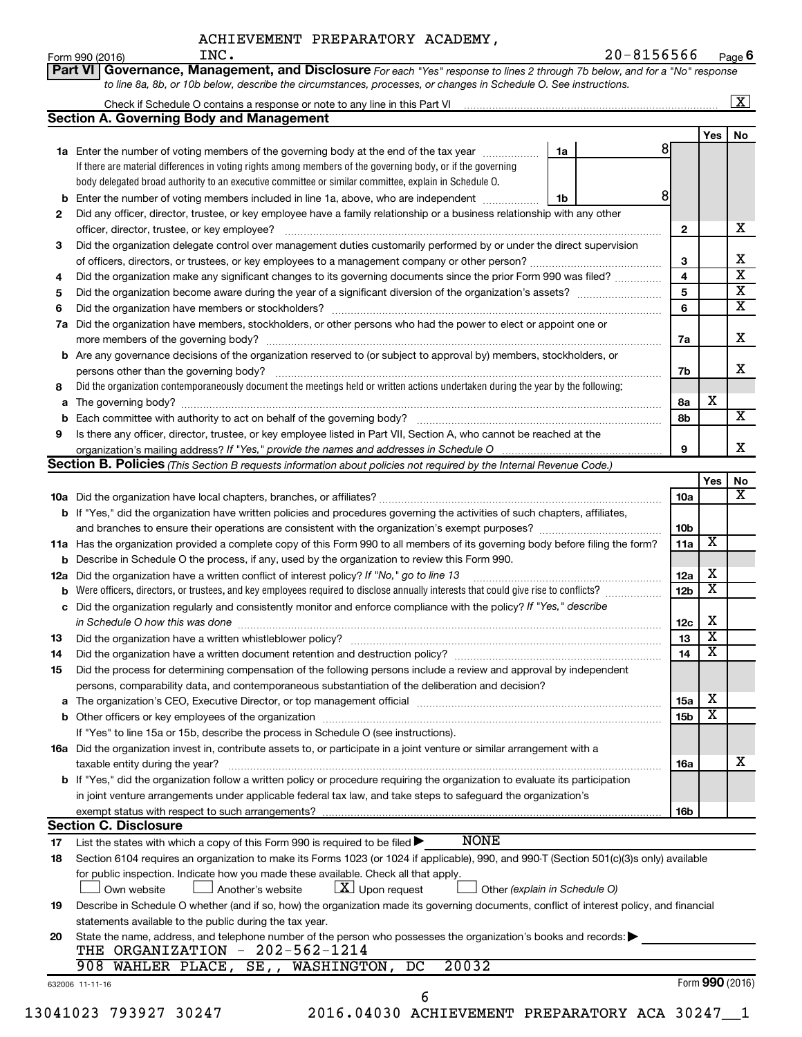ACHIEVEMENT PREPARATORY ACADEMY, INC.

Form 990 (2016) 20-8156566 Page 6

**Part VI Governance, Management, and Disclosure** *For each "Yes" response to lines 2 through 7b below, and for a "No" response to line 8a, 8b, or 10b below, describe the circumstances, processes, or changes in Schedule O. See instructions.*

Check if Schedule O contains a response or note to any line in this Part VI [X]

**Section A. Governing Body and Management**

| | | | | Yes | No |
|---|---|---|---|---|---|
| **1a** | Enter the number of voting members of the governing body at the end of the tax year. If there are material differences in voting rights among members of the governing body, or if the governing body delegated broad authority to an executive committee or similar committee, explain in Schedule O. | 1a | 8 | | |
| **b** | Enter the number of voting members included in line 1a, above, who are independent | 1b | 8 | | |
| **2** | Did any officer, director, trustee, or key employee have a family relationship or a business relationship with any other officer, director, trustee, or key employee? | 2 | | | X |
| **3** | Did the organization delegate control over management duties customarily performed by or under the direct supervision of officers, directors, or trustees, or key employees to a management company or other person? | 3 | | | X |
| **4** | Did the organization make any significant changes to its governing documents since the prior Form 990 was filed? | 4 | | | X |
| **5** | Did the organization become aware during the year of a significant diversion of the organization's assets? | 5 | | | X |
| **6** | Did the organization have members or stockholders? | 6 | | | X |
| **7a** | Did the organization have members, stockholders, or other persons who had the power to elect or appoint one or more members of the governing body? | 7a | | | X |
| **b** | Are any governance decisions of the organization reserved to (or subject to approval by) members, stockholders, or persons other than the governing body? | 7b | | | X |
| **8** | Did the organization contemporaneously document the meetings held or written actions undertaken during the year by the following: | | | | |
| **a** | The governing body? | 8a | | X | |
| **b** | Each committee with authority to act on behalf of the governing body? | 8b | | | X |
| **9** | Is there any officer, director, trustee, or key employee listed in Part VII, Section A, who cannot be reached at the organization's mailing address? *If "Yes," provide the names and addresses in Schedule O* | 9 | | | X |

**Section B. Policies** *(This Section B requests information about policies not required by the Internal Revenue Code.)*

| | | | Yes | No |
|---|---|---|---|---|
| **10a** | Did the organization have local chapters, branches, or affiliates? | 10a | | X |
| **b** | If "Yes," did the organization have written policies and procedures governing the activities of such chapters, affiliates, and branches to ensure their operations are consistent with the organization's exempt purposes? | 10b | | |
| **11a** | Has the organization provided a complete copy of this Form 990 to all members of its governing body before filing the form? | 11a | X | |
| **b** | Describe in Schedule O the process, if any, used by the organization to review this Form 990. | | | |
| **12a** | Did the organization have a written conflict of interest policy? *If "No," go to line 13* | 12a | X | |
| **b** | Were officers, directors, or trustees, and key employees required to disclose annually interests that could give rise to conflicts? | 12b | X | |
| **c** | Did the organization regularly and consistently monitor and enforce compliance with the policy? *If "Yes," describe in Schedule O how this was done* | 12c | X | |
| **13** | Did the organization have a written whistleblower policy? | 13 | X | |
| **14** | Did the organization have a written document retention and destruction policy? | 14 | X | |
| **15** | Did the process for determining compensation of the following persons include a review and approval by independent persons, comparability data, and contemporaneous substantiation of the deliberation and decision? | | | |
| **a** | The organization's CEO, Executive Director, or top management official | 15a | X | |
| **b** | Other officers or key employees of the organization | 15b | X | |
| | If "Yes" to line 15a or 15b, describe the process in Schedule O (see instructions). | | | |
| **16a** | Did the organization invest in, contribute assets to, or participate in a joint venture or similar arrangement with a taxable entity during the year? | 16a | | X |
| **b** | If "Yes," did the organization follow a written policy or procedure requiring the organization to evaluate its participation in joint venture arrangements under applicable federal tax law, and take steps to safeguard the organization's exempt status with respect to such arrangements? | 16b | | |

**Section C. Disclosure**

**17** List the states with which a copy of this Form 990 is required to be filed ▶ NONE

**18** Section 6104 requires an organization to make its Forms 1023 (or 1024 if applicable), 990, and 990-T (Section 501(c)(3)s only) available for public inspection. Indicate how you made these available. Check all that apply.

[ ] Own website [ ] Another's website [X] Upon request [ ] Other *(explain in Schedule O)*

**19** Describe in Schedule O whether (and if so, how) the organization made its governing documents, conflict of interest policy, and financial statements available to the public during the tax year.

**20** State the name, address, and telephone number of the person who possesses the organization's books and records: ▶

THE ORGANIZATION - 202-562-1214
908 WAHLER PLACE, SE,, WASHINGTON, DC 20032

632006 11-11-16 Form **990** (2016)

13041023 793927 30247 2016.04030 ACHIEVEMENT PREPARATORY ACA 30247__1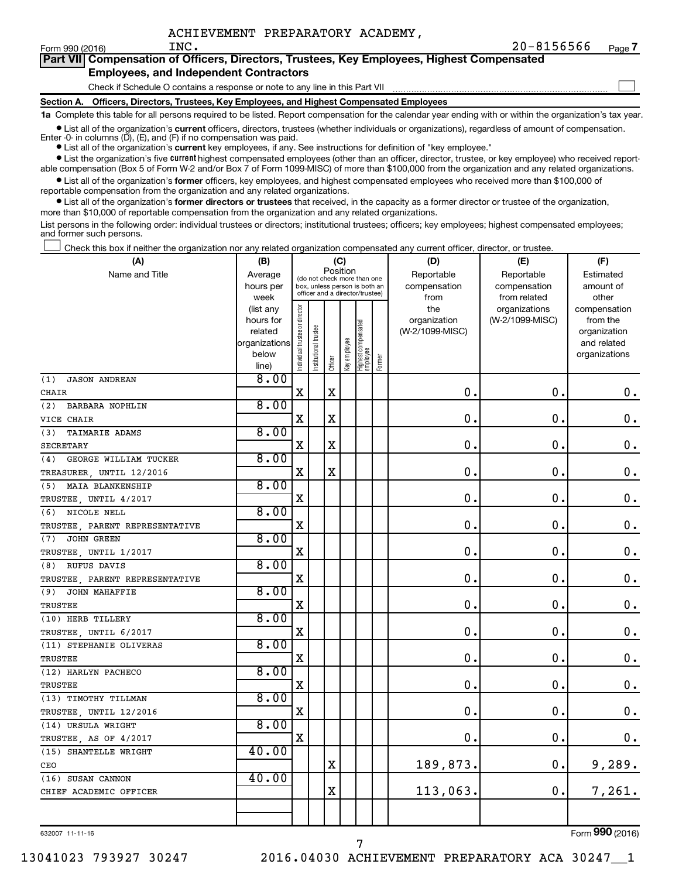ACHIEVEMENT PREPARATORY ACADEMY, INC. 20-8156566

Form 990 (2016) Page 7

**Part VII Compensation of Officers, Directors, Trustees, Key Employees, Highest Compensated Employees, and Independent Contractors**

Check if Schedule O contains a response or note to any line in this Part VII

**Section A. Officers, Directors, Trustees, Key Employees, and Highest Compensated Employees**

**1a** Complete this table for all persons required to be listed. Report compensation for the calendar year ending with or within the organization's tax year.

- List all of the organization's **current** officers, directors, trustees (whether individuals or organizations), regardless of amount of compensation. Enter -0- in columns (D), (E), and (F) if no compensation was paid.
- List all of the organization's **current** key employees, if any. See instructions for definition of "key employee."
- List the organization's five **current** highest compensated employees (other than an officer, director, trustee, or key employee) who received reportable compensation (Box 5 of Form W-2 and/or Box 7 of Form 1099-MISC) of more than $100,000 from the organization and any related organizations.
- List all of the organization's **former** officers, key employees, and highest compensated employees who received more than $100,000 of reportable compensation from the organization and any related organizations.
- List all of the organization's **former directors or trustees** that received, in the capacity as a former director or trustee of the organization, more than $10,000 of reportable compensation from the organization and any related organizations.

List persons in the following order: individual trustees or directors; institutional trustees; officers; key employees; highest compensated employees; and former such persons.

Check this box if neither the organization nor any related organization compensated any current officer, director, or trustee.

| (A) Name and Title | (B) Average hours per week (list any hours for related organizations below line) | (C) Position (do not check more than one box, unless person is both an officer and a director/trustee): Individual trustee or director | Institutional trustee | Officer | Key employee | Highest compensated employee | Former | (D) Reportable compensation from the organization (W-2/1099-MISC) | (E) Reportable compensation from related organizations (W-2/1099-MISC) | (F) Estimated amount of other compensation from the organization and related organizations |
|---|---|---|---|---|---|---|---|---|---|---|
| (1) JASON ANDREAN<br>CHAIR | 8.00 | X | | X | | | | 0. | 0. | 0. |
| (2) BARBARA NOPHLIN<br>VICE CHAIR | 8.00 | X | | X | | | | 0. | 0. | 0. |
| (3) TAIMARIE ADAMS<br>SECRETARY | 8.00 | X | | X | | | | 0. | 0. | 0. |
| (4) GEORGE WILLIAM TUCKER<br>TREASURER, UNTIL 12/2016 | 8.00 | X | | X | | | | 0. | 0. | 0. |
| (5) MAIA BLANKENSHIP<br>TRUSTEE, UNTIL 4/2017 | 8.00 | X | | | | | | 0. | 0. | 0. |
| (6) NICOLE NELL<br>TRUSTEE, PARENT REPRESENTATIVE | 8.00 | X | | | | | | 0. | 0. | 0. |
| (7) JOHN GREEN<br>TRUSTEE, UNTIL 1/2017 | 8.00 | X | | | | | | 0. | 0. | 0. |
| (8) RUFUS DAVIS<br>TRUSTEE, PARENT REPRESENTATIVE | 8.00 | X | | | | | | 0. | 0. | 0. |
| (9) JOHN MAHAFFIE<br>TRUSTEE | 8.00 | X | | | | | | 0. | 0. | 0. |
| (10) HERB TILLERY<br>TRUSTEE, UNTIL 6/2017 | 8.00 | X | | | | | | 0. | 0. | 0. |
| (11) STEPHANIE OLIVERAS<br>TRUSTEE | 8.00 | X | | | | | | 0. | 0. | 0. |
| (12) HARLYN PACHECO<br>TRUSTEE | 8.00 | X | | | | | | 0. | 0. | 0. |
| (13) TIMOTHY TILLMAN<br>TRUSTEE, UNTIL 12/2016 | 8.00 | X | | | | | | 0. | 0. | 0. |
| (14) URSULA WRIGHT<br>TRUSTEE, AS OF 4/2017 | 8.00 | X | | | | | | 0. | 0. | 0. |
| (15) SHANTELLE WRIGHT<br>CEO | 40.00 | | | X | | | | 189,873. | 0. | 9,289. |
| (16) SUSAN CANNON<br>CHIEF ACADEMIC OFFICER | 40.00 | | | X | | | | 113,063. | 0. | 7,261. |

632007 11-11-16

Form **990** (2016)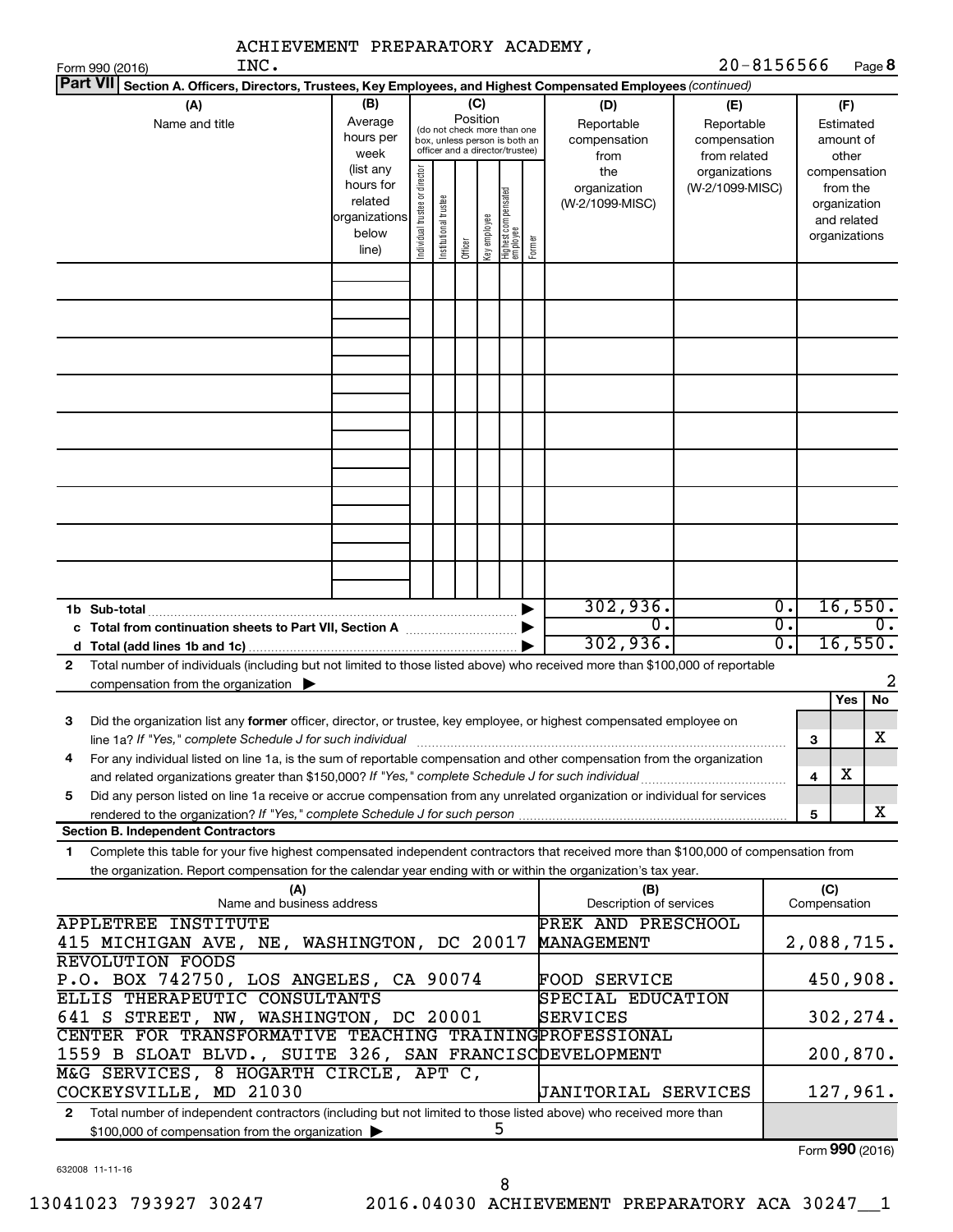ACHIEVEMENT PREPARATORY ACADEMY, INC. 20-8156566

Form 990 (2016) Page 8

**Part VII Section A. Officers, Directors, Trustees, Key Employees, and Highest Compensated Employees** *(continued)*

| (A) Name and title | (B) Average hours per week (list any hours for related organizations below line) | (C) Position: Individual trustee or director | Institutional trustee | Officer | Key employee | Highest compensated employee | Former | (D) Reportable compensation from the organization (W-2/1099-MISC) | (E) Reportable compensation from related organizations (W-2/1099-MISC) | (F) Estimated amount of other compensation from the organization and related organizations |
|---|---|---|---|---|---|---|---|---|---|---|
| | | | | | | | | | | |
| | | | | | | | | | | |
| | | | | | | | | | | |
| | | | | | | | | | | |
| | | | | | | | | | | |
| | | | | | | | | | | |
| | | | | | | | | | | |
| | | | | | | | | | | |
| | | | | | | | | | | |
| **1b Sub-total** | | | | | | | | 302,936. | 0. | 16,550. |
| **c Total from continuation sheets to Part VII, Section A** | | | | | | | | 0. | 0. | 0. |
| **d Total (add lines 1b and 1c)** | | | | | | | | 302,936. | 0. | 16,550. |

**2** Total number of individuals (including but not limited to those listed above) who received more than $100,000 of reportable compensation from the organization ▶ 2

| | | | Yes | No |
|---|---|---|---|---|
| **3** | Did the organization list any **former** officer, director, or trustee, key employee, or highest compensated employee on line 1a? *If "Yes," complete Schedule J for such individual* | 3 | | X |
| **4** | For any individual listed on line 1a, is the sum of reportable compensation and other compensation from the organization and related organizations greater than $150,000? *If "Yes," complete Schedule J for such individual* | 4 | X | |
| **5** | Did any person listed on line 1a receive or accrue compensation from any unrelated organization or individual for services rendered to the organization? *If "Yes," complete Schedule J for such person* | 5 | | X |

**Section B. Independent Contractors**

**1** Complete this table for your five highest compensated independent contractors that received more than $100,000 of compensation from the organization. Report compensation for the calendar year ending with or within the organization's tax year.

| (A) Name and business address | (B) Description of services | (C) Compensation |
|---|---|---|
| APPLETREE INSTITUTE<br>415 MICHIGAN AVE, NE, WASHINGTON, DC 20017 | PREK AND PRESCHOOL MANAGEMENT | 2,088,715. |
| REVOLUTION FOODS<br>P.O. BOX 742750, LOS ANGELES, CA 90074 | FOOD SERVICE | 450,908. |
| ELLIS THERAPEUTIC CONSULTANTS<br>641 S STREET, NW, WASHINGTON, DC 20001 | SPECIAL EDUCATION SERVICES | 302,274. |
| CENTER FOR TRANSFORMATIVE TEACHING TRAINING<br>1559 B SLOAT BLVD., SUITE 326, SAN FRANCISC | PROFESSIONAL DEVELOPMENT | 200,870. |
| M&G SERVICES, 8 HOGARTH CIRCLE, APT C,<br>COCKEYSVILLE, MD 21030 | JANITORIAL SERVICES | 127,961. |

**2** Total number of independent contractors (including but not limited to those listed above) who received more than $100,000 of compensation from the organization ▶ 5

Form **990** (2016)

632008 11-11-16

13041023 793927 30247 2016.04030 ACHIEVEMENT PREPARATORY ACA 30247__1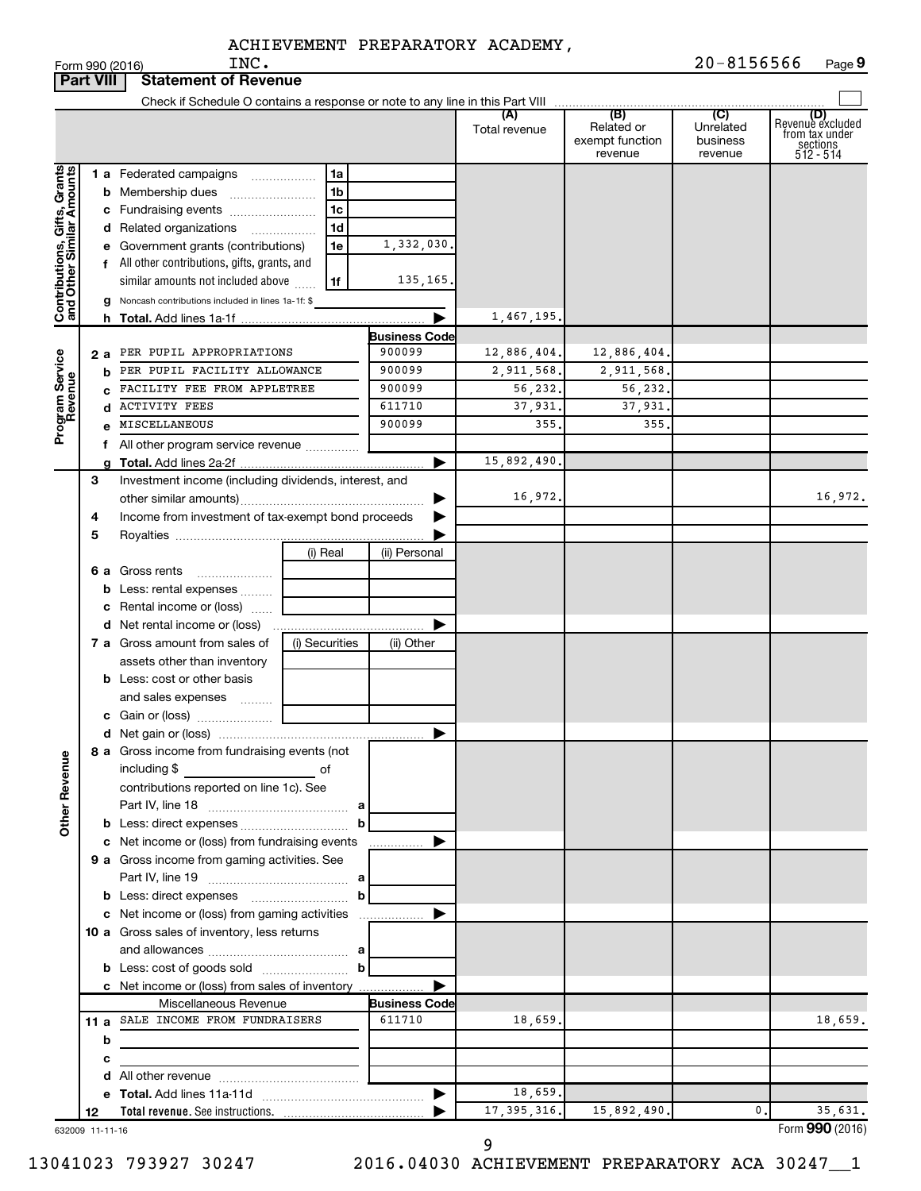ACHIEVEMENT PREPARATORY ACADEMY, INC. 20-8156566

Form 990 (2016)

## Part VIII Statement of Revenue

Check if Schedule O contains a response or note to any line in this Part VIII

| | | | | (A) Total revenue | (B) Related or exempt function revenue | (C) Unrelated business revenue | (D) Revenue excluded from tax under sections 512 - 514 |
|---|---|---|---|---|---|---|---|
| **Contributions, Gifts, Grants and Other Similar Amounts** | 1 a Federated campaigns | 1a | | | | | |
| | b Membership dues | 1b | | | | | |
| | c Fundraising events | 1c | | | | | |
| | d Related organizations | 1d | | | | | |
| | e Government grants (contributions) | 1e | 1,332,030. | | | | |
| | f All other contributions, gifts, grants, and similar amounts not included above | 1f | 135,165. | | | | |
| | g Noncash contributions included in lines 1a-1f: $ | | | | | | |
| | h **Total.** Add lines 1a-1f | | ▶ | 1,467,195. | | | |
| **Program Service Revenue** | | | **Business Code** | | | | |
| | 2 a PER PUPIL APPROPRIATIONS | | 900099 | 12,886,404. | 12,886,404. | | |
| | b PER PUPIL FACILITY ALLOWANCE | | 900099 | 2,911,568. | 2,911,568. | | |
| | c FACILITY FEE FROM APPLETREE | | 900099 | 56,232. | 56,232. | | |
| | d ACTIVITY FEES | | 611710 | 37,931. | 37,931. | | |
| | e MISCELLANEOUS | | 900099 | 355. | 355. | | |
| | f All other program service revenue | | | | | | |
| | g **Total.** Add lines 2a-2f | | ▶ | 15,892,490. | | | |
| | 3 Investment income (including dividends, interest, and other similar amounts) | | ▶ | 16,972. | | | 16,972. |
| | 4 Income from investment of tax-exempt bond proceeds | | ▶ | | | | |
| | 5 Royalties | | ▶ | | | | |
| | | (i) Real | (ii) Personal | | | | |
| | 6 a Gross rents | | | | | | |
| | b Less: rental expenses | | | | | | |
| | c Rental income or (loss) | | | | | | |
| | d Net rental income or (loss) | | ▶ | | | | |
| | | (i) Securities | (ii) Other | | | | |
| | 7 a Gross amount from sales of assets other than inventory | | | | | | |
| | b Less: cost or other basis and sales expenses | | | | | | |
| | c Gain or (loss) | | | | | | |
| | d Net gain or (loss) | | ▶ | | | | |
| **Other Revenue** | 8 a Gross income from fundraising events (not including $ of contributions reported on line 1c). See Part IV, line 18 | a | | | | | |
| | b Less: direct expenses | b | | | | | |
| | c Net income or (loss) from fundraising events | | ▶ | | | | |
| | 9 a Gross income from gaming activities. See Part IV, line 19 | a | | | | | |
| | b Less: direct expenses | b | | | | | |
| | c Net income or (loss) from gaming activities | | ▶ | | | | |
| | 10 a Gross sales of inventory, less returns and allowances | a | | | | | |
| | b Less: cost of goods sold | b | | | | | |
| | c Net income or (loss) from sales of inventory | | ▶ | | | | |
| | Miscellaneous Revenue | | **Business Code** | | | | |
| | 11 a SALE INCOME FROM FUNDRAISERS | | 611710 | 18,659. | | | 18,659. |
| | b | | | | | | |
| | c | | | | | | |
| | d All other revenue | | | | | | |
| | e **Total.** Add lines 11a-11d | | ▶ | 18,659. | | | |
| | 12 **Total revenue.** See instructions. | | ▶ | 17,395,316. | 15,892,490. | 0. | 35,631. |

632009 11-11-16

Form **990** (2016)

13041023 793927 30247 2016.04030 ACHIEVEMENT PREPARATORY ACA 30247__1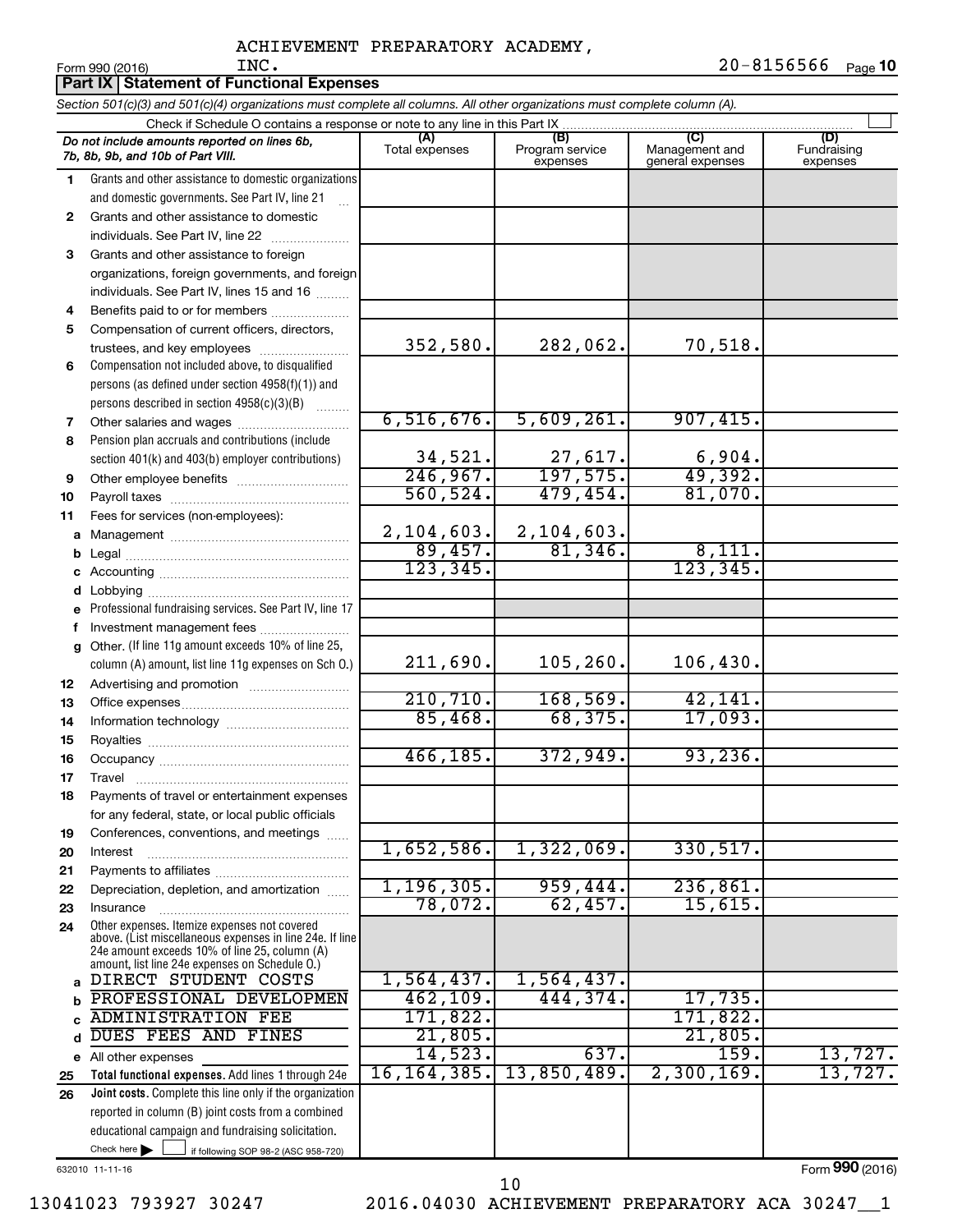ACHIEVEMENT PREPARATORY ACADEMY, INC. 20-8156566

Form 990 (2016)

## Part IX Statement of Functional Expenses

*Section 501(c)(3) and 501(c)(4) organizations must complete all columns. All other organizations must complete column (A).*

Check if Schedule O contains a response or note to any line in this Part IX

| | *Do not include amounts reported on lines 6b, 7b, 8b, 9b, and 10b of Part VIII.* | (A) Total expenses | (B) Program service expenses | (C) Management and general expenses | (D) Fundraising expenses |
|---|---|---|---|---|---|
| 1 | Grants and other assistance to domestic organizations and domestic governments. See Part IV, line 21 | | | | |
| 2 | Grants and other assistance to domestic individuals. See Part IV, line 22 | | | | |
| 3 | Grants and other assistance to foreign organizations, foreign governments, and foreign individuals. See Part IV, lines 15 and 16 | | | | |
| 4 | Benefits paid to or for members | | | | |
| 5 | Compensation of current officers, directors, trustees, and key employees | 352,580. | 282,062. | 70,518. | |
| 6 | Compensation not included above, to disqualified persons (as defined under section 4958(f)(1)) and persons described in section 4958(c)(3)(B) | | | | |
| 7 | Other salaries and wages | 6,516,676. | 5,609,261. | 907,415. | |
| 8 | Pension plan accruals and contributions (include section 401(k) and 403(b) employer contributions) | 34,521. | 27,617. | 6,904. | |
| 9 | Other employee benefits | 246,967. | 197,575. | 49,392. | |
| 10 | Payroll taxes | 560,524. | 479,454. | 81,070. | |
| 11 | Fees for services (non-employees): | | | | |
| a | Management | 2,104,603. | 2,104,603. | | |
| b | Legal | 89,457. | 81,346. | 8,111. | |
| c | Accounting | 123,345. | | 123,345. | |
| d | Lobbying | | | | |
| e | Professional fundraising services. See Part IV, line 17 | | | | |
| f | Investment management fees | | | | |
| g | Other. (If line 11g amount exceeds 10% of line 25, column (A) amount, list line 11g expenses on Sch O.) | 211,690. | 105,260. | 106,430. | |
| 12 | Advertising and promotion | | | | |
| 13 | Office expenses | 210,710. | 168,569. | 42,141. | |
| 14 | Information technology | 85,468. | 68,375. | 17,093. | |
| 15 | Royalties | | | | |
| 16 | Occupancy | 466,185. | 372,949. | 93,236. | |
| 17 | Travel | | | | |
| 18 | Payments of travel or entertainment expenses for any federal, state, or local public officials | | | | |
| 19 | Conferences, conventions, and meetings | | | | |
| 20 | Interest | 1,652,586. | 1,322,069. | 330,517. | |
| 21 | Payments to affiliates | | | | |
| 22 | Depreciation, depletion, and amortization | 1,196,305. | 959,444. | 236,861. | |
| 23 | Insurance | 78,072. | 62,457. | 15,615. | |
| 24 | Other expenses. Itemize expenses not covered above. (List miscellaneous expenses in line 24e. If line 24e amount exceeds 10% of line 25, column (A) amount, list line 24e expenses on Schedule O.) | | | | |
| a | DIRECT STUDENT COSTS | 1,564,437. | 1,564,437. | | |
| b | PROFESSIONAL DEVELOPMEN | 462,109. | 444,374. | 17,735. | |
| c | ADMINISTRATION FEE | 171,822. | | 171,822. | |
| d | DUES FEES AND FINES | 21,805. | | 21,805. | |
| e | All other expenses | 14,523. | 637. | 159. | 13,727. |
| 25 | **Total functional expenses.** Add lines 1 through 24e | 16,164,385. | 13,850,489. | 2,300,169. | 13,727. |
| 26 | **Joint costs.** Complete this line only if the organization reported in column (B) joint costs from a combined educational campaign and fundraising solicitation. Check here ☐ if following SOP 98-2 (ASC 958-720) | | | | |

632010 11-11-16

Form **990** (2016)

13041023 793927 30247 2016.04030 ACHIEVEMENT PREPARATORY ACA 30247__1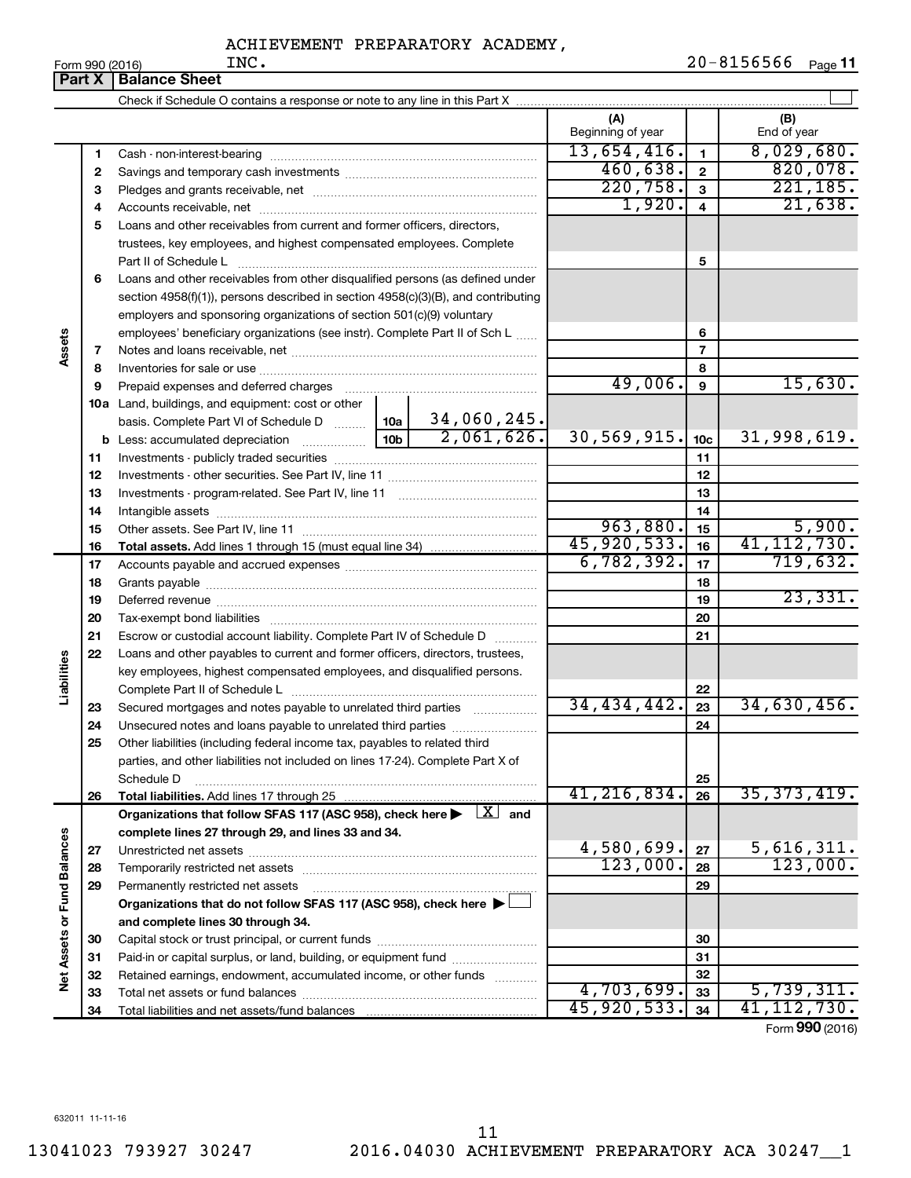ACHIEVEMENT PREPARATORY ACADEMY, INC.

Form 990 (2016) 20-8156566 Page 11

## Part X Balance Sheet

Check if Schedule O contains a response or note to any line in this Part X

| | | | | (A) Beginning of year | | (B) End of year |
|---|---|---|---|---|---|---|
| Assets | 1 | Cash - non-interest-bearing | | 13,654,416. | 1 | 8,029,680. |
| | 2 | Savings and temporary cash investments | | 460,638. | 2 | 820,078. |
| | 3 | Pledges and grants receivable, net | | 220,758. | 3 | 221,185. |
| | 4 | Accounts receivable, net | | 1,920. | 4 | 21,638. |
| | 5 | Loans and other receivables from current and former officers, directors, trustees, key employees, and highest compensated employees. Complete Part II of Schedule L | | | 5 | |
| | 6 | Loans and other receivables from other disqualified persons (as defined under section 4958(f)(1)), persons described in section 4958(c)(3)(B), and contributing employers and sponsoring organizations of section 501(c)(9) voluntary employees' beneficiary organizations (see instr). Complete Part II of Sch L | | | 6 | |
| | 7 | Notes and loans receivable, net | | | 7 | |
| | 8 | Inventories for sale or use | | | 8 | |
| | 9 | Prepaid expenses and deferred charges | | 49,006. | 9 | 15,630. |
| | 10a | Land, buildings, and equipment: cost or other basis. Complete Part VI of Schedule D | 10a 34,060,245. | | | |
| | b | Less: accumulated depreciation | 10b 2,061,626. | 30,569,915. | 10c | 31,998,619. |
| | 11 | Investments - publicly traded securities | | | 11 | |
| | 12 | Investments - other securities. See Part IV, line 11 | | | 12 | |
| | 13 | Investments - program-related. See Part IV, line 11 | | | 13 | |
| | 14 | Intangible assets | | | 14 | |
| | 15 | Other assets. See Part IV, line 11 | | 963,880. | 15 | 5,900. |
| | 16 | **Total assets.** Add lines 1 through 15 (must equal line 34) | | 45,920,533. | 16 | 41,112,730. |
| Liabilities | 17 | Accounts payable and accrued expenses | | 6,782,392. | 17 | 719,632. |
| | 18 | Grants payable | | | 18 | |
| | 19 | Deferred revenue | | | 19 | 23,331. |
| | 20 | Tax-exempt bond liabilities | | | 20 | |
| | 21 | Escrow or custodial account liability. Complete Part IV of Schedule D | | | 21 | |
| | 22 | Loans and other payables to current and former officers, directors, trustees, key employees, highest compensated employees, and disqualified persons. Complete Part II of Schedule L | | | 22 | |
| | 23 | Secured mortgages and notes payable to unrelated third parties | | 34,434,442. | 23 | 34,630,456. |
| | 24 | Unsecured notes and loans payable to unrelated third parties | | | 24 | |
| | 25 | Other liabilities (including federal income tax, payables to related third parties, and other liabilities not included on lines 17-24). Complete Part X of Schedule D | | | 25 | |
| | 26 | **Total liabilities.** Add lines 17 through 25 | | 41,216,834. | 26 | 35,373,419. |
| Net Assets or Fund Balances | | **Organizations that follow SFAS 117 (ASC 958), check here ▶ [X] and complete lines 27 through 29, and lines 33 and 34.** | | | | |
| | 27 | Unrestricted net assets | | 4,580,699. | 27 | 5,616,311. |
| | 28 | Temporarily restricted net assets | | 123,000. | 28 | 123,000. |
| | 29 | Permanently restricted net assets | | | 29 | |
| | | **Organizations that do not follow SFAS 117 (ASC 958), check here ▶ [ ] and complete lines 30 through 34.** | | | | |
| | 30 | Capital stock or trust principal, or current funds | | | 30 | |
| | 31 | Paid-in or capital surplus, or land, building, or equipment fund | | | 31 | |
| | 32 | Retained earnings, endowment, accumulated income, or other funds | | | 32 | |
| | 33 | Total net assets or fund balances | | 4,703,699. | 33 | 5,739,311. |
| | 34 | Total liabilities and net assets/fund balances | | 45,920,533. | 34 | 41,112,730. |

Form **990** (2016)

632011 11-11-16

13041023 793927 30247 2016.04030 ACHIEVEMENT PREPARATORY ACA 30247__1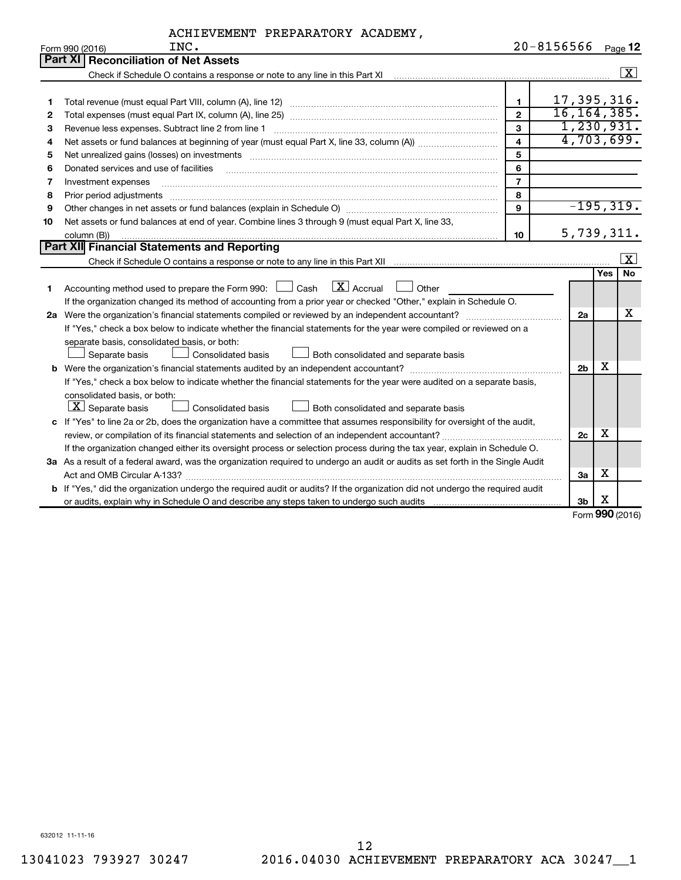ACHIEVEMENT PREPARATORY ACADEMY, INC. 20-8156566

Form 990 (2016)

## Part XI Reconciliation of Net Assets

Check if Schedule O contains a response or note to any line in this Part XI [X]

| | | | |
|---|---|---|---|
| 1 | Total revenue (must equal Part VIII, column (A), line 12) | 1 | 17,395,316. |
| 2 | Total expenses (must equal Part IX, column (A), line 25) | 2 | 16,164,385. |
| 3 | Revenue less expenses. Subtract line 2 from line 1 | 3 | 1,230,931. |
| 4 | Net assets or fund balances at beginning of year (must equal Part X, line 33, column (A)) | 4 | 4,703,699. |
| 5 | Net unrealized gains (losses) on investments | 5 | |
| 6 | Donated services and use of facilities | 6 | |
| 7 | Investment expenses | 7 | |
| 8 | Prior period adjustments | 8 | |
| 9 | Other changes in net assets or fund balances (explain in Schedule O) | 9 | -195,319. |
| 10 | Net assets or fund balances at end of year. Combine lines 3 through 9 (must equal Part X, line 33, column (B)) | 10 | 5,739,311. |

## Part XII Financial Statements and Reporting

Check if Schedule O contains a response or note to any line in this Part XII [X]

| | | | Yes | No |
|---|---|---|---|---|
| 1 | Accounting method used to prepare the Form 990: [ ] Cash [X] Accrual [ ] Other<br>If the organization changed its method of accounting from a prior year or checked "Other," explain in Schedule O. | | | |
| 2a | Were the organization's financial statements compiled or reviewed by an independent accountant?<br>If "Yes," check a box below to indicate whether the financial statements for the year were compiled or reviewed on a separate basis, consolidated basis, or both:<br>[ ] Separate basis [ ] Consolidated basis [ ] Both consolidated and separate basis | 2a | | X |
| b | Were the organization's financial statements audited by an independent accountant?<br>If "Yes," check a box below to indicate whether the financial statements for the year were audited on a separate basis, consolidated basis, or both:<br>[X] Separate basis [ ] Consolidated basis [ ] Both consolidated and separate basis | 2b | X | |
| c | If "Yes" to line 2a or 2b, does the organization have a committee that assumes responsibility for oversight of the audit, review, or compilation of its financial statements and selection of an independent accountant?<br>If the organization changed either its oversight process or selection process during the tax year, explain in Schedule O. | 2c | X | |
| 3a | As a result of a federal award, was the organization required to undergo an audit or audits as set forth in the Single Audit Act and OMB Circular A-133? | 3a | X | |
| b | If "Yes," did the organization undergo the required audit or audits? If the organization did not undergo the required audit or audits, explain why in Schedule O and describe any steps taken to undergo such audits | 3b | X | |

Form 990 (2016)

632012 11-11-16

13041023 793927 30247 2016.04030 ACHIEVEMENT PREPARATORY ACA 30247__1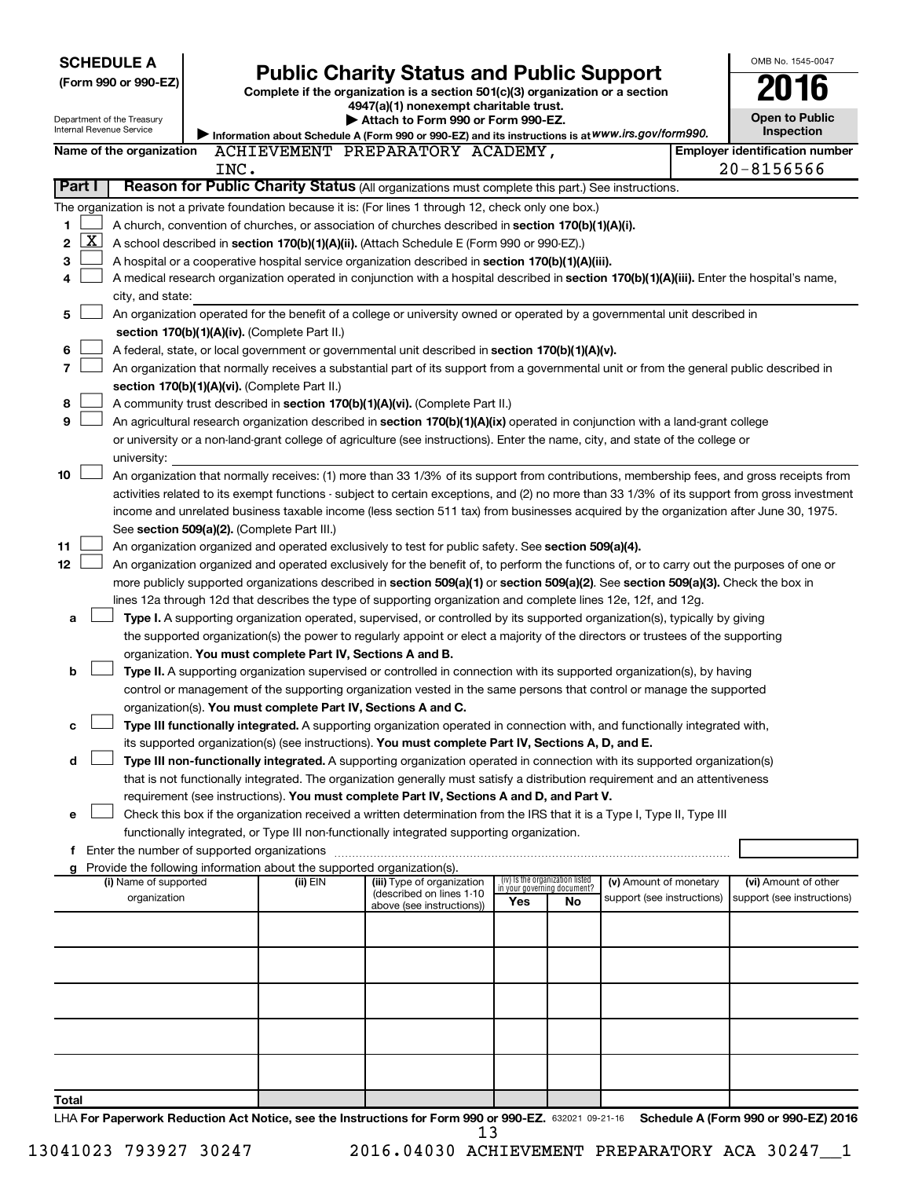**SCHEDULE A**
**(Form 990 or 990-EZ)**

Department of the Treasury
Internal Revenue Service

# Public Charity Status and Public Support

**Complete if the organization is a section 501(c)(3) organization or a section 4947(a)(1) nonexempt charitable trust.**
**▶ Attach to Form 990 or Form 990-EZ.**
**▶ Information about Schedule A (Form 990 or 990-EZ) and its instructions is at** *www.irs.gov/form990.*

OMB No. 1545-0047
**2016**
**Open to Public Inspection**

**Name of the organization** ACHIEVEMENT PREPARATORY ACADEMY, INC.
**Employer identification number** 20-8156566

## Part I — Reason for Public Charity Status (All organizations must complete this part.) See instructions.

The organization is not a private foundation because it is: (For lines 1 through 12, check only one box.)

1. [ ] A church, convention of churches, or association of churches described in **section 170(b)(1)(A)(i).**
2. [X] A school described in **section 170(b)(1)(A)(ii).** (Attach Schedule E (Form 990 or 990-EZ).)
3. [ ] A hospital or a cooperative hospital service organization described in **section 170(b)(1)(A)(iii).**
4. [ ] A medical research organization operated in conjunction with a hospital described in **section 170(b)(1)(A)(iii).** Enter the hospital's name, city, and state:
5. [ ] An organization operated for the benefit of a college or university owned or operated by a governmental unit described in **section 170(b)(1)(A)(iv).** (Complete Part II.)
6. [ ] A federal, state, or local government or governmental unit described in **section 170(b)(1)(A)(v).**
7. [ ] An organization that normally receives a substantial part of its support from a governmental unit or from the general public described in **section 170(b)(1)(A)(vi).** (Complete Part II.)
8. [ ] A community trust described in **section 170(b)(1)(A)(vi).** (Complete Part II.)
9. [ ] An agricultural research organization described in **section 170(b)(1)(A)(ix)** operated in conjunction with a land-grant college or university or a non-land-grant college of agriculture (see instructions). Enter the name, city, and state of the college or university:
10. [ ] An organization that normally receives: (1) more than 33 1/3% of its support from contributions, membership fees, and gross receipts from activities related to its exempt functions - subject to certain exceptions, and (2) no more than 33 1/3% of its support from gross investment income and unrelated business taxable income (less section 511 tax) from businesses acquired by the organization after June 30, 1975. See **section 509(a)(2).** (Complete Part III.)
11. [ ] An organization organized and operated exclusively to test for public safety. See **section 509(a)(4).**
12. [ ] An organization organized and operated exclusively for the benefit of, to perform the functions of, or to carry out the purposes of one or more publicly supported organizations described in **section 509(a)(1)** or **section 509(a)(2).** See **section 509(a)(3).** Check the box in lines 12a through 12d that describes the type of supporting organization and complete lines 12e, 12f, and 12g.
   - **a** [ ] **Type I.** A supporting organization operated, supervised, or controlled by its supported organization(s), typically by giving the supported organization(s) the power to regularly appoint or elect a majority of the directors or trustees of the supporting organization. **You must complete Part IV, Sections A and B.**
   - **b** [ ] **Type II.** A supporting organization supervised or controlled in connection with its supported organization(s), by having control or management of the supporting organization vested in the same persons that control or manage the supported organization(s). **You must complete Part IV, Sections A and C.**
   - **c** [ ] **Type III functionally integrated.** A supporting organization operated in connection with, and functionally integrated with, its supported organization(s) (see instructions). **You must complete Part IV, Sections A, D, and E.**
   - **d** [ ] **Type III non-functionally integrated.** A supporting organization operated in connection with its supported organization(s) that is not functionally integrated. The organization generally must satisfy a distribution requirement and an attentiveness requirement (see instructions). **You must complete Part IV, Sections A and D, and Part V.**
   - **e** [ ] Check this box if the organization received a written determination from the IRS that it is a Type I, Type II, Type III functionally integrated, or Type III non-functionally integrated supporting organization.
   - **f** Enter the number of supported organizations
   - **g** Provide the following information about the supported organization(s).

| (i) Name of supported organization | (ii) EIN | (iii) Type of organization (described on lines 1-10 above (see instructions)) | (iv) Is the organization listed in your governing document? Yes | No | (v) Amount of monetary support (see instructions) | (vi) Amount of other support (see instructions) |
|---|---|---|---|---|---|---|
| | | | | | | |
| | | | | | | |
| | | | | | | |
| | | | | | | |
| | | | | | | |
| **Total** | | | | | | |

LHA **For Paperwork Reduction Act Notice, see the Instructions for Form 990 or 990-EZ.** 632021 09-21-16 **Schedule A (Form 990 or 990-EZ) 2016**

13041023 793927 30247 2016.04030 ACHIEVEMENT PREPARATORY ACA 30247__1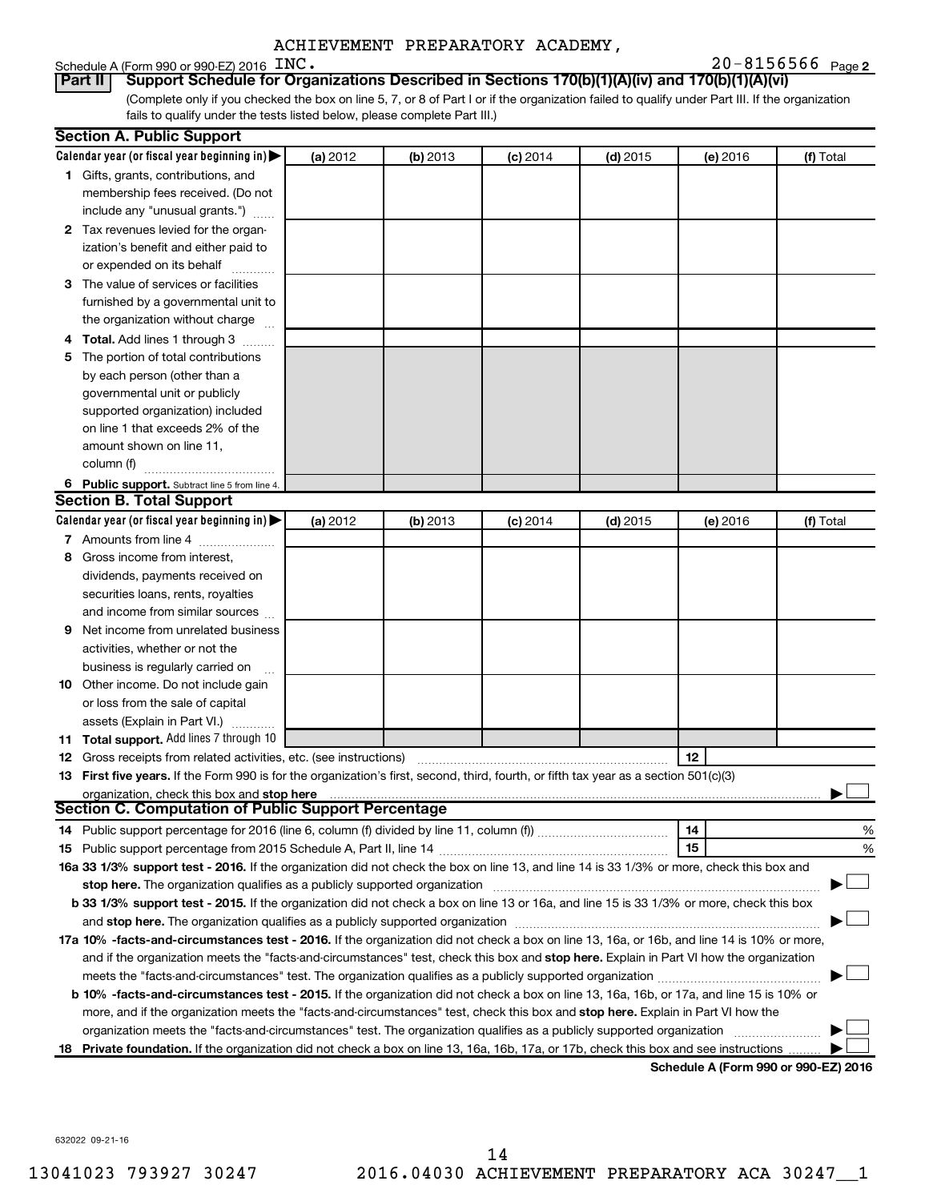ACHIEVEMENT PREPARATORY ACADEMY, INC.

Schedule A (Form 990 or 990-EZ) 2016 20-8156566 Page 2

**Part II Support Schedule for Organizations Described in Sections 170(b)(1)(A)(iv) and 170(b)(1)(A)(vi)**

(Complete only if you checked the box on line 5, 7, or 8 of Part I or if the organization failed to qualify under Part III. If the organization fails to qualify under the tests listed below, please complete Part III.)

**Section A. Public Support**

| Calendar year (or fiscal year beginning in) ▶ | (a) 2012 | (b) 2013 | (c) 2014 | (d) 2015 | (e) 2016 | (f) Total |
|---|---|---|---|---|---|---|
| 1 Gifts, grants, contributions, and membership fees received. (Do not include any "unusual grants.") | | | | | | |
| 2 Tax revenues levied for the organization's benefit and either paid to or expended on its behalf | | | | | | |
| 3 The value of services or facilities furnished by a governmental unit to the organization without charge | | | | | | |
| 4 **Total.** Add lines 1 through 3 | | | | | | |
| 5 The portion of total contributions by each person (other than a governmental unit or publicly supported organization) included on line 1 that exceeds 2% of the amount shown on line 11, column (f) | | | | | | |
| 6 **Public support.** Subtract line 5 from line 4. | | | | | | |

**Section B. Total Support**

| Calendar year (or fiscal year beginning in) ▶ | (a) 2012 | (b) 2013 | (c) 2014 | (d) 2015 | (e) 2016 | (f) Total |
|---|---|---|---|---|---|---|
| 7 Amounts from line 4 | | | | | | |
| 8 Gross income from interest, dividends, payments received on securities loans, rents, royalties and income from similar sources | | | | | | |
| 9 Net income from unrelated business activities, whether or not the business is regularly carried on | | | | | | |
| 10 Other income. Do not include gain or loss from the sale of capital assets (Explain in Part VI.) | | | | | | |
| 11 **Total support.** Add lines 7 through 10 | | | | | | |

12 Gross receipts from related activities, etc. (see instructions) 12

13 **First five years.** If the Form 990 is for the organization's first, second, third, fourth, or fifth tax year as a section 501(c)(3) organization, check this box and **stop here** ▶ ☐

**Section C. Computation of Public Support Percentage**

14 Public support percentage for 2016 (line 6, column (f) divided by line 11, column (f)) 14 %

15 Public support percentage from 2015 Schedule A, Part II, line 14 15 %

16a **33 1/3% support test - 2016.** If the organization did not check the box on line 13, and line 14 is 33 1/3% or more, check this box and **stop here.** The organization qualifies as a publicly supported organization ▶ ☐

b **33 1/3% support test - 2015.** If the organization did not check a box on line 13 or 16a, and line 15 is 33 1/3% or more, check this box and **stop here.** The organization qualifies as a publicly supported organization ▶ ☐

17a **10% -facts-and-circumstances test - 2016.** If the organization did not check a box on line 13, 16a, or 16b, and line 14 is 10% or more, and if the organization meets the "facts-and-circumstances" test, check this box and **stop here.** Explain in Part VI how the organization meets the "facts-and-circumstances" test. The organization qualifies as a publicly supported organization ▶ ☐

b **10% -facts-and-circumstances test - 2015.** If the organization did not check a box on line 13, 16a, 16b, or 17a, and line 15 is 10% or more, and if the organization meets the "facts-and-circumstances" test, check this box and **stop here.** Explain in Part VI how the organization meets the "facts-and-circumstances" test. The organization qualifies as a publicly supported organization ▶ ☐

18 **Private foundation.** If the organization did not check a box on line 13, 16a, 16b, 17a, or 17b, check this box and see instructions ▶ ☐

**Schedule A (Form 990 or 990-EZ) 2016**

632022 09-21-16

13041023 793927 30247 2016.04030 ACHIEVEMENT PREPARATORY ACA 30247__1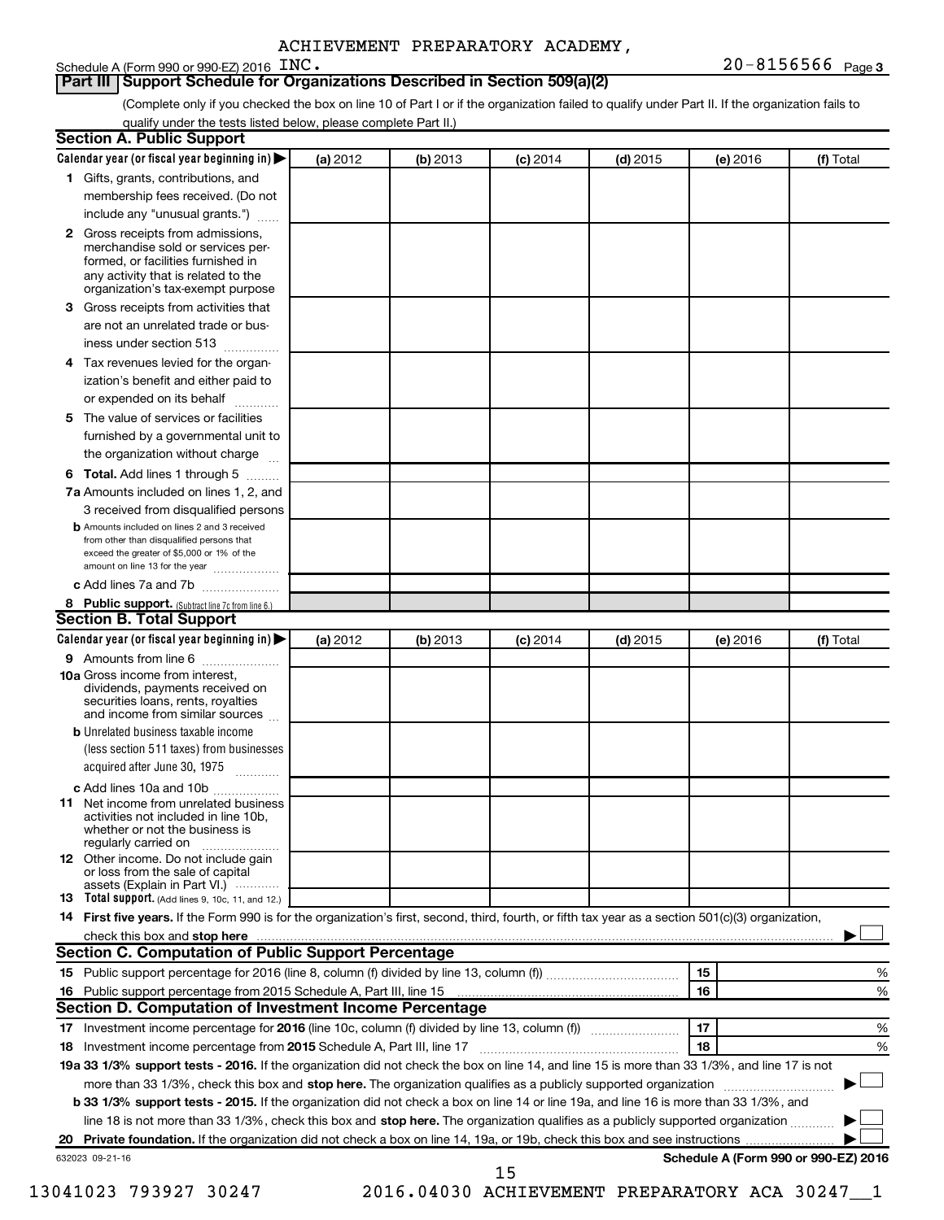ACHIEVEMENT PREPARATORY ACADEMY, INC.

Schedule A (Form 990 or 990-EZ) 2016 20-8156566 Page 3

## Part III Support Schedule for Organizations Described in Section 509(a)(2)

(Complete only if you checked the box on line 10 of Part I or if the organization failed to qualify under Part II. If the organization fails to qualify under the tests listed below, please complete Part II.)

### Section A. Public Support

| Calendar year (or fiscal year beginning in) ▶ | (a) 2012 | (b) 2013 | (c) 2014 | (d) 2015 | (e) 2016 | (f) Total |
|---|---|---|---|---|---|---|
| **1** Gifts, grants, contributions, and membership fees received. (Do not include any "unusual grants.") | | | | | | |
| **2** Gross receipts from admissions, merchandise sold or services performed, or facilities furnished in any activity that is related to the organization's tax-exempt purpose | | | | | | |
| **3** Gross receipts from activities that are not an unrelated trade or business under section 513 | | | | | | |
| **4** Tax revenues levied for the organization's benefit and either paid to or expended on its behalf | | | | | | |
| **5** The value of services or facilities furnished by a governmental unit to the organization without charge | | | | | | |
| **6 Total.** Add lines 1 through 5 | | | | | | |
| **7a** Amounts included on lines 1, 2, and 3 received from disqualified persons | | | | | | |
| **b** Amounts included on lines 2 and 3 received from other than disqualified persons that exceed the greater of $5,000 or 1% of the amount on line 13 for the year | | | | | | |
| **c** Add lines 7a and 7b | | | | | | |
| **8 Public support.** (Subtract line 7c from line 6.) | | | | | | |

### Section B. Total Support

| Calendar year (or fiscal year beginning in) ▶ | (a) 2012 | (b) 2013 | (c) 2014 | (d) 2015 | (e) 2016 | (f) Total |
|---|---|---|---|---|---|---|
| **9** Amounts from line 6 | | | | | | |
| **10a** Gross income from interest, dividends, payments received on securities loans, rents, royalties and income from similar sources | | | | | | |
| **b** Unrelated business taxable income (less section 511 taxes) from businesses acquired after June 30, 1975 | | | | | | |
| **c** Add lines 10a and 10b | | | | | | |
| **11** Net income from unrelated business activities not included in line 10b, whether or not the business is regularly carried on | | | | | | |
| **12** Other income. Do not include gain or loss from the sale of capital assets (Explain in Part VI.) | | | | | | |
| **13 Total support.** (Add lines 9, 10c, 11, and 12.) | | | | | | |

**14 First five years.** If the Form 990 is for the organization's first, second, third, fourth, or fifth tax year as a section 501(c)(3) organization, check this box and **stop here** ▶ ☐

### Section C. Computation of Public Support Percentage

| | | | |
|---|---|---|---|
| **15** Public support percentage for 2016 (line 8, column (f) divided by line 13, column (f)) | 15 | | % |
| **16** Public support percentage from 2015 Schedule A, Part III, line 15 | 16 | | % |

### Section D. Computation of Investment Income Percentage

| | | | |
|---|---|---|---|
| **17** Investment income percentage for **2016** (line 10c, column (f) divided by line 13, column (f)) | 17 | | % |
| **18** Investment income percentage from **2015** Schedule A, Part III, line 17 | 18 | | % |

**19a 33 1/3% support tests - 2016.** If the organization did not check the box on line 14, and line 15 is more than 33 1/3%, and line 17 is not more than 33 1/3%, check this box and **stop here.** The organization qualifies as a publicly supported organization ▶ ☐

**b 33 1/3% support tests - 2015.** If the organization did not check a box on line 14 or line 19a, and line 16 is more than 33 1/3%, and line 18 is not more than 33 1/3%, check this box and **stop here.** The organization qualifies as a publicly supported organization ▶ ☐

**20 Private foundation.** If the organization did not check a box on line 14, 19a, or 19b, check this box and see instructions ▶ ☐

632023 09-21-16

**Schedule A (Form 990 or 990-EZ) 2016**

13041023 793927 30247 2016.04030 ACHIEVEMENT PREPARATORY ACA 30247__1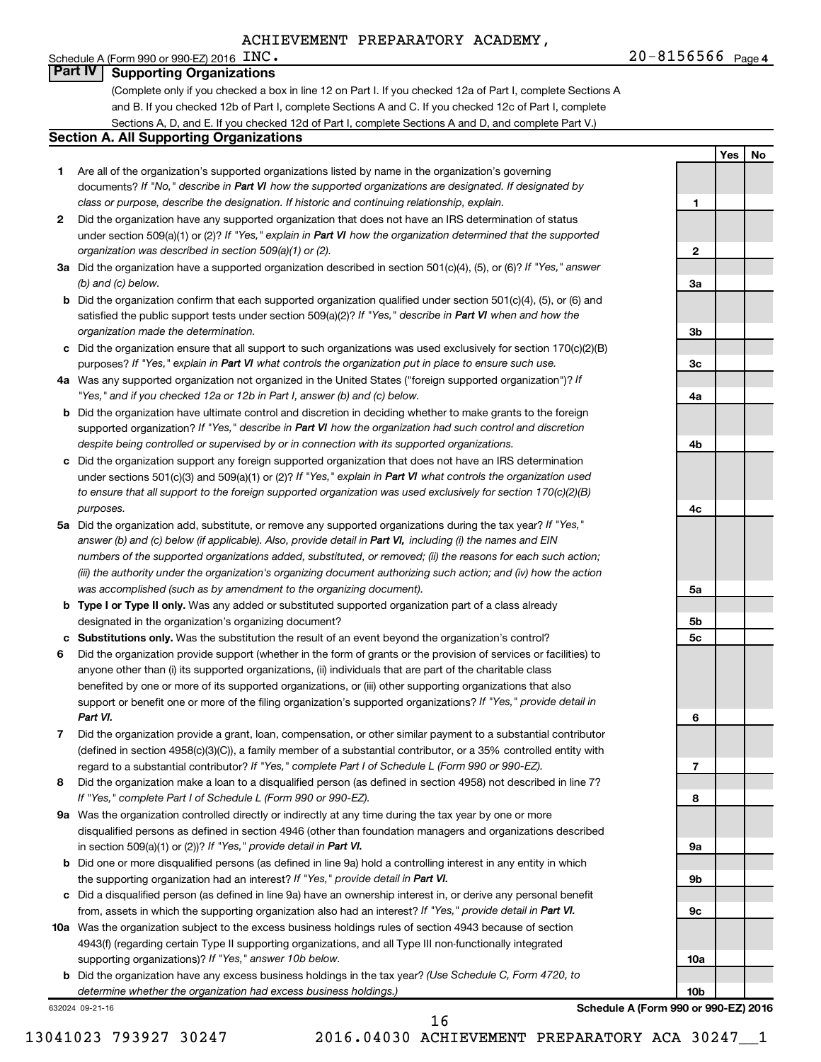ACHIEVEMENT PREPARATORY ACADEMY, INC.

Schedule A (Form 990 or 990-EZ) 2016    20-8156566 Page 4

## Part IV Supporting Organizations

(Complete only if you checked a box in line 12 on Part I. If you checked 12a of Part I, complete Sections A and B. If you checked 12b of Part I, complete Sections A and C. If you checked 12c of Part I, complete Sections A, D, and E. If you checked 12d of Part I, complete Sections A and D, and complete Part V.)

### Section A. All Supporting Organizations

| | | | Yes | No |
|---|---|---|---|---|
| **1** | Are all of the organization's supported organizations listed by name in the organization's governing documents? *If "No," describe in **Part VI** how the supported organizations are designated. If designated by class or purpose, describe the designation. If historic and continuing relationship, explain.* | 1 | | |
| **2** | Did the organization have any supported organization that does not have an IRS determination of status under section 509(a)(1) or (2)? *If "Yes," explain in **Part VI** how the organization determined that the supported organization was described in section 509(a)(1) or (2).* | 2 | | |
| **3a** | Did the organization have a supported organization described in section 501(c)(4), (5), or (6)? *If "Yes," answer (b) and (c) below.* | 3a | | |
| **b** | Did the organization confirm that each supported organization qualified under section 501(c)(4), (5), or (6) and satisfied the public support tests under section 509(a)(2)? *If "Yes," describe in **Part VI** when and how the organization made the determination.* | 3b | | |
| **c** | Did the organization ensure that all support to such organizations was used exclusively for section 170(c)(2)(B) purposes? *If "Yes," explain in **Part VI** what controls the organization put in place to ensure such use.* | 3c | | |
| **4a** | Was any supported organization not organized in the United States ("foreign supported organization")? *If "Yes," and if you checked 12a or 12b in Part I, answer (b) and (c) below.* | 4a | | |
| **b** | Did the organization have ultimate control and discretion in deciding whether to make grants to the foreign supported organization? *If "Yes," describe in **Part VI** how the organization had such control and discretion despite being controlled or supervised by or in connection with its supported organizations.* | 4b | | |
| **c** | Did the organization support any foreign supported organization that does not have an IRS determination under sections 501(c)(3) and 509(a)(1) or (2)? *If "Yes," explain in **Part VI** what controls the organization used to ensure that all support to the foreign supported organization was used exclusively for section 170(c)(2)(B) purposes.* | 4c | | |
| **5a** | Did the organization add, substitute, or remove any supported organizations during the tax year? *If "Yes," answer (b) and (c) below (if applicable). Also, provide detail in **Part VI,** including (i) the names and EIN numbers of the supported organizations added, substituted, or removed; (ii) the reasons for each such action; (iii) the authority under the organization's organizing document authorizing such action; and (iv) how the action was accomplished (such as by amendment to the organizing document).* | 5a | | |
| **b** | **Type I or Type II only.** Was any added or substituted supported organization part of a class already designated in the organization's organizing document? | 5b | | |
| **c** | **Substitutions only.** Was the substitution the result of an event beyond the organization's control? | 5c | | |
| **6** | Did the organization provide support (whether in the form of grants or the provision of services or facilities) to anyone other than (i) its supported organizations, (ii) individuals that are part of the charitable class benefited by one or more of its supported organizations, or (iii) other supporting organizations that also support or benefit one or more of the filing organization's supported organizations? *If "Yes," provide detail in **Part VI.*** | 6 | | |
| **7** | Did the organization provide a grant, loan, compensation, or other similar payment to a substantial contributor (defined in section 4958(c)(3)(C)), a family member of a substantial contributor, or a 35% controlled entity with regard to a substantial contributor? *If "Yes," complete Part I of Schedule L (Form 990 or 990-EZ).* | 7 | | |
| **8** | Did the organization make a loan to a disqualified person (as defined in section 4958) not described in line 7? *If "Yes," complete Part I of Schedule L (Form 990 or 990-EZ).* | 8 | | |
| **9a** | Was the organization controlled directly or indirectly at any time during the tax year by one or more disqualified persons as defined in section 4946 (other than foundation managers and organizations described in section 509(a)(1) or (2))? *If "Yes," provide detail in **Part VI.*** | 9a | | |
| **b** | Did one or more disqualified persons (as defined in line 9a) hold a controlling interest in any entity in which the supporting organization had an interest? *If "Yes," provide detail in **Part VI.*** | 9b | | |
| **c** | Did a disqualified person (as defined in line 9a) have an ownership interest in, or derive any personal benefit from, assets in which the supporting organization also had an interest? *If "Yes," provide detail in **Part VI.*** | 9c | | |
| **10a** | Was the organization subject to the excess business holdings rules of section 4943 because of section 4943(f) (regarding certain Type II supporting organizations, and all Type III non-functionally integrated supporting organizations)? *If "Yes," answer 10b below.* | 10a | | |
| **b** | Did the organization have any excess business holdings in the tax year? *(Use Schedule C, Form 4720, to determine whether the organization had excess business holdings.)* | 10b | | |

632024 09-21-16    **Schedule A (Form 990 or 990-EZ) 2016**

13041023 793927 30247    2016.04030 ACHIEVEMENT PREPARATORY ACA 30247__1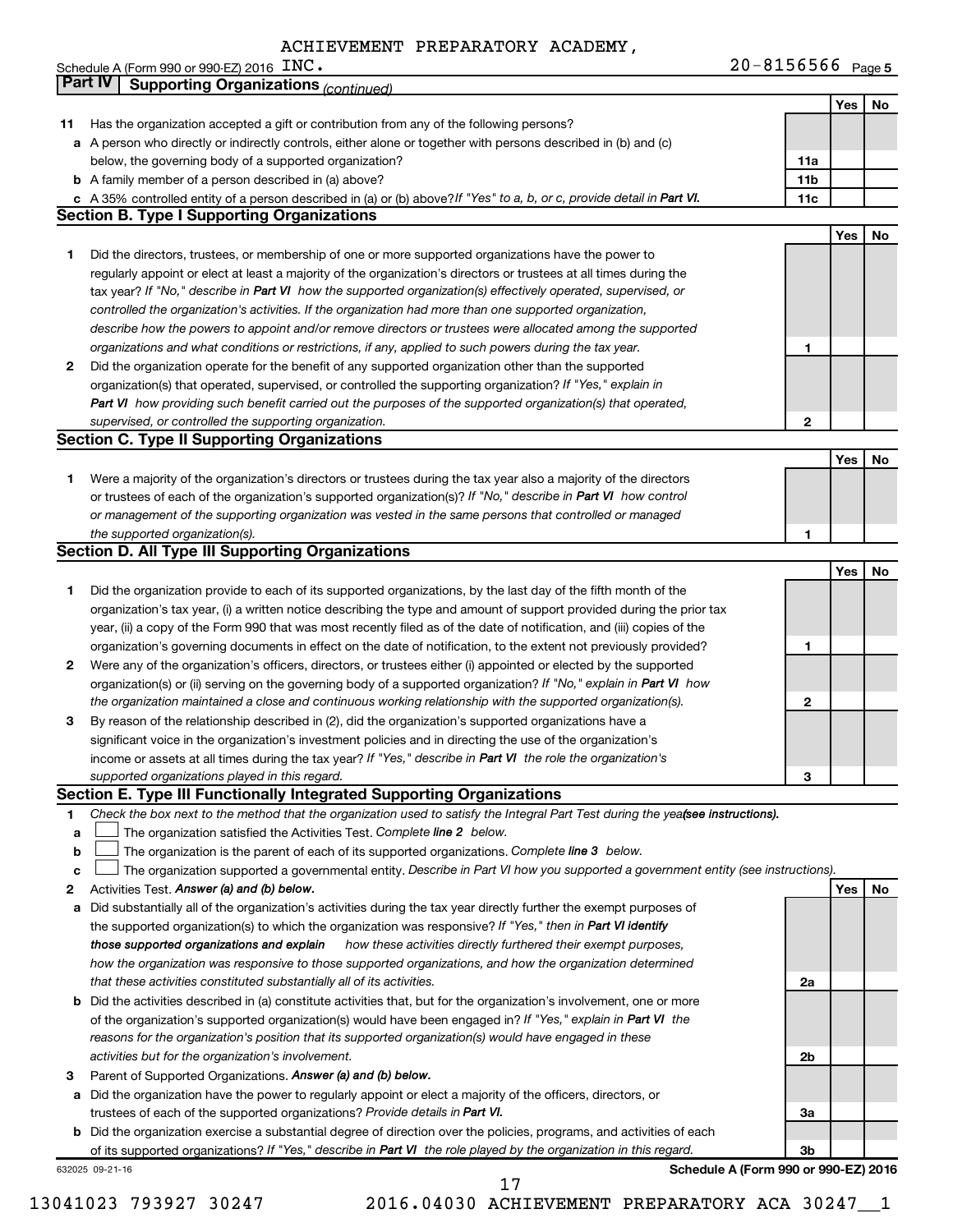ACHIEVEMENT PREPARATORY ACADEMY,

Schedule A (Form 990 or 990-EZ) 2016 INC. 20-8156566 Page 5

## Part IV | Supporting Organizations *(continued)*

| | | | Yes | No |
|---|---|---|---|---|
| **11** | Has the organization accepted a gift or contribution from any of the following persons? | | | |
| **a** | A person who directly or indirectly controls, either alone or together with persons described in (b) and (c) below, the governing body of a supported organization? | **11a** | | |
| **b** | A family member of a person described in (a) above? | **11b** | | |
| **c** | A 35% controlled entity of a person described in (a) or (b) above? *If "Yes" to a, b, or c, provide detail in* ***Part VI.*** | **11c** | | |

### Section B. Type I Supporting Organizations

| | | | Yes | No |
|---|---|---|---|---|
| **1** | Did the directors, trustees, or membership of one or more supported organizations have the power to regularly appoint or elect at least a majority of the organization's directors or trustees at all times during the tax year? *If "No," describe in* ***Part VI*** *how the supported organization(s) effectively operated, supervised, or controlled the organization's activities. If the organization had more than one supported organization, describe how the powers to appoint and/or remove directors or trustees were allocated among the supported organizations and what conditions or restrictions, if any, applied to such powers during the tax year.* | **1** | | |
| **2** | Did the organization operate for the benefit of any supported organization other than the supported organization(s) that operated, supervised, or controlled the supporting organization? *If "Yes," explain in* ***Part VI*** *how providing such benefit carried out the purposes of the supported organization(s) that operated, supervised, or controlled the supporting organization.* | **2** | | |

### Section C. Type II Supporting Organizations

| | | | Yes | No |
|---|---|---|---|---|
| **1** | Were a majority of the organization's directors or trustees during the tax year also a majority of the directors or trustees of each of the organization's supported organization(s)? *If "No," describe in* ***Part VI*** *how control or management of the supporting organization was vested in the same persons that controlled or managed the supported organization(s).* | **1** | | |

### Section D. All Type III Supporting Organizations

| | | | Yes | No |
|---|---|---|---|---|
| **1** | Did the organization provide to each of its supported organizations, by the last day of the fifth month of the organization's tax year, (i) a written notice describing the type and amount of support provided during the prior tax year, (ii) a copy of the Form 990 that was most recently filed as of the date of notification, and (iii) copies of the organization's governing documents in effect on the date of notification, to the extent not previously provided? | **1** | | |
| **2** | Were any of the organization's officers, directors, or trustees either (i) appointed or elected by the supported organization(s) or (ii) serving on the governing body of a supported organization? *If "No," explain in* ***Part VI*** *how the organization maintained a close and continuous working relationship with the supported organization(s).* | **2** | | |
| **3** | By reason of the relationship described in (2), did the organization's supported organizations have a significant voice in the organization's investment policies and in directing the use of the organization's income or assets at all times during the tax year? *If "Yes," describe in* ***Part VI*** *the role the organization's supported organizations played in this regard.* | **3** | | |

### Section E. Type III Functionally Integrated Supporting Organizations

**1** *Check the box next to the method that the organization used to satisfy the Integral Part Test during the year* ***(see instructions).***

- **a** ☐ The organization satisfied the Activities Test. *Complete* ***line 2*** *below.*
- **b** ☐ The organization is the parent of each of its supported organizations. *Complete* ***line 3*** *below.*
- **c** ☐ The organization supported a governmental entity. *Describe in Part VI how you supported a government entity (see instructions).*

| | | | Yes | No |
|---|---|---|---|---|
| **2** | Activities Test. ***Answer (a) and (b) below.*** | | | |
| **a** | Did substantially all of the organization's activities during the tax year directly further the exempt purposes of the supported organization(s) to which the organization was responsive? *If "Yes," then in* ***Part VI identify those supported organizations and explain*** *how these activities directly furthered their exempt purposes, how the organization was responsive to those supported organizations, and how the organization determined that these activities constituted substantially all of its activities.* | **2a** | | |
| **b** | Did the activities described in (a) constitute activities that, but for the organization's involvement, one or more of the organization's supported organization(s) would have been engaged in? *If "Yes," explain in* ***Part VI*** *the reasons for the organization's position that its supported organization(s) would have engaged in these activities but for the organization's involvement.* | **2b** | | |
| **3** | Parent of Supported Organizations. ***Answer (a) and (b) below.*** | | | |
| **a** | Did the organization have the power to regularly appoint or elect a majority of the officers, directors, or trustees of each of the supported organizations? *Provide details in* ***Part VI.*** | **3a** | | |
| **b** | Did the organization exercise a substantial degree of direction over the policies, programs, and activities of each of its supported organizations? *If "Yes," describe in* ***Part VI*** *the role played by the organization in this regard.* | **3b** | | |

632025 09-21-16 **Schedule A (Form 990 or 990-EZ) 2016**

13041023 793927 30247 2016.04030 ACHIEVEMENT PREPARATORY ACA 30247__1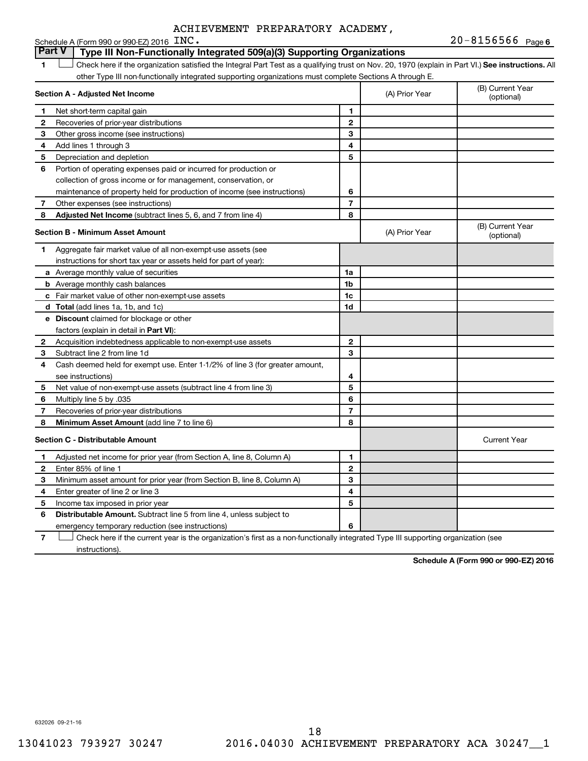ACHIEVEMENT PREPARATORY ACADEMY,

Schedule A (Form 990 or 990-EZ) 2016 INC. 20-8156566 Page 6

## Part V Type III Non-Functionally Integrated 509(a)(3) Supporting Organizations

1 ☐ Check here if the organization satisfied the Integral Part Test as a qualifying trust on Nov. 20, 1970 (explain in Part VI.) **See instructions.** All other Type III non-functionally integrated supporting organizations must complete Sections A through E.

| Section A - Adjusted Net Income | | | (A) Prior Year | (B) Current Year (optional) |
|---|---|---|---|---|
| 1 | Net short-term capital gain | 1 | | |
| 2 | Recoveries of prior-year distributions | 2 | | |
| 3 | Other gross income (see instructions) | 3 | | |
| 4 | Add lines 1 through 3 | 4 | | |
| 5 | Depreciation and depletion | 5 | | |
| 6 | Portion of operating expenses paid or incurred for production or collection of gross income or for management, conservation, or maintenance of property held for production of income (see instructions) | 6 | | |
| 7 | Other expenses (see instructions) | 7 | | |
| 8 | **Adjusted Net Income** (subtract lines 5, 6, and 7 from line 4) | 8 | | |

| Section B - Minimum Asset Amount | | | (A) Prior Year | (B) Current Year (optional) |
|---|---|---|---|---|
| 1 | Aggregate fair market value of all non-exempt-use assets (see instructions for short tax year or assets held for part of year): | | | |
| a | Average monthly value of securities | 1a | | |
| b | Average monthly cash balances | 1b | | |
| c | Fair market value of other non-exempt-use assets | 1c | | |
| d | **Total** (add lines 1a, 1b, and 1c) | 1d | | |
| e | **Discount** claimed for blockage or other factors (explain in detail in **Part VI**): | | | |
| 2 | Acquisition indebtedness applicable to non-exempt-use assets | 2 | | |
| 3 | Subtract line 2 from line 1d | 3 | | |
| 4 | Cash deemed held for exempt use. Enter 1-1/2% of line 3 (for greater amount, see instructions) | 4 | | |
| 5 | Net value of non-exempt-use assets (subtract line 4 from line 3) | 5 | | |
| 6 | Multiply line 5 by .035 | 6 | | |
| 7 | Recoveries of prior-year distributions | 7 | | |
| 8 | **Minimum Asset Amount** (add line 7 to line 6) | 8 | | |

| Section C - Distributable Amount | | | | Current Year |
|---|---|---|---|---|
| 1 | Adjusted net income for prior year (from Section A, line 8, Column A) | 1 | | |
| 2 | Enter 85% of line 1 | 2 | | |
| 3 | Minimum asset amount for prior year (from Section B, line 8, Column A) | 3 | | |
| 4 | Enter greater of line 2 or line 3 | 4 | | |
| 5 | Income tax imposed in prior year | 5 | | |
| 6 | **Distributable Amount.** Subtract line 5 from line 4, unless subject to emergency temporary reduction (see instructions) | 6 | | |

7 ☐ Check here if the current year is the organization's first as a non-functionally integrated Type III supporting organization (see instructions).

**Schedule A (Form 990 or 990-EZ) 2016**

632026 09-21-16

13041023 793927 30247 2016.04030 ACHIEVEMENT PREPARATORY ACA 30247__1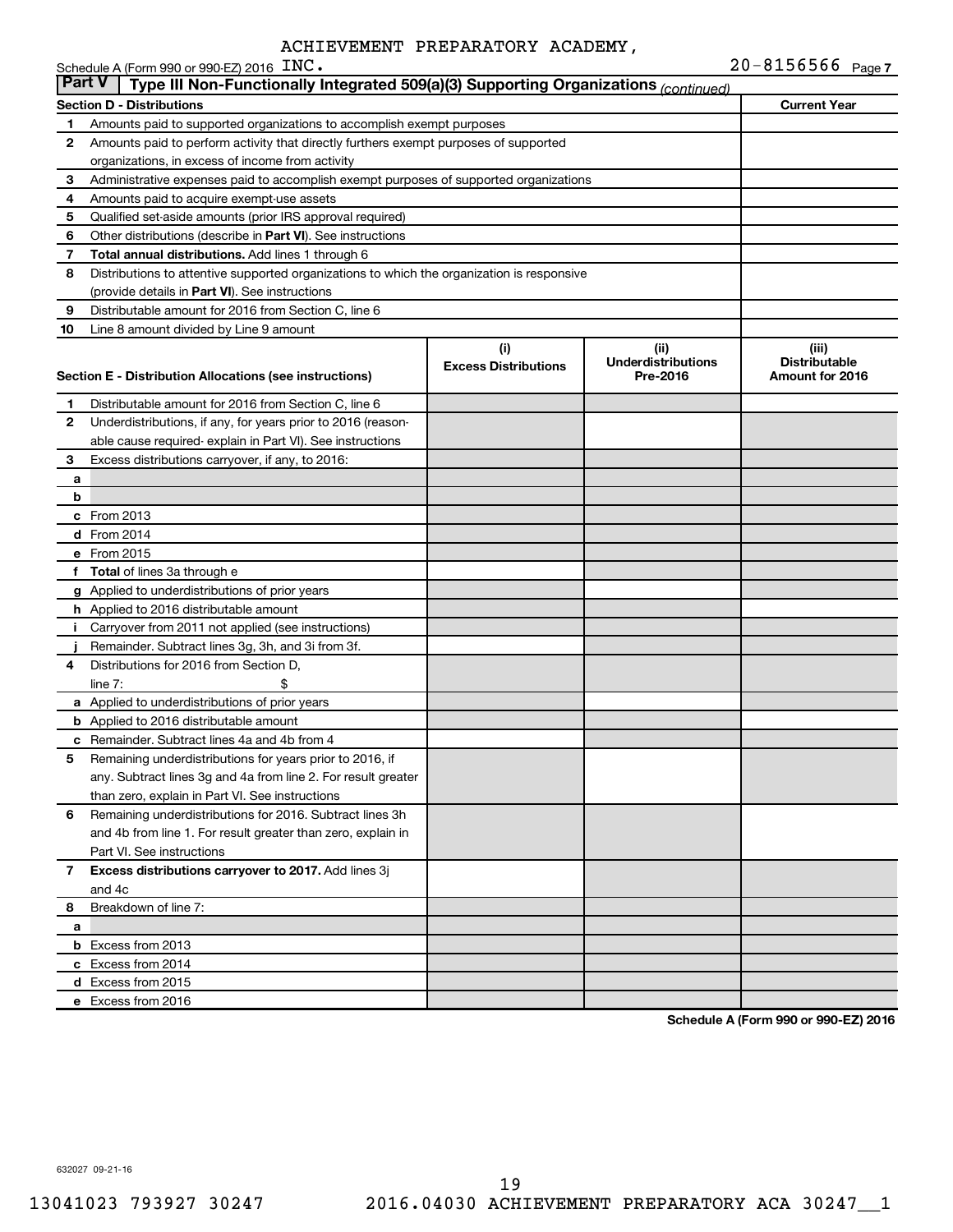ACHIEVEMENT PREPARATORY ACADEMY,

Schedule A (Form 990 or 990-EZ) 2016 INC. 20-8156566 Page 7

## Part V | Type III Non-Functionally Integrated 509(a)(3) Supporting Organizations *(continued)*

| Section D - Distributions | | Current Year |
|---|---|---|
| 1 | Amounts paid to supported organizations to accomplish exempt purposes | |
| 2 | Amounts paid to perform activity that directly furthers exempt purposes of supported organizations, in excess of income from activity | |
| 3 | Administrative expenses paid to accomplish exempt purposes of supported organizations | |
| 4 | Amounts paid to acquire exempt-use assets | |
| 5 | Qualified set-aside amounts (prior IRS approval required) | |
| 6 | Other distributions (describe in **Part VI**). See instructions | |
| 7 | **Total annual distributions.** Add lines 1 through 6 | |
| 8 | Distributions to attentive supported organizations to which the organization is responsive (provide details in **Part VI**). See instructions | |
| 9 | Distributable amount for 2016 from Section C, line 6 | |
| 10 | Line 8 amount divided by Line 9 amount | |

| Section E - Distribution Allocations (see instructions) | | (i) Excess Distributions | (ii) Underdistributions Pre-2016 | (iii) Distributable Amount for 2016 |
|---|---|---|---|---|
| 1 | Distributable amount for 2016 from Section C, line 6 | | | |
| 2 | Underdistributions, if any, for years prior to 2016 (reasonable cause required- explain in Part VI). See instructions | | | |
| 3 | Excess distributions carryover, if any, to 2016: | | | |
| a | | | | |
| b | | | | |
| c | From 2013 | | | |
| d | From 2014 | | | |
| e | From 2015 | | | |
| f | **Total** of lines 3a through e | | | |
| g | Applied to underdistributions of prior years | | | |
| h | Applied to 2016 distributable amount | | | |
| i | Carryover from 2011 not applied (see instructions) | | | |
| j | Remainder. Subtract lines 3g, 3h, and 3i from 3f. | | | |
| 4 | Distributions for 2016 from Section D, line 7: $ | | | |
| a | Applied to underdistributions of prior years | | | |
| b | Applied to 2016 distributable amount | | | |
| c | Remainder. Subtract lines 4a and 4b from 4 | | | |
| 5 | Remaining underdistributions for years prior to 2016, if any. Subtract lines 3g and 4a from line 2. For result greater than zero, explain in Part VI. See instructions | | | |
| 6 | Remaining underdistributions for 2016. Subtract lines 3h and 4b from line 1. For result greater than zero, explain in Part VI. See instructions | | | |
| 7 | **Excess distributions carryover to 2017.** Add lines 3j and 4c | | | |
| 8 | Breakdown of line 7: | | | |
| a | | | | |
| b | Excess from 2013 | | | |
| c | Excess from 2014 | | | |
| d | Excess from 2015 | | | |
| e | Excess from 2016 | | | |

**Schedule A (Form 990 or 990-EZ) 2016**

632027 09-21-16

13041023 793927 30247 2016.04030 ACHIEVEMENT PREPARATORY ACA 30247__1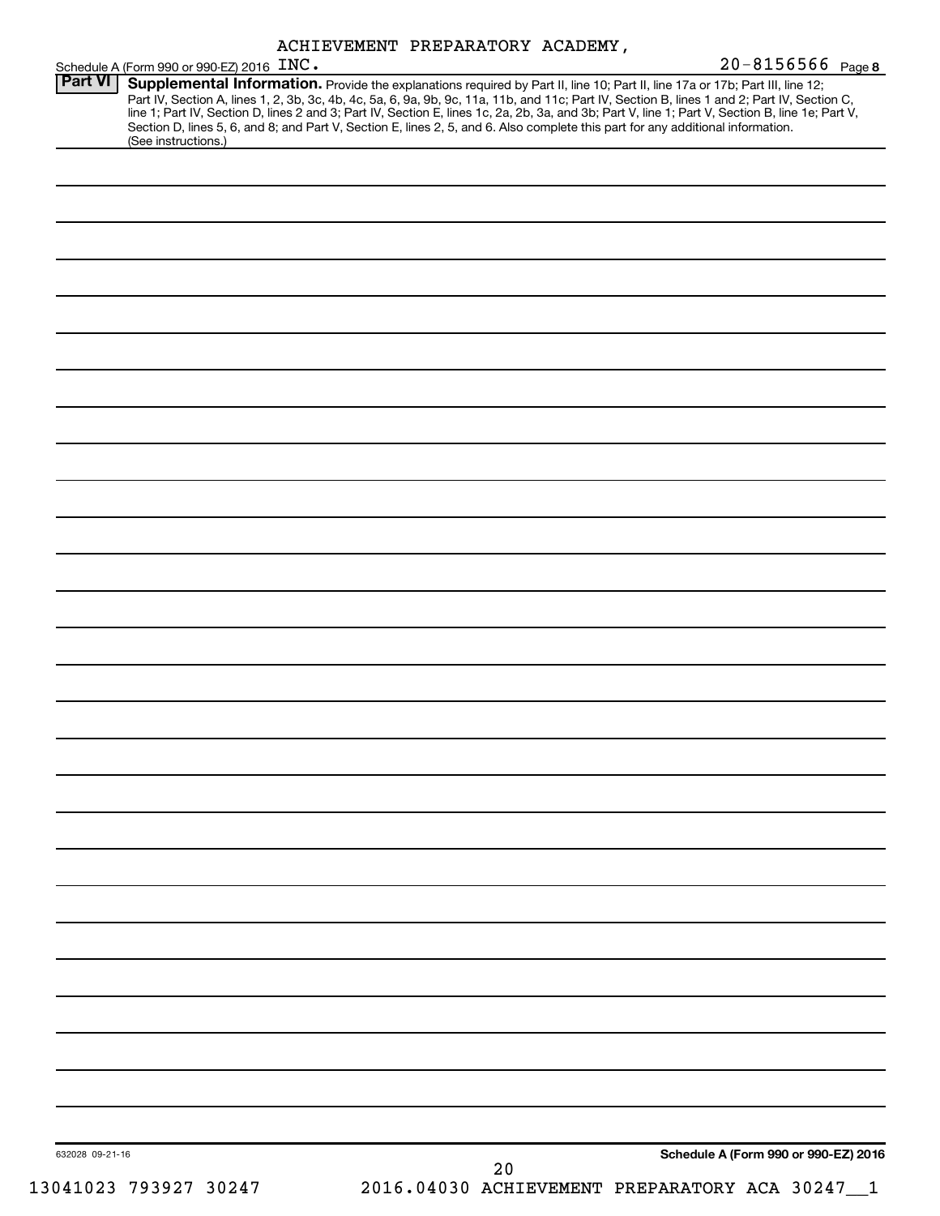ACHIEVEMENT PREPARATORY ACADEMY,

Schedule A (Form 990 or 990-EZ) 2016 INC. 20-8156566 Page **8**

**Part VI** **Supplemental Information.** Provide the explanations required by Part II, line 10; Part II, line 17a or 17b; Part III, line 12; Part IV, Section A, lines 1, 2, 3b, 3c, 4b, 4c, 5a, 6, 9a, 9b, 9c, 11a, 11b, and 11c; Part IV, Section B, lines 1 and 2; Part IV, Section C, line 1; Part IV, Section D, lines 2 and 3; Part IV, Section E, lines 1c, 2a, 2b, 3a, and 3b; Part V, line 1; Part V, Section B, line 1e; Part V, Section D, lines 5, 6, and 8; and Part V, Section E, lines 2, 5, and 6. Also complete this part for any additional information. (See instructions.)

632028 09-21-16

**Schedule A (Form 990 or 990-EZ) 2016**

13041023 793927 30247 2016.04030 ACHIEVEMENT PREPARATORY ACA 30247__1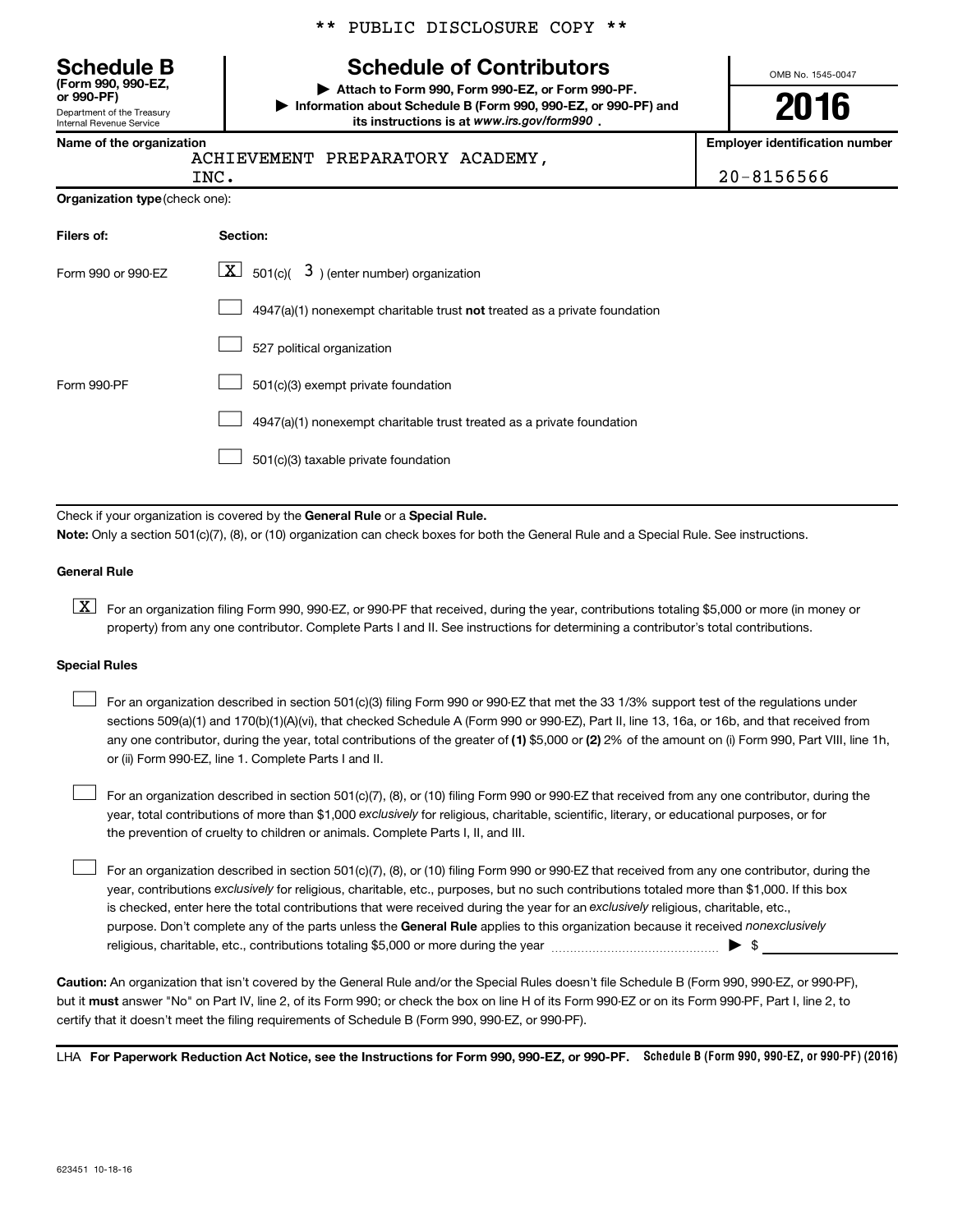\*\* PUBLIC DISCLOSURE COPY \*\*

# Schedule B
**(Form 990, 990-EZ, or 990-PF)**
Department of the Treasury
Internal Revenue Service

## Schedule of Contributors

▶ **Attach to Form 990, Form 990-EZ, or Form 990-PF.**
▶ **Information about Schedule B (Form 990, 990-EZ, or 990-PF) and its instructions is at *www.irs.gov/form990*.**

OMB No. 1545-0047

**2016**

| Name of the organization | Employer identification number |
|---|---|
| ACHIEVEMENT PREPARATORY ACADEMY, INC. | 20-8156566 |

**Organization type** (check one):

| Filers of: | Section: |
|---|---|
| Form 990 or 990-EZ | [X] 501(c)( 3 ) (enter number) organization |
| | [ ] 4947(a)(1) nonexempt charitable trust **not** treated as a private foundation |
| | [ ] 527 political organization |
| Form 990-PF | [ ] 501(c)(3) exempt private foundation |
| | [ ] 4947(a)(1) nonexempt charitable trust treated as a private foundation |
| | [ ] 501(c)(3) taxable private foundation |

Check if your organization is covered by the **General Rule** or a **Special Rule.**

**Note:** Only a section 501(c)(7), (8), or (10) organization can check boxes for both the General Rule and a Special Rule. See instructions.

**General Rule**

[X] For an organization filing Form 990, 990-EZ, or 990-PF that received, during the year, contributions totaling $5,000 or more (in money or property) from any one contributor. Complete Parts I and II. See instructions for determining a contributor's total contributions.

**Special Rules**

[ ] For an organization described in section 501(c)(3) filing Form 990 or 990-EZ that met the 33 1/3% support test of the regulations under sections 509(a)(1) and 170(b)(1)(A)(vi), that checked Schedule A (Form 990 or 990-EZ), Part II, line 13, 16a, or 16b, and that received from any one contributor, during the year, total contributions of the greater of **(1)** $5,000 or **(2)** 2% of the amount on (i) Form 990, Part VIII, line 1h, or (ii) Form 990-EZ, line 1. Complete Parts I and II.

[ ] For an organization described in section 501(c)(7), (8), or (10) filing Form 990 or 990-EZ that received from any one contributor, during the year, total contributions of more than $1,000 *exclusively* for religious, charitable, scientific, literary, or educational purposes, or for the prevention of cruelty to children or animals. Complete Parts I, II, and III.

[ ] For an organization described in section 501(c)(7), (8), or (10) filing Form 990 or 990-EZ that received from any one contributor, during the year, contributions *exclusively* for religious, charitable, etc., purposes, but no such contributions totaled more than $1,000. If this box is checked, enter here the total contributions that were received during the year for an *exclusively* religious, charitable, etc., purpose. Don't complete any of the parts unless the **General Rule** applies to this organization because it received *nonexclusively* religious, charitable, etc., contributions totaling $5,000 or more during the year ▶ $ \_\_\_\_\_\_\_\_\_\_

**Caution:** An organization that isn't covered by the General Rule and/or the Special Rules doesn't file Schedule B (Form 990, 990-EZ, or 990-PF), but it **must** answer "No" on Part IV, line 2, of its Form 990; or check the box on line H of its Form 990-EZ or on its Form 990-PF, Part I, line 2, to certify that it doesn't meet the filing requirements of Schedule B (Form 990, 990-EZ, or 990-PF).

LHA **For Paperwork Reduction Act Notice, see the Instructions for Form 990, 990-EZ, or 990-PF.** **Schedule B (Form 990, 990-EZ, or 990-PF) (2016)**

623451 10-18-16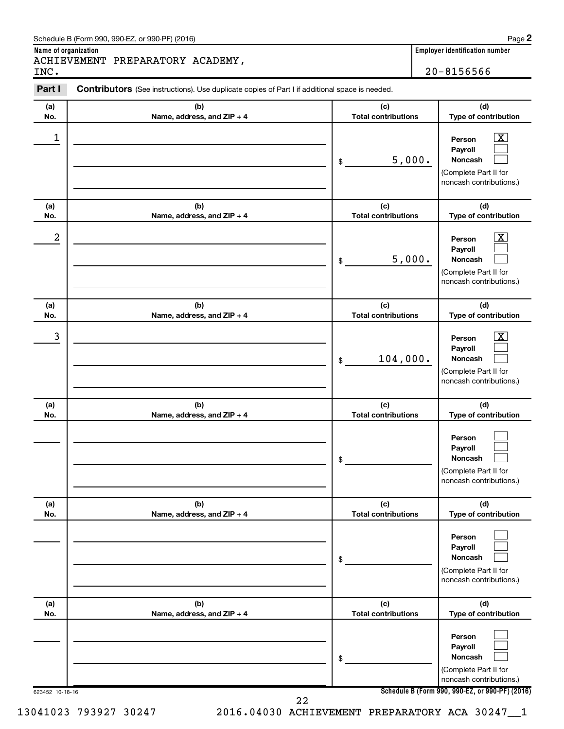Schedule B (Form 990, 990-EZ, or 990-PF) (2016)

**Name of organization**
ACHIEVEMENT PREPARATORY ACADEMY, INC.

**Employer identification number**
20-8156566

**Part I** **Contributors** (See instructions). Use duplicate copies of Part I if additional space is needed.

| (a) No. | (b) Name, address, and ZIP + 4 | (c) Total contributions | (d) Type of contribution |
|---|---|---|---|
| 1 | | $ 5,000. | Person [X] Payroll [ ] Noncash [ ] (Complete Part II for noncash contributions.) |
| 2 | | $ 5,000. | Person [X] Payroll [ ] Noncash [ ] (Complete Part II for noncash contributions.) |
| 3 | | $ 104,000. | Person [X] Payroll [ ] Noncash [ ] (Complete Part II for noncash contributions.) |
| | | $ | Person [ ] Payroll [ ] Noncash [ ] (Complete Part II for noncash contributions.) |
| | | $ | Person [ ] Payroll [ ] Noncash [ ] (Complete Part II for noncash contributions.) |
| | | $ | Person [ ] Payroll [ ] Noncash [ ] (Complete Part II for noncash contributions.) |

623452 10-18-16

**Schedule B (Form 990, 990-EZ, or 990-PF) (2016)**

13041023 793927 30247 2016.04030 ACHIEVEMENT PREPARATORY ACA 30247__1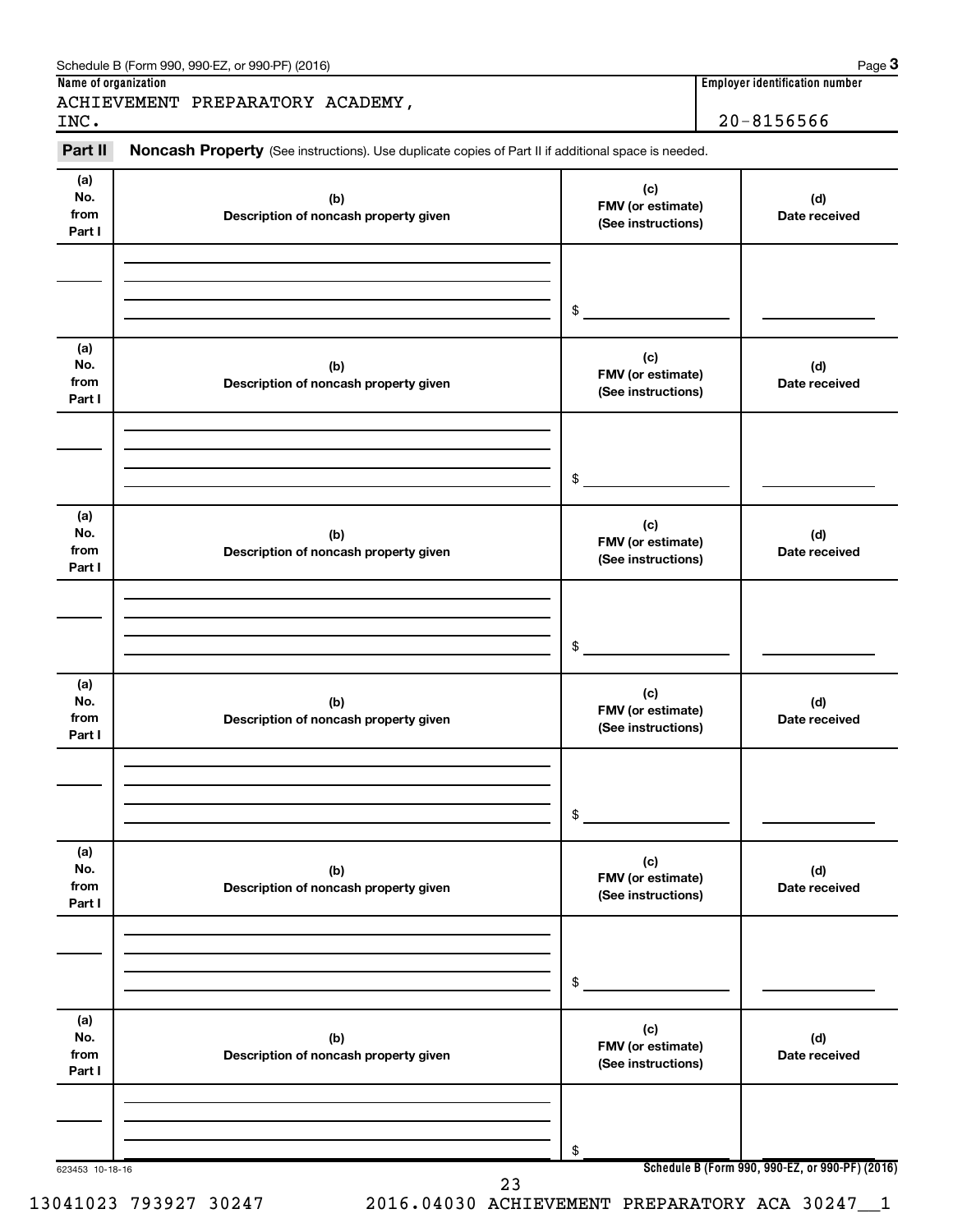Schedule B (Form 990, 990-EZ, or 990-PF) (2016)

| Name of organization | Employer identification number |
| --- | --- |
| ACHIEVEMENT PREPARATORY ACADEMY, INC. | 20-8156566 |

**Part II** **Noncash Property** (See instructions). Use duplicate copies of Part II if additional space is needed.

| (a) No. from Part I | (b) Description of noncash property given | (c) FMV (or estimate) (See instructions) | (d) Date received |
| --- | --- | --- | --- |
| | | $ | |

| (a) No. from Part I | (b) Description of noncash property given | (c) FMV (or estimate) (See instructions) | (d) Date received |
| --- | --- | --- | --- |
| | | $ | |

| (a) No. from Part I | (b) Description of noncash property given | (c) FMV (or estimate) (See instructions) | (d) Date received |
| --- | --- | --- | --- |
| | | $ | |

| (a) No. from Part I | (b) Description of noncash property given | (c) FMV (or estimate) (See instructions) | (d) Date received |
| --- | --- | --- | --- |
| | | $ | |

| (a) No. from Part I | (b) Description of noncash property given | (c) FMV (or estimate) (See instructions) | (d) Date received |
| --- | --- | --- | --- |
| | | $ | |

| (a) No. from Part I | (b) Description of noncash property given | (c) FMV (or estimate) (See instructions) | (d) Date received |
| --- | --- | --- | --- |
| | | $ | |

623453 10-18-16

**Schedule B (Form 990, 990-EZ, or 990-PF) (2016)**

13041023 793927 30247 2016.04030 ACHIEVEMENT PREPARATORY ACA 30247__1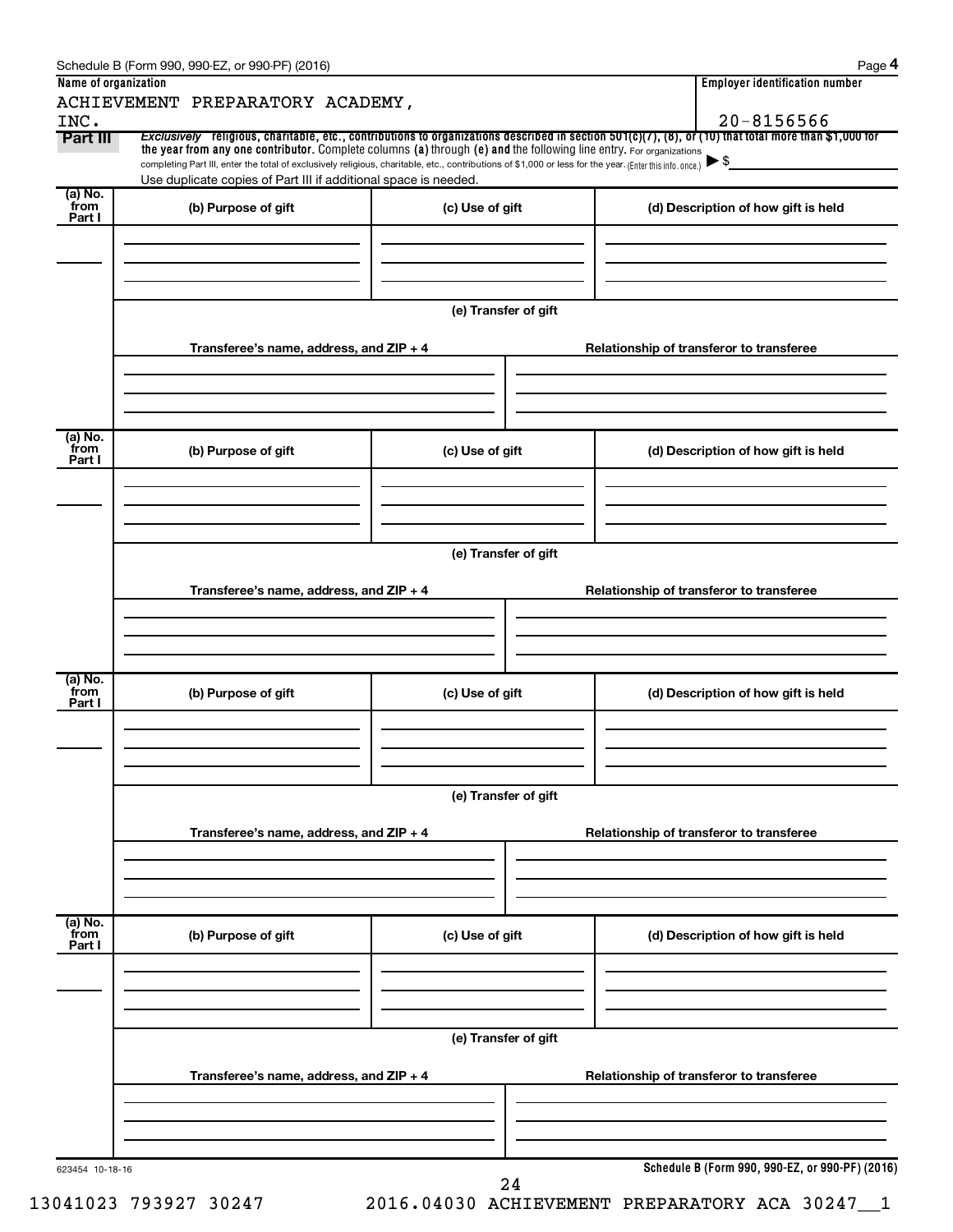Schedule B (Form 990, 990-EZ, or 990-PF) (2016)

| Name of organization | Employer identification number |
| --- | --- |
| ACHIEVEMENT PREPARATORY ACADEMY, INC. | 20-8156566 |

**Part III** *Exclusively* religious, charitable, etc., contributions to organizations described in section 501(c)(7), (8), or (10) that total more than $1,000 for the year from any one contributor. Complete columns (a) through (e) and the following line entry. For organizations completing Part III, enter the total of exclusively religious, charitable, etc., contributions of $1,000 or less for the year. (Enter this info. once.) ▶ $

Use duplicate copies of Part III if additional space is needed.

| (a) No. from Part I | (b) Purpose of gift | (c) Use of gift | (d) Description of how gift is held |
| --- | --- | --- | --- |
| | | | |

(e) Transfer of gift

| Transferee's name, address, and ZIP + 4 | Relationship of transferor to transferee |
| --- | --- |
| | |

| (a) No. from Part I | (b) Purpose of gift | (c) Use of gift | (d) Description of how gift is held |
| --- | --- | --- | --- |
| | | | |

(e) Transfer of gift

| Transferee's name, address, and ZIP + 4 | Relationship of transferor to transferee |
| --- | --- |
| | |

| (a) No. from Part I | (b) Purpose of gift | (c) Use of gift | (d) Description of how gift is held |
| --- | --- | --- | --- |
| | | | |

(e) Transfer of gift

| Transferee's name, address, and ZIP + 4 | Relationship of transferor to transferee |
| --- | --- |
| | |

| (a) No. from Part I | (b) Purpose of gift | (c) Use of gift | (d) Description of how gift is held |
| --- | --- | --- | --- |
| | | | |

(e) Transfer of gift

| Transferee's name, address, and ZIP + 4 | Relationship of transferor to transferee |
| --- | --- |
| | |

623454 10-18-16

Schedule B (Form 990, 990-EZ, or 990-PF) (2016)

13041023 793927 30247 2016.04030 ACHIEVEMENT PREPARATORY ACA 30247__1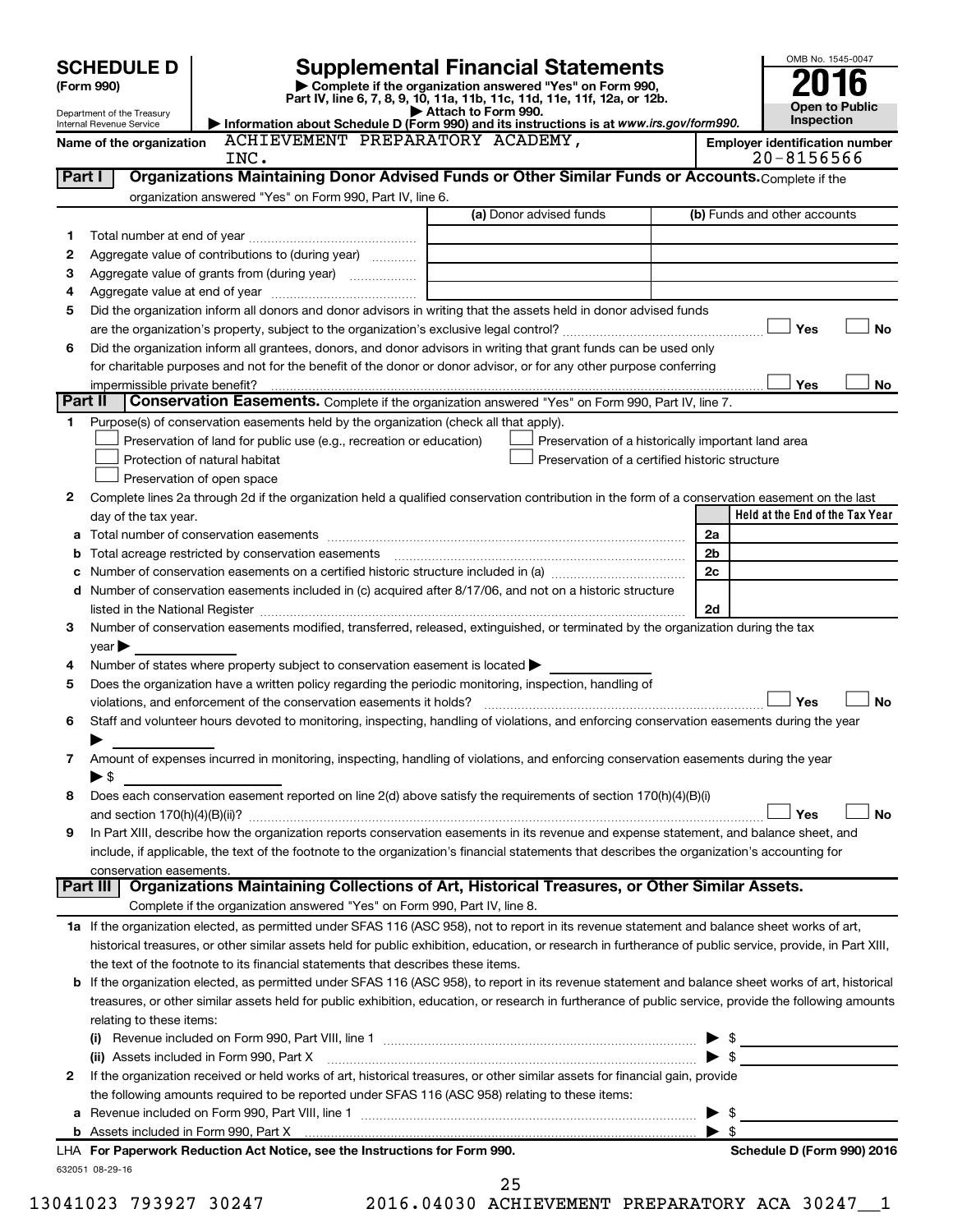# SCHEDULE D (Form 990)

Department of the Treasury
Internal Revenue Service

## Supplemental Financial Statements

▶ Complete if the organization answered "Yes" on Form 990, Part IV, line 6, 7, 8, 9, 10, 11a, 11b, 11c, 11d, 11e, 11f, 12a, or 12b.
▶ Attach to Form 990.
▶ Information about Schedule D (Form 990) and its instructions is at www.irs.gov/form990.

OMB No. 1545-0047

**2016**

**Open to Public Inspection**

Name of the organization: ACHIEVEMENT PREPARATORY ACADEMY, INC.

Employer identification number: 20-8156566

**Part I** Organizations Maintaining Donor Advised Funds or Other Similar Funds or Accounts. Complete if the organization answered "Yes" on Form 990, Part IV, line 6.

| | | (a) Donor advised funds | (b) Funds and other accounts |
|---|---|---|---|
| 1 | Total number at end of year | | |
| 2 | Aggregate value of contributions to (during year) | | |
| 3 | Aggregate value of grants from (during year) | | |
| 4 | Aggregate value at end of year | | |

5 Did the organization inform all donors and donor advisors in writing that the assets held in donor advised funds are the organization's property, subject to the organization's exclusive legal control? ☐ Yes ☐ No

6 Did the organization inform all grantees, donors, and donor advisors in writing that grant funds can be used only for charitable purposes and not for the benefit of the donor or donor advisor, or for any other purpose conferring impermissible private benefit? ☐ Yes ☐ No

**Part II** Conservation Easements. Complete if the organization answered "Yes" on Form 990, Part IV, line 7.

1 Purpose(s) of conservation easements held by the organization (check all that apply).
- ☐ Preservation of land for public use (e.g., recreation or education)
- ☐ Protection of natural habitat
- ☐ Preservation of open space
- ☐ Preservation of a historically important land area
- ☐ Preservation of a certified historic structure

2 Complete lines 2a through 2d if the organization held a qualified conservation contribution in the form of a conservation easement on the last day of the tax year.

| | | | Held at the End of the Tax Year |
|---|---|---|---|
| a | Total number of conservation easements | 2a | |
| b | Total acreage restricted by conservation easements | 2b | |
| c | Number of conservation easements on a certified historic structure included in (a) | 2c | |
| d | Number of conservation easements included in (c) acquired after 8/17/06, and not on a historic structure listed in the National Register | 2d | |

3 Number of conservation easements modified, transferred, released, extinguished, or terminated by the organization during the tax year ▶

4 Number of states where property subject to conservation easement is located ▶

5 Does the organization have a written policy regarding the periodic monitoring, inspection, handling of violations, and enforcement of the conservation easements it holds? ☐ Yes ☐ No

6 Staff and volunteer hours devoted to monitoring, inspecting, handling of violations, and enforcing conservation easements during the year ▶

7 Amount of expenses incurred in monitoring, inspecting, handling of violations, and enforcing conservation easements during the year ▶ $

8 Does each conservation easement reported on line 2(d) above satisfy the requirements of section 170(h)(4)(B)(i) and section 170(h)(4)(B)(ii)? ☐ Yes ☐ No

9 In Part XIII, describe how the organization reports conservation easements in its revenue and expense statement, and balance sheet, and include, if applicable, the text of the footnote to the organization's financial statements that describes the organization's accounting for conservation easements.

**Part III** Organizations Maintaining Collections of Art, Historical Treasures, or Other Similar Assets. Complete if the organization answered "Yes" on Form 990, Part IV, line 8.

1a If the organization elected, as permitted under SFAS 116 (ASC 958), not to report in its revenue statement and balance sheet works of art, historical treasures, or other similar assets held for public exhibition, education, or research in furtherance of public service, provide, in Part XIII, the text of the footnote to its financial statements that describes these items.

b If the organization elected, as permitted under SFAS 116 (ASC 958), to report in its revenue statement and balance sheet works of art, historical treasures, or other similar assets held for public exhibition, education, or research in furtherance of public service, provide the following amounts relating to these items:

(i) Revenue included on Form 990, Part VIII, line 1 ▶ $

(ii) Assets included in Form 990, Part X ▶ $

2 If the organization received or held works of art, historical treasures, or other similar assets for financial gain, provide the following amounts required to be reported under SFAS 116 (ASC 958) relating to these items:

a Revenue included on Form 990, Part VIII, line 1 ▶ $

b Assets included in Form 990, Part X ▶ $

LHA For Paperwork Reduction Act Notice, see the Instructions for Form 990. Schedule D (Form 990) 2016

632051 08-29-16

13041023 793927 30247 2016.04030 ACHIEVEMENT PREPARATORY ACA 30247__1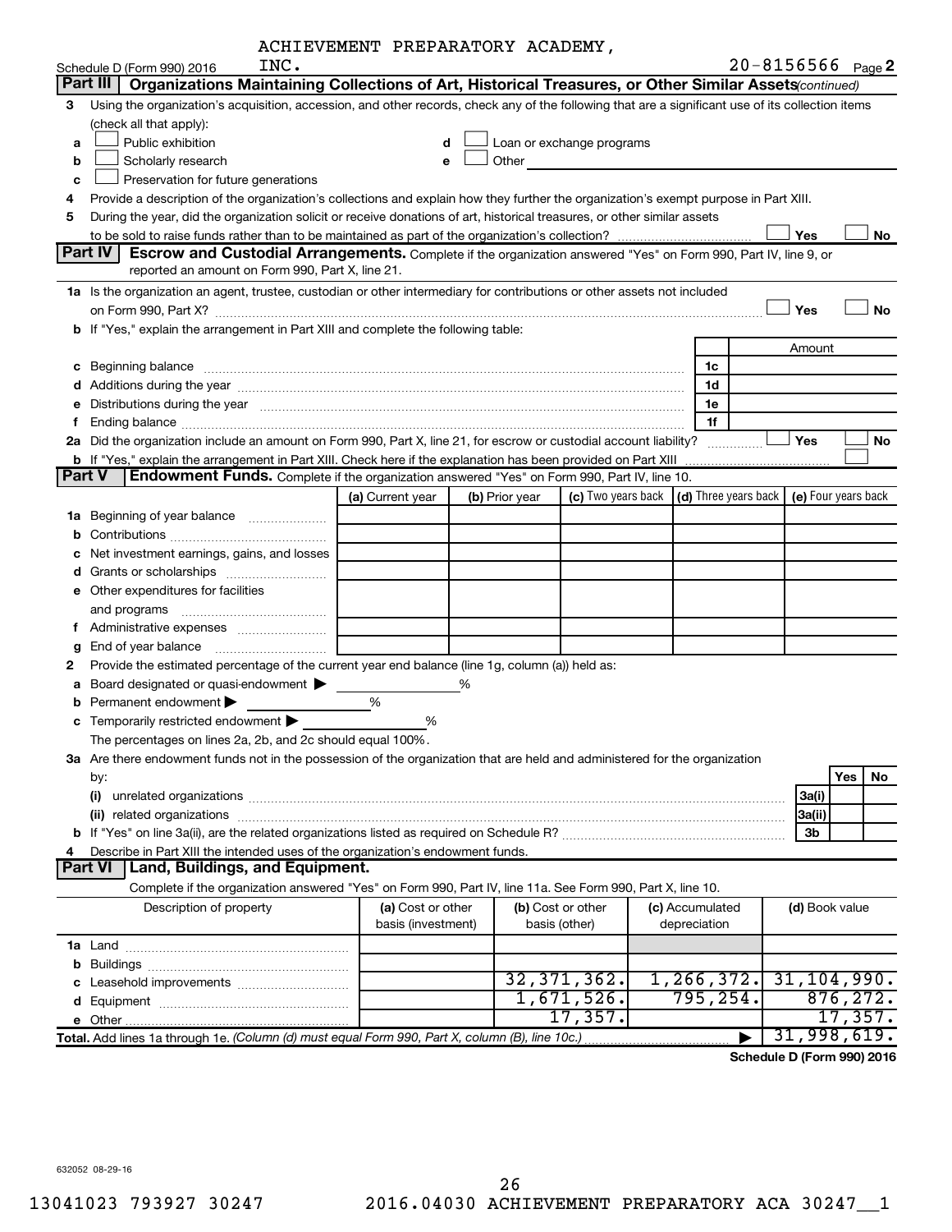ACHIEVEMENT PREPARATORY ACADEMY, INC.

Schedule D (Form 990) 2016 — 20-8156566 Page 2

## Part III Organizations Maintaining Collections of Art, Historical Treasures, or Other Similar Assets *(continued)*

3 Using the organization's acquisition, accession, and other records, check any of the following that are a significant use of its collection items (check all that apply):

a ☐ Public exhibition
b ☐ Scholarly research
c ☐ Preservation for future generations
d ☐ Loan or exchange programs
e ☐ Other

4 Provide a description of the organization's collections and explain how they further the organization's exempt purpose in Part XIII.

5 During the year, did the organization solicit or receive donations of art, historical treasures, or other similar assets to be sold to raise funds rather than to be maintained as part of the organization's collection? ☐ Yes ☐ No

## Part IV Escrow and Custodial Arrangements.

Complete if the organization answered "Yes" on Form 990, Part IV, line 9, or reported an amount on Form 990, Part X, line 21.

1a Is the organization an agent, trustee, custodian or other intermediary for contributions or other assets not included on Form 990, Part X? ☐ Yes ☐ No

b If "Yes," explain the arrangement in Part XIII and complete the following table:

| | | Amount |
|---|---|---|
| c Beginning balance | 1c | |
| d Additions during the year | 1d | |
| e Distributions during the year | 1e | |
| f Ending balance | 1f | |

2a Did the organization include an amount on Form 990, Part X, line 21, for escrow or custodial account liability? ☐ Yes ☐ No

b If "Yes," explain the arrangement in Part XIII. Check here if the explanation has been provided on Part XIII ☐

## Part V Endowment Funds.

Complete if the organization answered "Yes" on Form 990, Part IV, line 10.

| | (a) Current year | (b) Prior year | (c) Two years back | (d) Three years back | (e) Four years back |
|---|---|---|---|---|---|
| 1a Beginning of year balance | | | | | |
| b Contributions | | | | | |
| c Net investment earnings, gains, and losses | | | | | |
| d Grants or scholarships | | | | | |
| e Other expenditures for facilities and programs | | | | | |
| f Administrative expenses | | | | | |
| g End of year balance | | | | | |

2 Provide the estimated percentage of the current year end balance (line 1g, column (a)) held as:

a Board designated or quasi-endowment ▶ %
b Permanent endowment ▶ %
c Temporarily restricted endowment ▶ %

The percentages on lines 2a, 2b, and 2c should equal 100%.

3a Are there endowment funds not in the possession of the organization that are held and administered for the organization by:

| | | Yes | No |
|---|---|---|---|
| (i) unrelated organizations | 3a(i) | | |
| (ii) related organizations | 3a(ii) | | |
| b If "Yes" on line 3a(ii), are the related organizations listed as required on Schedule R? | 3b | | |

4 Describe in Part XIII the intended uses of the organization's endowment funds.

## Part VI Land, Buildings, and Equipment.

Complete if the organization answered "Yes" on Form 990, Part IV, line 11a. See Form 990, Part X, line 10.

| Description of property | (a) Cost or other basis (investment) | (b) Cost or other basis (other) | (c) Accumulated depreciation | (d) Book value |
|---|---|---|---|---|
| 1a Land | | | | |
| b Buildings | | | | |
| c Leasehold improvements | | 32,371,362. | 1,266,372. | 31,104,990. |
| d Equipment | | 1,671,526. | 795,254. | 876,272. |
| e Other | | 17,357. | | 17,357. |
| Total. Add lines 1a through 1e. *(Column (d) must equal Form 990, Part X, column (B), line 10c.)* | | | ▶ | 31,998,619. |

Schedule D (Form 990) 2016

632052 08-29-16

13041023 793927 30247 2016.04030 ACHIEVEMENT PREPARATORY ACA 30247__1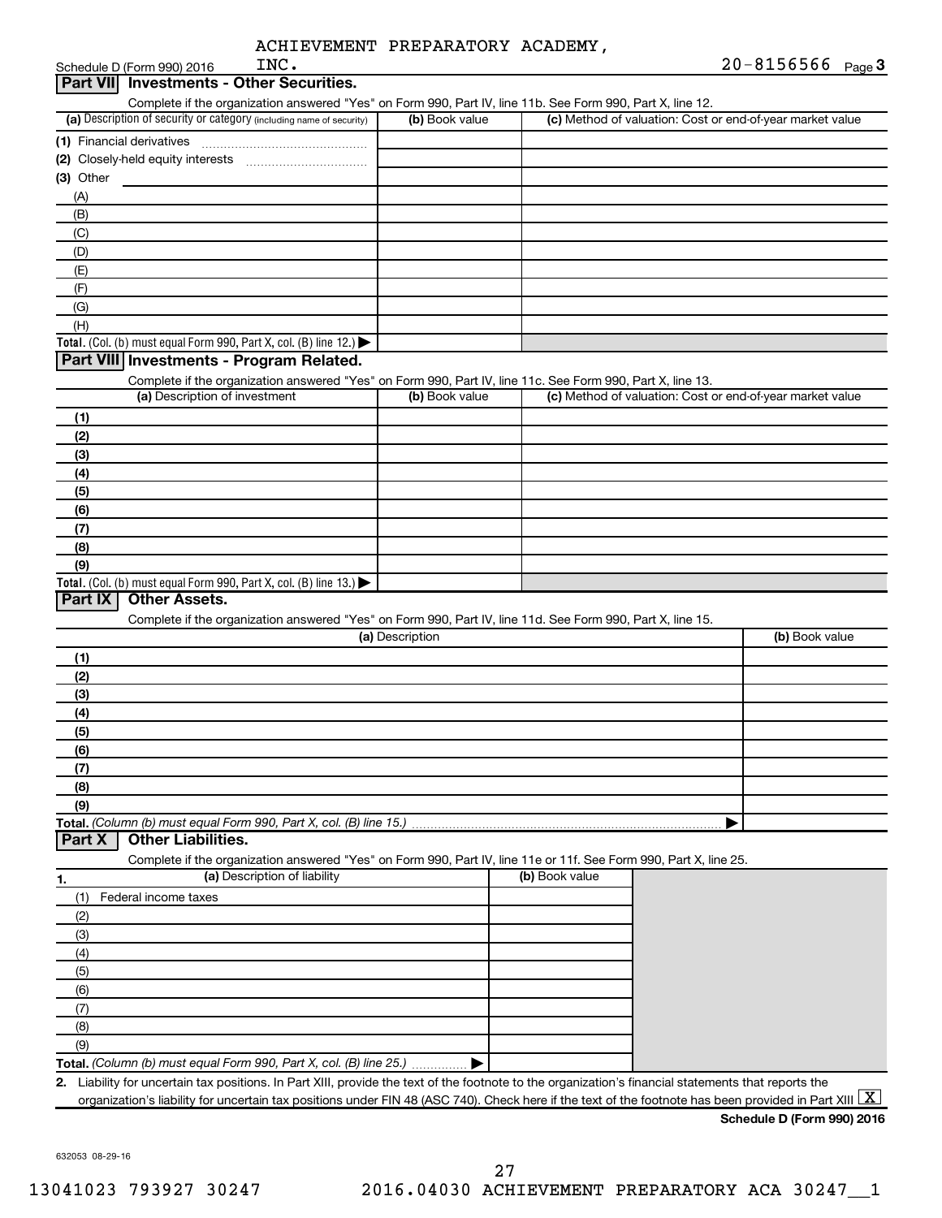ACHIEVEMENT PREPARATORY ACADEMY, INC. 20-8156566

Schedule D (Form 990) 2016 Page 3

## Part VII Investments - Other Securities.

Complete if the organization answered "Yes" on Form 990, Part IV, line 11b. See Form 990, Part X, line 12.

| (a) Description of security or category (including name of security) | (b) Book value | (c) Method of valuation: Cost or end-of-year market value |
|---|---|---|
| (1) Financial derivatives | | |
| (2) Closely-held equity interests | | |
| (3) Other | | |
| (A) | | |
| (B) | | |
| (C) | | |
| (D) | | |
| (E) | | |
| (F) | | |
| (G) | | |
| (H) | | |
| **Total.** (Col. (b) must equal Form 990, Part X, col. (B) line 12.) ▶ | | |

## Part VIII Investments - Program Related.

Complete if the organization answered "Yes" on Form 990, Part IV, line 11c. See Form 990, Part X, line 13.

| (a) Description of investment | (b) Book value | (c) Method of valuation: Cost or end-of-year market value |
|---|---|---|
| (1) | | |
| (2) | | |
| (3) | | |
| (4) | | |
| (5) | | |
| (6) | | |
| (7) | | |
| (8) | | |
| (9) | | |
| **Total.** (Col. (b) must equal Form 990, Part X, col. (B) line 13.) ▶ | | |

## Part IX Other Assets.

Complete if the organization answered "Yes" on Form 990, Part IV, line 11d. See Form 990, Part X, line 15.

| (a) Description | (b) Book value |
|---|---|
| (1) | |
| (2) | |
| (3) | |
| (4) | |
| (5) | |
| (6) | |
| (7) | |
| (8) | |
| (9) | |
| **Total.** *(Column (b) must equal Form 990, Part X, col. (B) line 15.)* ▶ | |

## Part X Other Liabilities.

Complete if the organization answered "Yes" on Form 990, Part IV, line 11e or 11f. See Form 990, Part X, line 25.

| 1. (a) Description of liability | (b) Book value |
|---|---|
| (1) Federal income taxes | |
| (2) | |
| (3) | |
| (4) | |
| (5) | |
| (6) | |
| (7) | |
| (8) | |
| (9) | |
| **Total.** *(Column (b) must equal Form 990, Part X, col. (B) line 25.)* ▶ | |

2. Liability for uncertain tax positions. In Part XIII, provide the text of the footnote to the organization's financial statements that reports the organization's liability for uncertain tax positions under FIN 48 (ASC 740). Check here if the text of the footnote has been provided in Part XIII [X]

**Schedule D (Form 990) 2016**

632053 08-29-16

13041023 793927 30247 2016.04030 ACHIEVEMENT PREPARATORY ACA 30247__1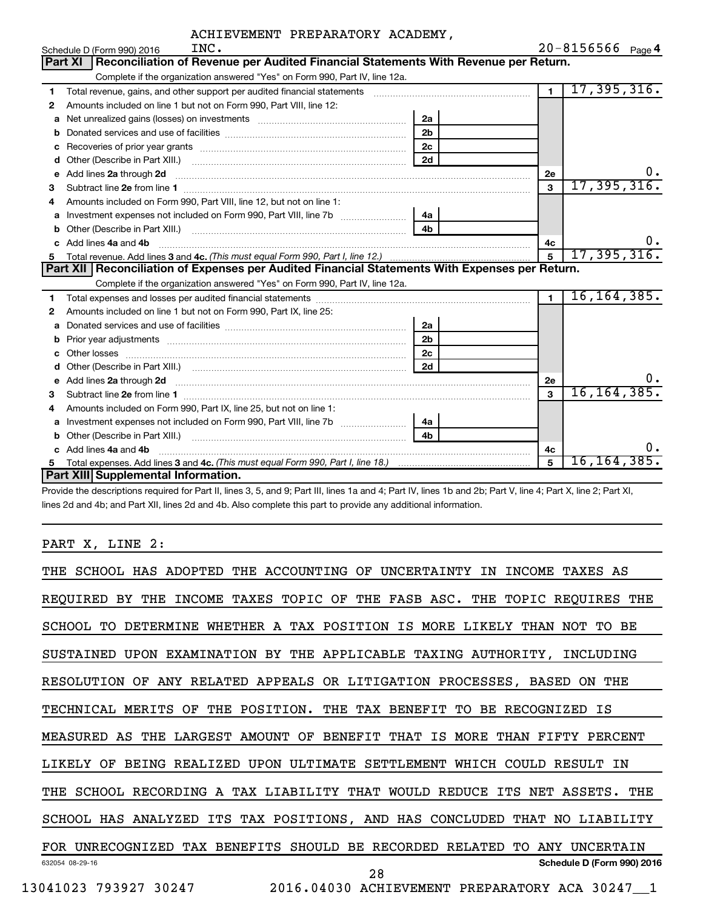ACHIEVEMENT PREPARATORY ACADEMY, INC.

Schedule D (Form 990) 2016 — 20-8156566 Page 4

## Part XI Reconciliation of Revenue per Audited Financial Statements With Revenue per Return.

Complete if the organization answered "Yes" on Form 990, Part IV, line 12a.

| | | | | | |
|---|---|---|---|---|---|
| 1 | Total revenue, gains, and other support per audited financial statements | | | 1 | 17,395,316. |
| 2 | Amounts included on line 1 but not on Form 990, Part VIII, line 12: | | | | |
| a | Net unrealized gains (losses) on investments | 2a | | | |
| b | Donated services and use of facilities | 2b | | | |
| c | Recoveries of prior year grants | 2c | | | |
| d | Other (Describe in Part XIII.) | 2d | | | |
| e | Add lines 2a through 2d | | | 2e | 0. |
| 3 | Subtract line 2e from line 1 | | | 3 | 17,395,316. |
| 4 | Amounts included on Form 990, Part VIII, line 12, but not on line 1: | | | | |
| a | Investment expenses not included on Form 990, Part VIII, line 7b | 4a | | | |
| b | Other (Describe in Part XIII.) | 4b | | | |
| c | Add lines 4a and 4b | | | 4c | 0. |
| 5 | Total revenue. Add lines 3 and 4c. *(This must equal Form 990, Part I, line 12.)* | | | 5 | 17,395,316. |

## Part XII Reconciliation of Expenses per Audited Financial Statements With Expenses per Return.

Complete if the organization answered "Yes" on Form 990, Part IV, line 12a.

| | | | | | |
|---|---|---|---|---|---|
| 1 | Total expenses and losses per audited financial statements | | | 1 | 16,164,385. |
| 2 | Amounts included on line 1 but not on Form 990, Part IX, line 25: | | | | |
| a | Donated services and use of facilities | 2a | | | |
| b | Prior year adjustments | 2b | | | |
| c | Other losses | 2c | | | |
| d | Other (Describe in Part XIII.) | 2d | | | |
| e | Add lines 2a through 2d | | | 2e | 0. |
| 3 | Subtract line 2e from line 1 | | | 3 | 16,164,385. |
| 4 | Amounts included on Form 990, Part IX, line 25, but not on line 1: | | | | |
| a | Investment expenses not included on Form 990, Part VIII, line 7b | 4a | | | |
| b | Other (Describe in Part XIII.) | 4b | | | |
| c | Add lines 4a and 4b | | | 4c | 0. |
| 5 | Total expenses. Add lines 3 and 4c. *(This must equal Form 990, Part I, line 18.)* | | | 5 | 16,164,385. |

## Part XIII Supplemental Information.

Provide the descriptions required for Part II, lines 3, 5, and 9; Part III, lines 1a and 4; Part IV, lines 1b and 2b; Part V, line 4; Part X, line 2; Part XI, lines 2d and 4b; and Part XII, lines 2d and 4b. Also complete this part to provide any additional information.

PART X, LINE 2:

THE SCHOOL HAS ADOPTED THE ACCOUNTING OF UNCERTAINTY IN INCOME TAXES AS REQUIRED BY THE INCOME TAXES TOPIC OF THE FASB ASC. THE TOPIC REQUIRES THE SCHOOL TO DETERMINE WHETHER A TAX POSITION IS MORE LIKELY THAN NOT TO BE SUSTAINED UPON EXAMINATION BY THE APPLICABLE TAXING AUTHORITY, INCLUDING RESOLUTION OF ANY RELATED APPEALS OR LITIGATION PROCESSES, BASED ON THE TECHNICAL MERITS OF THE POSITION. THE TAX BENEFIT TO BE RECOGNIZED IS MEASURED AS THE LARGEST AMOUNT OF BENEFIT THAT IS MORE THAN FIFTY PERCENT LIKELY OF BEING REALIZED UPON ULTIMATE SETTLEMENT WHICH COULD RESULT IN THE SCHOOL RECORDING A TAX LIABILITY THAT WOULD REDUCE ITS NET ASSETS. THE SCHOOL HAS ANALYZED ITS TAX POSITIONS, AND HAS CONCLUDED THAT NO LIABILITY FOR UNRECOGNIZED TAX BENEFITS SHOULD BE RECORDED RELATED TO ANY UNCERTAIN

632054 08-29-16 — Schedule D (Form 990) 2016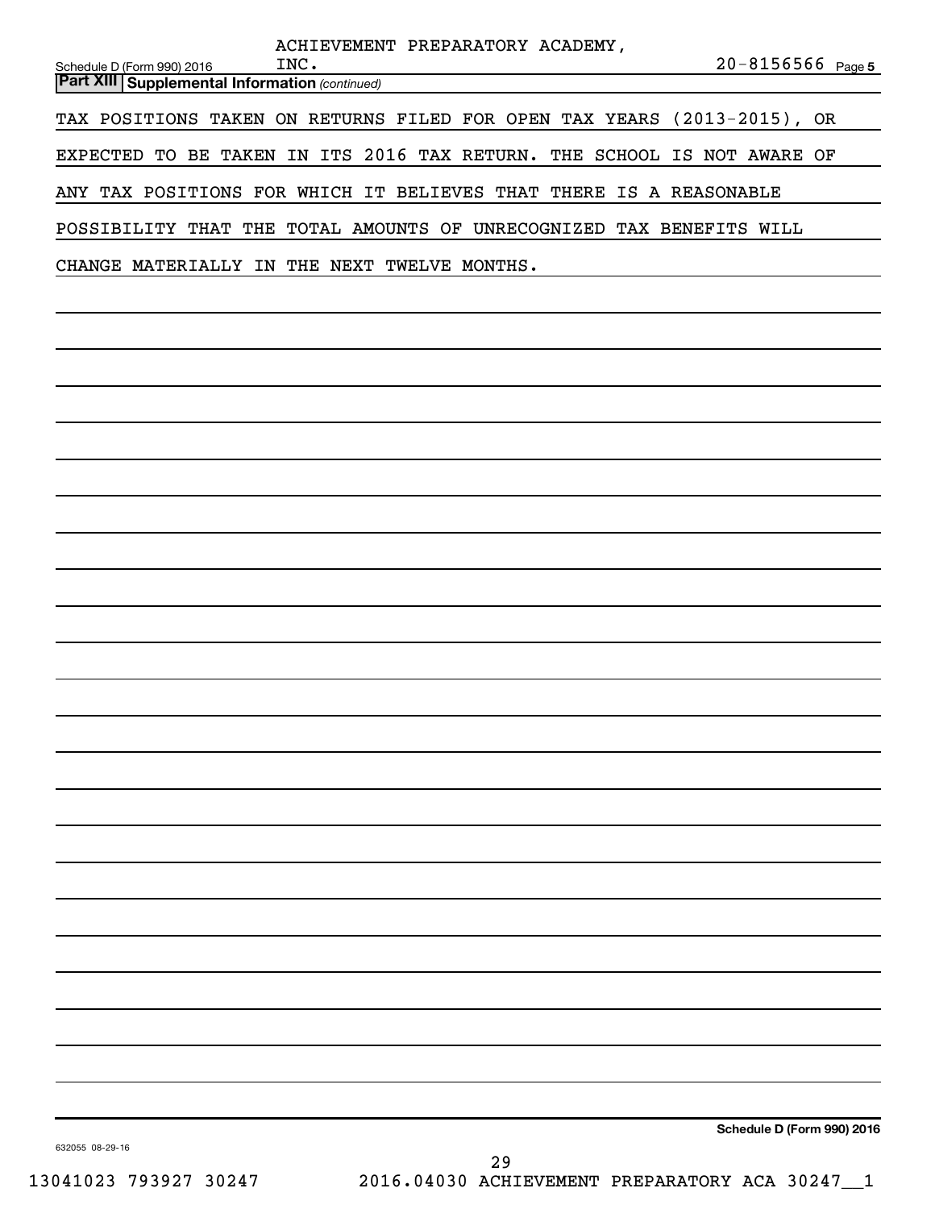**Part XIII Supplemental Information** *(continued)*

TAX POSITIONS TAKEN ON RETURNS FILED FOR OPEN TAX YEARS (2013-2015), OR EXPECTED TO BE TAKEN IN ITS 2016 TAX RETURN. THE SCHOOL IS NOT AWARE OF ANY TAX POSITIONS FOR WHICH IT BELIEVES THAT THERE IS A REASONABLE POSSIBILITY THAT THE TOTAL AMOUNTS OF UNRECOGNIZED TAX BENEFITS WILL CHANGE MATERIALLY IN THE NEXT TWELVE MONTHS.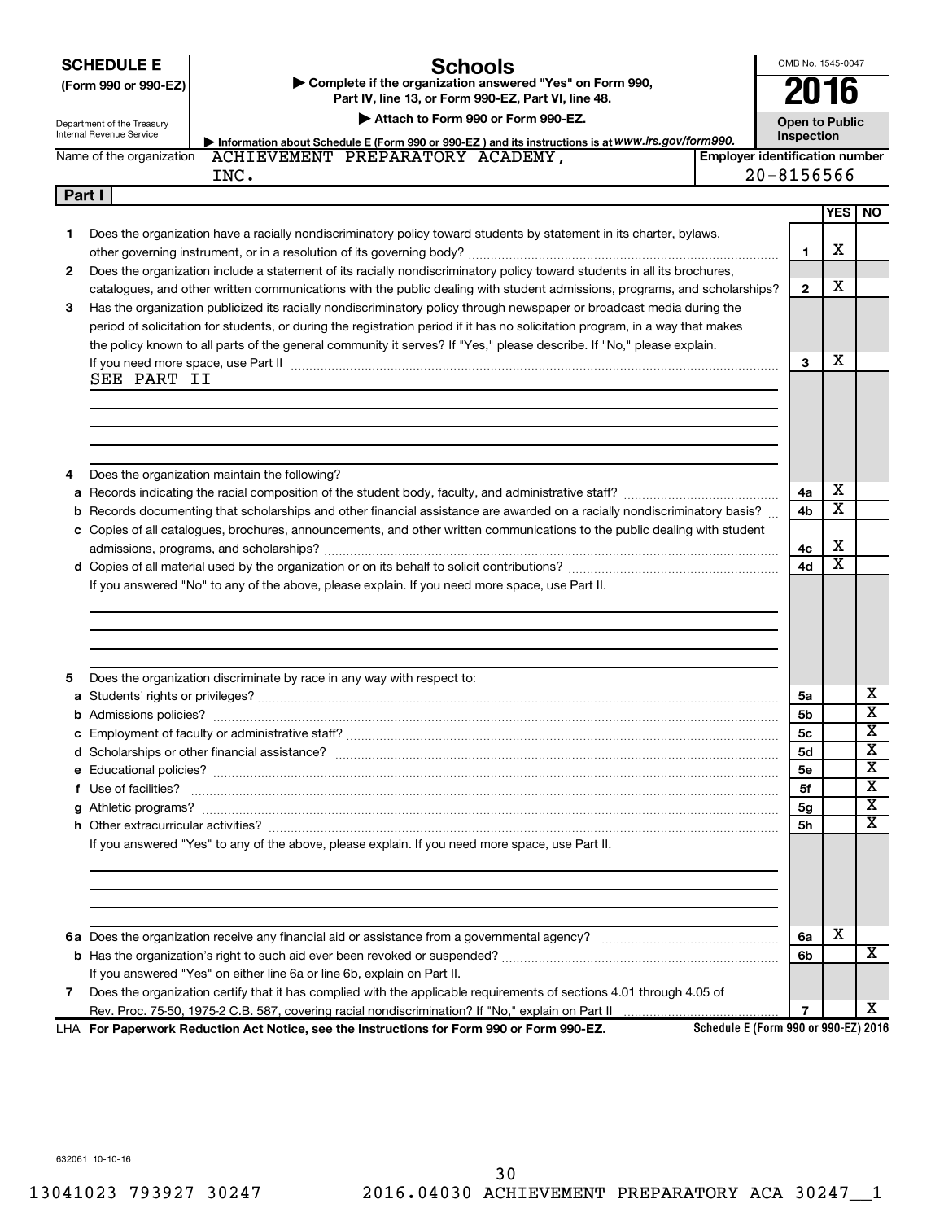**SCHEDULE E (Form 990 or 990-EZ)**

Department of the Treasury
Internal Revenue Service

# Schools

▶ Complete if the organization answered "Yes" on Form 990, Part IV, line 13, or Form 990-EZ, Part VI, line 48.

▶ Attach to Form 990 or Form 990-EZ.

▶ Information about Schedule E (Form 990 or 990-EZ) and its instructions is at www.irs.gov/form990.

OMB No. 1545-0047

**2016**

**Open to Public Inspection**

Name of the organization: ACHIEVEMENT PREPARATORY ACADEMY, INC.

Employer identification number: 20-8156566

## Part I

| | | | YES | NO |
|---|---|---|---|---|
| 1 | Does the organization have a racially nondiscriminatory policy toward students by statement in its charter, bylaws, other governing instrument, or in a resolution of its governing body? | 1 | X | |
| 2 | Does the organization include a statement of its racially nondiscriminatory policy toward students in all its brochures, catalogues, and other written communications with the public dealing with student admissions, programs, and scholarships? | 2 | X | |
| 3 | Has the organization publicized its racially nondiscriminatory policy through newspaper or broadcast media during the period of solicitation for students, or during the registration period if it has no solicitation program, in a way that makes the policy known to all parts of the general community it serves? If "Yes," please describe. If "No," please explain. If you need more space, use Part II | 3 | X | |

SEE PART II

| | | | YES | NO |
|---|---|---|---|---|
| 4 | Does the organization maintain the following? | | | |
| a | Records indicating the racial composition of the student body, faculty, and administrative staff? | 4a | X | |
| b | Records documenting that scholarships and other financial assistance are awarded on a racially nondiscriminatory basis? | 4b | X | |
| c | Copies of all catalogues, brochures, announcements, and other written communications to the public dealing with student admissions, programs, and scholarships? | 4c | X | |
| d | Copies of all material used by the organization or on its behalf to solicit contributions? | 4d | X | |

If you answered "No" to any of the above, please explain. If you need more space, use Part II.

| | | | YES | NO |
|---|---|---|---|---|
| 5 | Does the organization discriminate by race in any way with respect to: | | | |
| a | Students' rights or privileges? | 5a | | X |
| b | Admissions policies? | 5b | | X |
| c | Employment of faculty or administrative staff? | 5c | | X |
| d | Scholarships or other financial assistance? | 5d | | X |
| e | Educational policies? | 5e | | X |
| f | Use of facilities? | 5f | | X |
| g | Athletic programs? | 5g | | X |
| h | Other extracurricular activities? | 5h | | X |

If you answered "Yes" to any of the above, please explain. If you need more space, use Part II.

| | | | YES | NO |
|---|---|---|---|---|
| 6a | Does the organization receive any financial aid or assistance from a governmental agency? | 6a | X | |
| b | Has the organization's right to such aid ever been revoked or suspended? | 6b | | X |
| | If you answered "Yes" on either line 6a or line 6b, explain on Part II. | | | |
| 7 | Does the organization certify that it has complied with the applicable requirements of sections 4.01 through 4.05 of Rev. Proc. 75-50, 1975-2 C.B. 587, covering racial nondiscrimination? If "No," explain on Part II | 7 | | X |

LHA **For Paperwork Reduction Act Notice, see the Instructions for Form 990 or Form 990-EZ.** **Schedule E (Form 990 or 990-EZ) 2016**

632061 10-10-16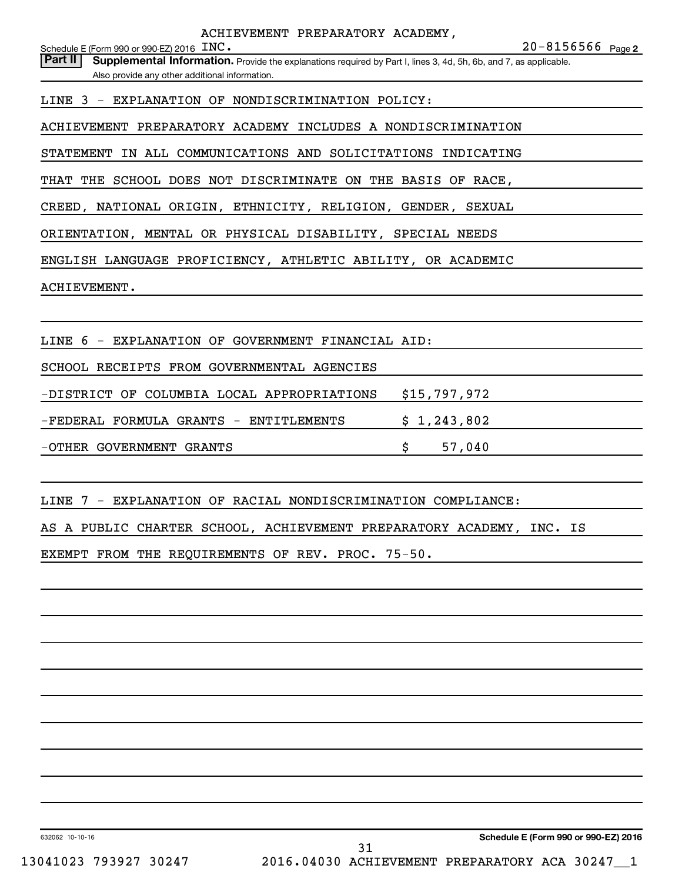Schedule E (Form 990 or 990-EZ) 2016 ACHIEVEMENT PREPARATORY ACADEMY, INC. 20-8156566 Page 2

**Part II** **Supplemental Information.** Provide the explanations required by Part I, lines 3, 4d, 5h, 6b, and 7, as applicable. Also provide any other additional information.

LINE 3 - EXPLANATION OF NONDISCRIMINATION POLICY:

ACHIEVEMENT PREPARATORY ACADEMY INCLUDES A NONDISCRIMINATION STATEMENT IN ALL COMMUNICATIONS AND SOLICITATIONS INDICATING THAT THE SCHOOL DOES NOT DISCRIMINATE ON THE BASIS OF RACE, CREED, NATIONAL ORIGIN, ETHNICITY, RELIGION, GENDER, SEXUAL ORIENTATION, MENTAL OR PHYSICAL DISABILITY, SPECIAL NEEDS ENGLISH LANGUAGE PROFICIENCY, ATHLETIC ABILITY, OR ACADEMIC ACHIEVEMENT.

LINE 6 - EXPLANATION OF GOVERNMENT FINANCIAL AID:

SCHOOL RECEIPTS FROM GOVERNMENTAL AGENCIES

| | |
|---|---|
| -DISTRICT OF COLUMBIA LOCAL APPROPRIATIONS | $15,797,972 |
| -FEDERAL FORMULA GRANTS - ENTITLEMENTS | $ 1,243,802 |
| -OTHER GOVERNMENT GRANTS | $ 57,040 |

LINE 7 - EXPLANATION OF RACIAL NONDISCRIMINATION COMPLIANCE:

AS A PUBLIC CHARTER SCHOOL, ACHIEVEMENT PREPARATORY ACADEMY, INC. IS EXEMPT FROM THE REQUIREMENTS OF REV. PROC. 75-50.

632062 10-10-16 **Schedule E (Form 990 or 990-EZ) 2016**

13041023 793927 30247 2016.04030 ACHIEVEMENT PREPARATORY ACA 30247__1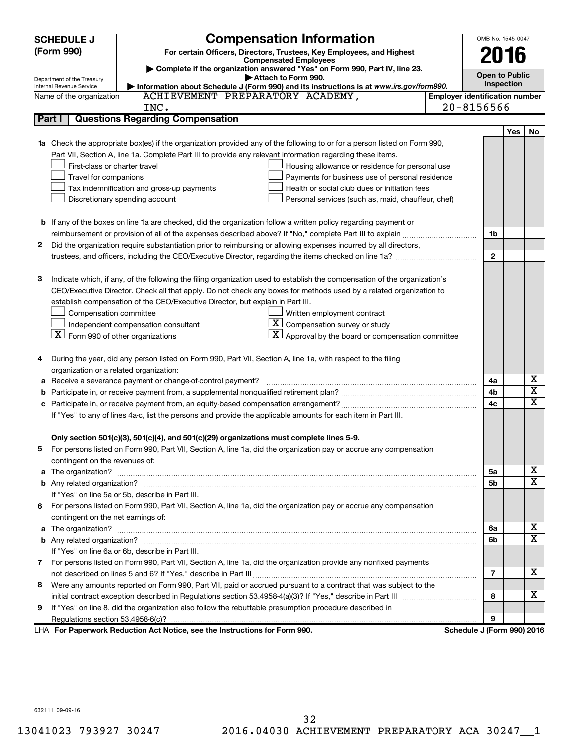**SCHEDULE J (Form 990)**

# Compensation Information

**For certain Officers, Directors, Trustees, Key Employees, and Highest Compensated Employees**

▶ Complete if the organization answered "Yes" on Form 990, Part IV, line 23.

▶ Attach to Form 990.

▶ Information about Schedule J (Form 990) and its instructions is at *www.irs.gov/form990.*

OMB No. 1545-0047

**2016**

**Open to Public Inspection**

Department of the Treasury
Internal Revenue Service

Name of the organization: ACHIEVEMENT PREPARATORY ACADEMY, INC.

Employer identification number: 20-8156566

## Part I Questions Regarding Compensation

| | | | Yes | No |
|---|---|---|---|---|
| **1a** | Check the appropriate box(es) if the organization provided any of the following to or for a person listed on Form 990, Part VII, Section A, line 1a. Complete Part III to provide any relevant information regarding these items.<br>☐ First-class or charter travel ☐ Housing allowance or residence for personal use<br>☐ Travel for companions ☐ Payments for business use of personal residence<br>☐ Tax indemnification and gross-up payments ☐ Health or social club dues or initiation fees<br>☐ Discretionary spending account ☐ Personal services (such as, maid, chauffeur, chef) | | | |
| **b** | If any of the boxes on line 1a are checked, did the organization follow a written policy regarding payment or reimbursement or provision of all of the expenses described above? If "No," complete Part III to explain | 1b | | |
| **2** | Did the organization require substantiation prior to reimbursing or allowing expenses incurred by all directors, trustees, and officers, including the CEO/Executive Director, regarding the items checked on line 1a? | 2 | | |
| **3** | Indicate which, if any, of the following the filing organization used to establish the compensation of the organization's CEO/Executive Director. Check all that apply. Do not check any boxes for methods used by a related organization to establish compensation of the CEO/Executive Director, but explain in Part III.<br>☐ Compensation committee ☐ Written employment contract<br>☐ Independent compensation consultant ☒ Compensation survey or study<br>☒ Form 990 of other organizations ☒ Approval by the board or compensation committee | | | |
| **4** | During the year, did any person listed on Form 990, Part VII, Section A, line 1a, with respect to the filing organization or a related organization: | | | |
| **a** | Receive a severance payment or change-of-control payment? | 4a | | X |
| **b** | Participate in, or receive payment from, a supplemental nonqualified retirement plan? | 4b | | X |
| **c** | Participate in, or receive payment from, an equity-based compensation arrangement? | 4c | | X |
| | If "Yes" to any of lines 4a-c, list the persons and provide the applicable amounts for each item in Part III. | | | |
| | **Only section 501(c)(3), 501(c)(4), and 501(c)(29) organizations must complete lines 5-9.** | | | |
| **5** | For persons listed on Form 990, Part VII, Section A, line 1a, did the organization pay or accrue any compensation contingent on the revenues of: | | | |
| **a** | The organization? | 5a | | X |
| **b** | Any related organization? | 5b | | X |
| | If "Yes" on line 5a or 5b, describe in Part III. | | | |
| **6** | For persons listed on Form 990, Part VII, Section A, line 1a, did the organization pay or accrue any compensation contingent on the net earnings of: | | | |
| **a** | The organization? | 6a | | X |
| **b** | Any related organization? | 6b | | X |
| | If "Yes" on line 6a or 6b, describe in Part III. | | | |
| **7** | For persons listed on Form 990, Part VII, Section A, line 1a, did the organization provide any nonfixed payments not described on lines 5 and 6? If "Yes," describe in Part III | 7 | | X |
| **8** | Were any amounts reported on Form 990, Part VII, paid or accrued pursuant to a contract that was subject to the initial contract exception described in Regulations section 53.4958-4(a)(3)? If "Yes," describe in Part III | 8 | | X |
| **9** | If "Yes" on line 8, did the organization also follow the rebuttable presumption procedure described in Regulations section 53.4958-6(c)? | 9 | | |

LHA **For Paperwork Reduction Act Notice, see the Instructions for Form 990.** **Schedule J (Form 990) 2016**

632111 09-09-16

13041023 793927 30247 2016.04030 ACHIEVEMENT PREPARATORY ACA 30247__1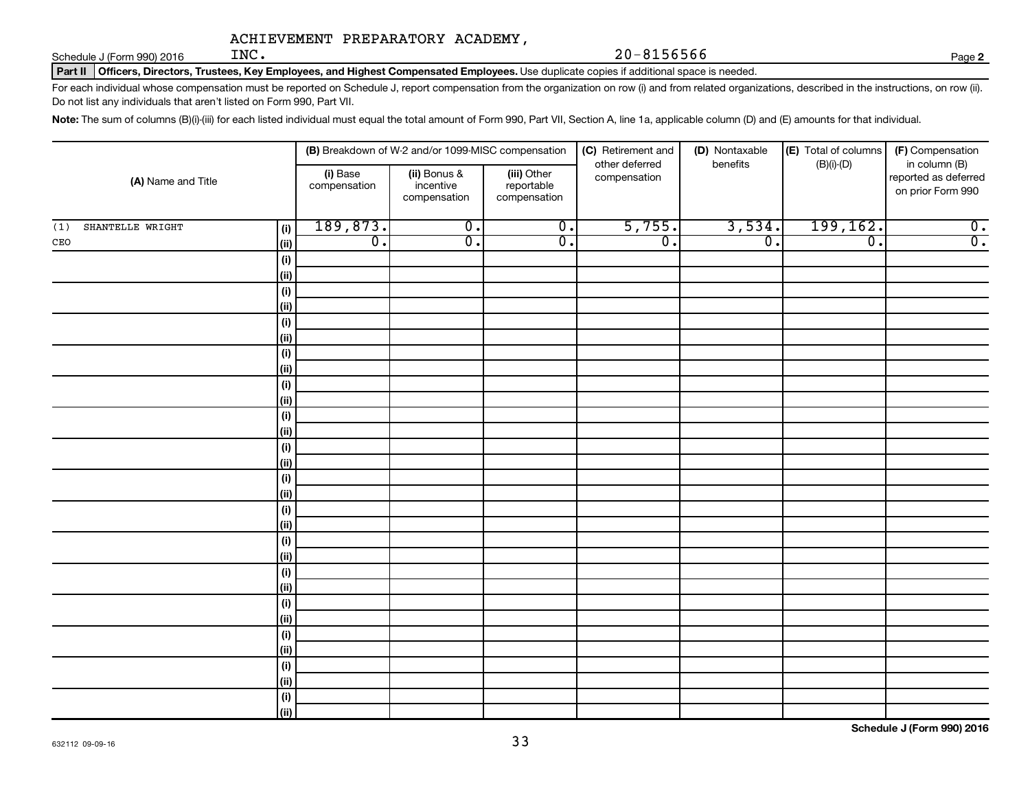ACHIEVEMENT PREPARATORY ACADEMY, INC. 20-8156566

Schedule J (Form 990) 2016 Page 2

**Part II** **Officers, Directors, Trustees, Key Employees, and Highest Compensated Employees.** Use duplicate copies if additional space is needed.

For each individual whose compensation must be reported on Schedule J, report compensation from the organization on row (i) and from related organizations, described in the instructions, on row (ii). Do not list any individuals that aren't listed on Form 990, Part VII.

**Note:** The sum of columns (B)(i)-(iii) for each listed individual must equal the total amount of Form 990, Part VII, Section A, line 1a, applicable column (D) and (E) amounts for that individual.

| (A) Name and Title | | (B) Breakdown of W-2 and/or 1099-MISC compensation | | | (C) Retirement and other deferred compensation | (D) Nontaxable benefits | (E) Total of columns (B)(i)-(D) | (F) Compensation in column (B) reported as deferred on prior Form 990 |
|---|---|---|---|---|---|---|---|---|
| | | (i) Base compensation | (ii) Bonus & incentive compensation | (iii) Other reportable compensation | | | | |
| (1) SHANTELLE WRIGHT | (i) | 189,873. | 0. | 0. | 5,755. | 3,534. | 199,162. | 0. |
| CEO | (ii) | 0. | 0. | 0. | 0. | 0. | 0. | 0. |

Schedule J (Form 990) 2016

632112 09-09-16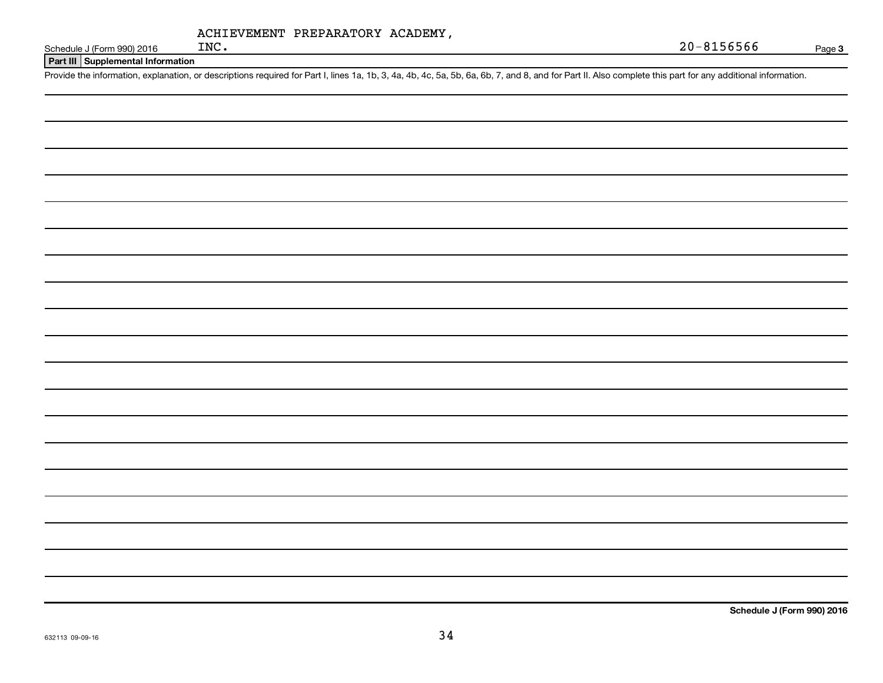Schedule J (Form 990) 2016 ACHIEVEMENT PREPARATORY ACADEMY, INC. 20-8156566 Page **3**

**Part III Supplemental Information**

Provide the information, explanation, or descriptions required for Part I, lines 1a, 1b, 3, 4a, 4b, 4c, 5a, 5b, 6a, 6b, 7, and 8, and for Part II. Also complete this part for any additional information.

**Schedule J (Form 990) 2016**

632113 09-09-16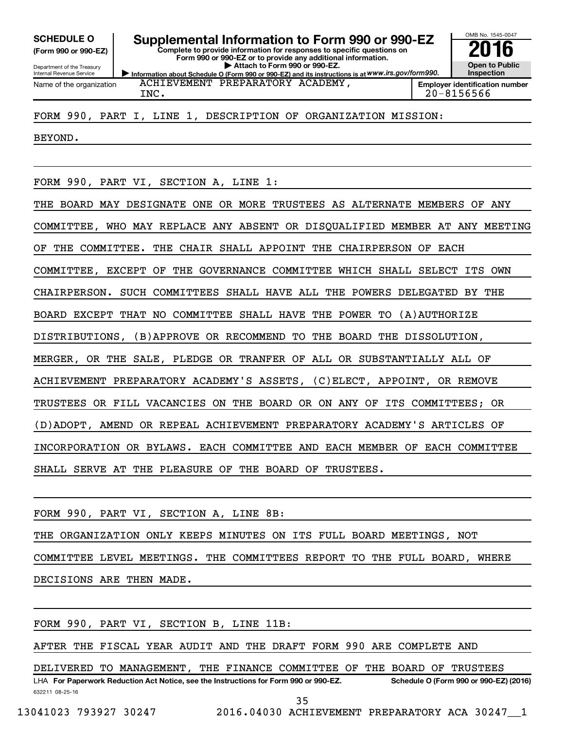**SCHEDULE O**
**(Form 990 or 990-EZ)**

Department of the Treasury
Internal Revenue Service

# Supplemental Information to Form 990 or 990-EZ

**Complete to provide information for responses to specific questions on Form 990 or 990-EZ or to provide any additional information.**
**▶ Attach to Form 990 or 990-EZ.**
▶ Information about Schedule O (Form 990 or 990-EZ) and its instructions is at *www.irs.gov/form990.*

OMB No. 1545-0047
**2016**
**Open to Public Inspection**

Name of the organization: ACHIEVEMENT PREPARATORY ACADEMY, INC.
**Employer identification number:** 20-8156566

FORM 990, PART I, LINE 1, DESCRIPTION OF ORGANIZATION MISSION:

BEYOND.

FORM 990, PART VI, SECTION A, LINE 1:

THE BOARD MAY DESIGNATE ONE OR MORE TRUSTEES AS ALTERNATE MEMBERS OF ANY COMMITTEE, WHO MAY REPLACE ANY ABSENT OR DISQUALIFIED MEMBER AT ANY MEETING OF THE COMMITTEE. THE CHAIR SHALL APPOINT THE CHAIRPERSON OF EACH COMMITTEE, EXCEPT OF THE GOVERNANCE COMMITTEE WHICH SHALL SELECT ITS OWN CHAIRPERSON. SUCH COMMITTEES SHALL HAVE ALL THE POWERS DELEGATED BY THE BOARD EXCEPT THAT NO COMMITTEE SHALL HAVE THE POWER TO (A)AUTHORIZE DISTRIBUTIONS, (B)APPROVE OR RECOMMEND TO THE BOARD THE DISSOLUTION, MERGER, OR THE SALE, PLEDGE OR TRANFER OF ALL OR SUBSTANTIALLY ALL OF ACHIEVEMENT PREPARATORY ACADEMY'S ASSETS, (C)ELECT, APPOINT, OR REMOVE TRUSTEES OR FILL VACANCIES ON THE BOARD OR ON ANY OF ITS COMMITTEES; OR (D)ADOPT, AMEND OR REPEAL ACHIEVEMENT PREPARATORY ACADEMY'S ARTICLES OF INCORPORATION OR BYLAWS. EACH COMMITTEE AND EACH MEMBER OF EACH COMMITTEE SHALL SERVE AT THE PLEASURE OF THE BOARD OF TRUSTEES.

FORM 990, PART VI, SECTION A, LINE 8B:

THE ORGANIZATION ONLY KEEPS MINUTES ON ITS FULL BOARD MEETINGS, NOT COMMITTEE LEVEL MEETINGS. THE COMMITTEES REPORT TO THE FULL BOARD, WHERE DECISIONS ARE THEN MADE.

FORM 990, PART VI, SECTION B, LINE 11B:

AFTER THE FISCAL YEAR AUDIT AND THE DRAFT FORM 990 ARE COMPLETE AND DELIVERED TO MANAGEMENT, THE FINANCE COMMITTEE OF THE BOARD OF TRUSTEES

LHA **For Paperwork Reduction Act Notice, see the Instructions for Form 990 or 990-EZ.** **Schedule O (Form 990 or 990-EZ) (2016)**
632211 08-25-16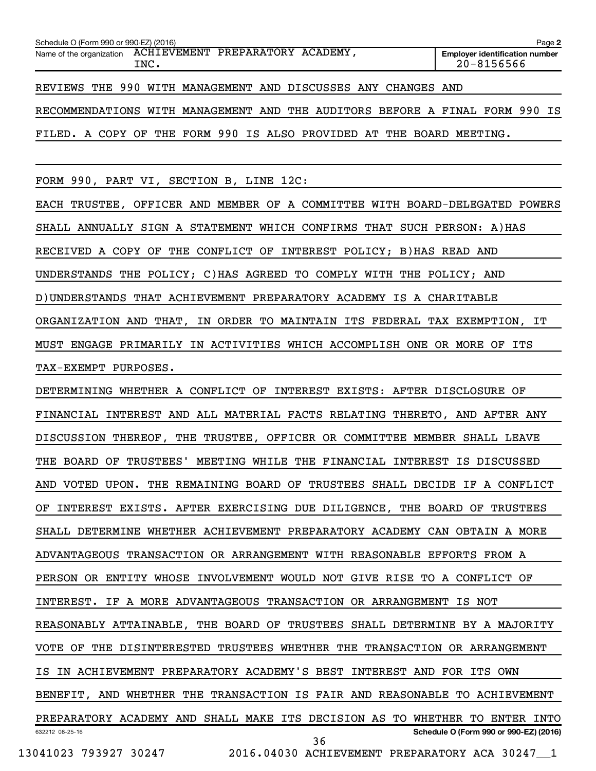Schedule O (Form 990 or 990-EZ) (2016) Page 2

Name of the organization ACHIEVEMENT PREPARATORY ACADEMY, INC.

Employer identification number 20-8156566

REVIEWS THE 990 WITH MANAGEMENT AND DISCUSSES ANY CHANGES AND RECOMMENDATIONS WITH MANAGEMENT AND THE AUDITORS BEFORE A FINAL FORM 990 IS FILED. A COPY OF THE FORM 990 IS ALSO PROVIDED AT THE BOARD MEETING.

FORM 990, PART VI, SECTION B, LINE 12C:

EACH TRUSTEE, OFFICER AND MEMBER OF A COMMITTEE WITH BOARD-DELEGATED POWERS SHALL ANNUALLY SIGN A STATEMENT WHICH CONFIRMS THAT SUCH PERSON: A)HAS RECEIVED A COPY OF THE CONFLICT OF INTEREST POLICY; B)HAS READ AND UNDERSTANDS THE POLICY; C)HAS AGREED TO COMPLY WITH THE POLICY; AND D)UNDERSTANDS THAT ACHIEVEMENT PREPARATORY ACADEMY IS A CHARITABLE ORGANIZATION AND THAT, IN ORDER TO MAINTAIN ITS FEDERAL TAX EXEMPTION, IT MUST ENGAGE PRIMARILY IN ACTIVITIES WHICH ACCOMPLISH ONE OR MORE OF ITS TAX-EXEMPT PURPOSES.

DETERMINING WHETHER A CONFLICT OF INTEREST EXISTS: AFTER DISCLOSURE OF FINANCIAL INTEREST AND ALL MATERIAL FACTS RELATING THERETO, AND AFTER ANY DISCUSSION THEREOF, THE TRUSTEE, OFFICER OR COMMITTEE MEMBER SHALL LEAVE THE BOARD OF TRUSTEES' MEETING WHILE THE FINANCIAL INTEREST IS DISCUSSED AND VOTED UPON. THE REMAINING BOARD OF TRUSTEES SHALL DECIDE IF A CONFLICT OF INTEREST EXISTS. AFTER EXERCISING DUE DILIGENCE, THE BOARD OF TRUSTEES SHALL DETERMINE WHETHER ACHIEVEMENT PREPARATORY ACADEMY CAN OBTAIN A MORE ADVANTAGEOUS TRANSACTION OR ARRANGEMENT WITH REASONABLE EFFORTS FROM A PERSON OR ENTITY WHOSE INVOLVEMENT WOULD NOT GIVE RISE TO A CONFLICT OF INTEREST. IF A MORE ADVANTAGEOUS TRANSACTION OR ARRANGEMENT IS NOT REASONABLY ATTAINABLE, THE BOARD OF TRUSTEES SHALL DETERMINE BY A MAJORITY VOTE OF THE DISINTERESTED TRUSTEES WHETHER THE TRANSACTION OR ARRANGEMENT IS IN ACHIEVEMENT PREPARATORY ACADEMY'S BEST INTEREST AND FOR ITS OWN BENEFIT, AND WHETHER THE TRANSACTION IS FAIR AND REASONABLE TO ACHIEVEMENT PREPARATORY ACADEMY AND SHALL MAKE ITS DECISION AS TO WHETHER TO ENTER INTO

632212 08-25-16 Schedule O (Form 990 or 990-EZ) (2016)

13041023 793927 30247 2016.04030 ACHIEVEMENT PREPARATORY ACA 30247__1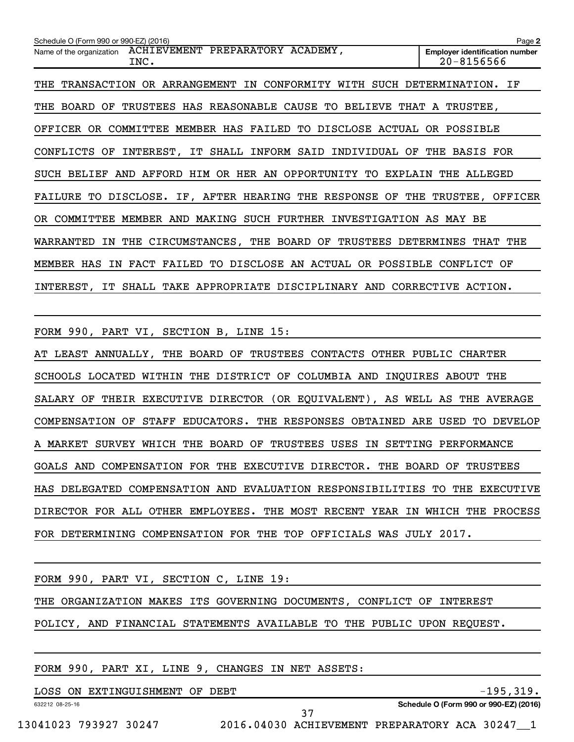Schedule O (Form 990 or 990-EZ) (2016) Page **2**

Name of the organization ACHIEVEMENT PREPARATORY ACADEMY, INC.

**Employer identification number** 20-8156566

THE TRANSACTION OR ARRANGEMENT IN CONFORMITY WITH SUCH DETERMINATION. IF THE BOARD OF TRUSTEES HAS REASONABLE CAUSE TO BELIEVE THAT A TRUSTEE, OFFICER OR COMMITTEE MEMBER HAS FAILED TO DISCLOSE ACTUAL OR POSSIBLE CONFLICTS OF INTEREST, IT SHALL INFORM SAID INDIVIDUAL OF THE BASIS FOR SUCH BELIEF AND AFFORD HIM OR HER AN OPPORTUNITY TO EXPLAIN THE ALLEGED FAILURE TO DISCLOSE. IF, AFTER HEARING THE RESPONSE OF THE TRUSTEE, OFFICER OR COMMITTEE MEMBER AND MAKING SUCH FURTHER INVESTIGATION AS MAY BE WARRANTED IN THE CIRCUMSTANCES, THE BOARD OF TRUSTEES DETERMINES THAT THE MEMBER HAS IN FACT FAILED TO DISCLOSE AN ACTUAL OR POSSIBLE CONFLICT OF INTEREST, IT SHALL TAKE APPROPRIATE DISCIPLINARY AND CORRECTIVE ACTION.

FORM 990, PART VI, SECTION B, LINE 15:

AT LEAST ANNUALLY, THE BOARD OF TRUSTEES CONTACTS OTHER PUBLIC CHARTER SCHOOLS LOCATED WITHIN THE DISTRICT OF COLUMBIA AND INQUIRES ABOUT THE SALARY OF THEIR EXECUTIVE DIRECTOR (OR EQUIVALENT), AS WELL AS THE AVERAGE COMPENSATION OF STAFF EDUCATORS. THE RESPONSES OBTAINED ARE USED TO DEVELOP A MARKET SURVEY WHICH THE BOARD OF TRUSTEES USES IN SETTING PERFORMANCE GOALS AND COMPENSATION FOR THE EXECUTIVE DIRECTOR. THE BOARD OF TRUSTEES HAS DELEGATED COMPENSATION AND EVALUATION RESPONSIBILITIES TO THE EXECUTIVE DIRECTOR FOR ALL OTHER EMPLOYEES. THE MOST RECENT YEAR IN WHICH THE PROCESS FOR DETERMINING COMPENSATION FOR THE TOP OFFICIALS WAS JULY 2017.

FORM 990, PART VI, SECTION C, LINE 19:

THE ORGANIZATION MAKES ITS GOVERNING DOCUMENTS, CONFLICT OF INTEREST POLICY, AND FINANCIAL STATEMENTS AVAILABLE TO THE PUBLIC UPON REQUEST.

FORM 990, PART XI, LINE 9, CHANGES IN NET ASSETS:

| | |
|---|---|
| LOSS ON EXTINGUISHMENT OF DEBT | -195,319. |

632212 08-25-16

**Schedule O (Form 990 or 990-EZ) (2016)**

13041023 793927 30247 2016.04030 ACHIEVEMENT PREPARATORY ACA 30247__1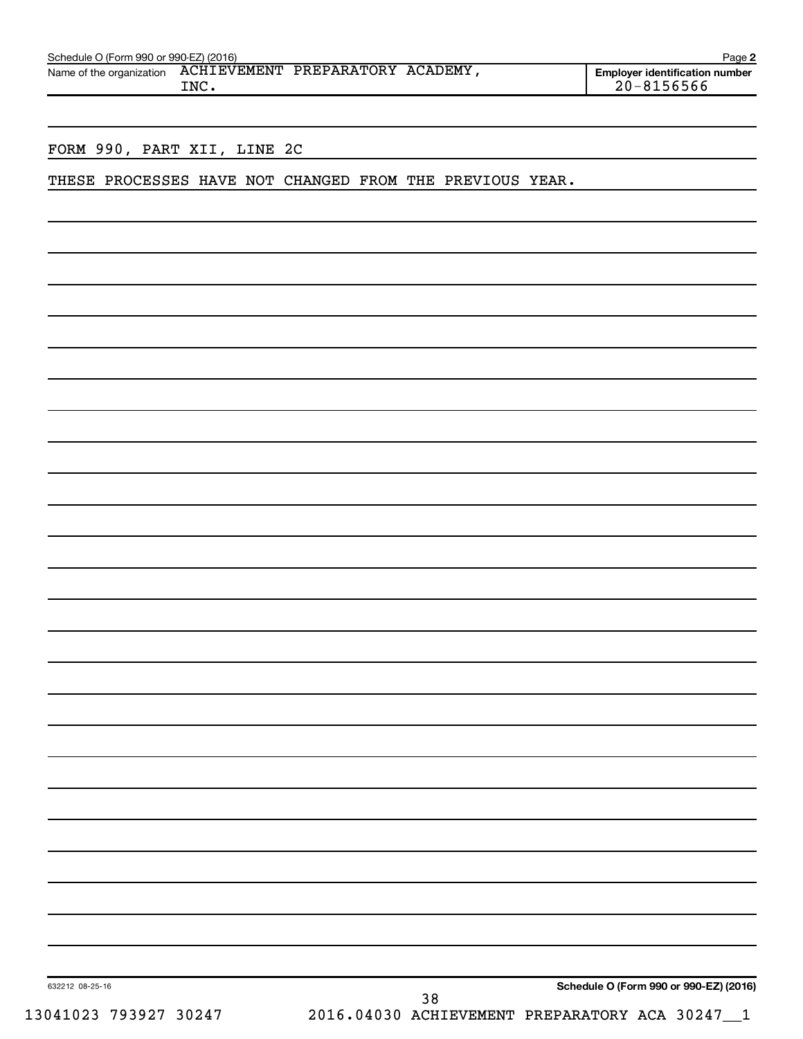Schedule O (Form 990 or 990-EZ) (2016) Page **2**

Name of the organization ACHIEVEMENT PREPARATORY ACADEMY, INC.

**Employer identification number** 20-8156566

FORM 990, PART XII, LINE 2C

THESE PROCESSES HAVE NOT CHANGED FROM THE PREVIOUS YEAR.

632212 08-25-16 **Schedule O (Form 990 or 990-EZ) (2016)**

13041023 793927 30247 2016.04030 ACHIEVEMENT PREPARATORY ACA 30247__1